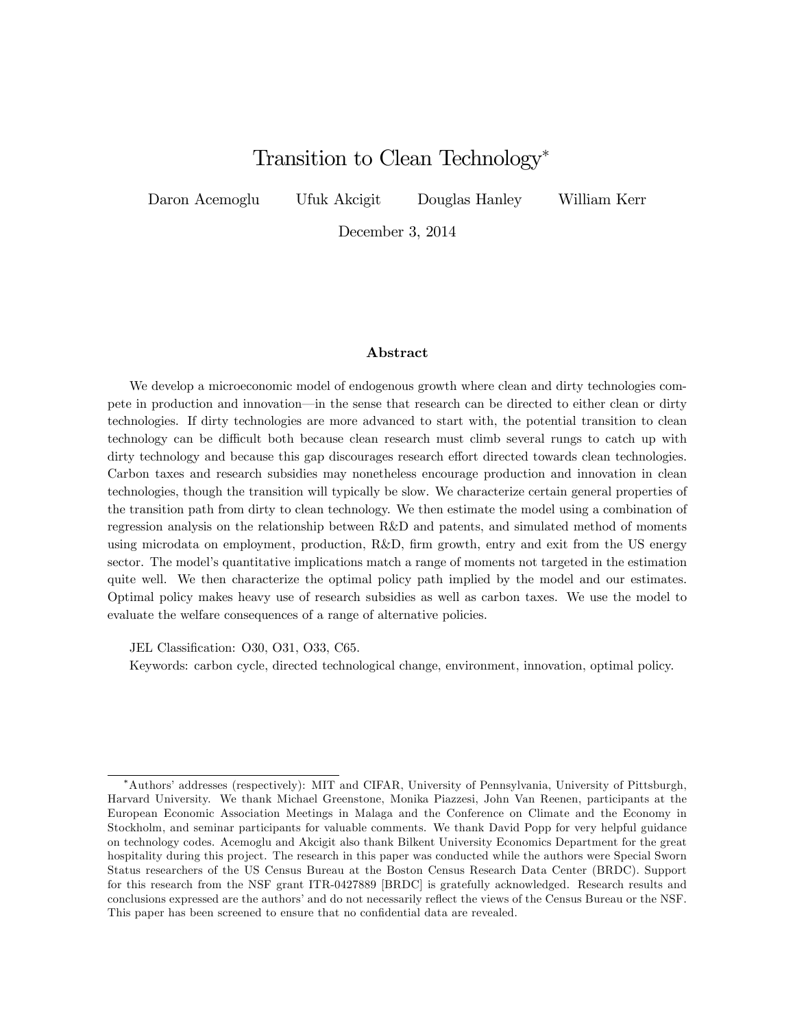# Transition to Clean Technology[*]

Daron Acemoglu Ufuk Akcigit Douglas Hanley William Kerr

December 3, 2014

## Abstract

We develop a microeconomic model of endogenous growth where clean and dirty technologies compete in production and innovation—in the sense that research can be directed to either clean or dirty technologies. If dirty technologies are more advanced to start with, the potential transition to clean technology can be difficult both because clean research must climb several rungs to catch up with dirty technology and because this gap discourages research effort directed towards clean technologies. Carbon taxes and research subsidies may nonetheless encourage production and innovation in clean technologies, though the transition will typically be slow. We characterize certain general properties of the transition path from dirty to clean technology. We then estimate the model using a combination of regression analysis on the relationship between R&D and patents, and simulated method of moments using microdata on employment, production, R&D, firm growth, entry and exit from the US energy sector. The model's quantitative implications match a range of moments not targeted in the estimation quite well. We then characterize the optimal policy path implied by the model and our estimates. Optimal policy makes heavy use of research subsidies as well as carbon taxes. We use the model to evaluate the welfare consequences of a range of alternative policies.

JEL Classification: O30, O31, O33, C65.

Keywords: carbon cycle, directed technological change, environment, innovation, optimal policy.

[*]Authors' addresses (respectively): MIT and CIFAR, University of Pennsylvania, University of Pittsburgh, Harvard University. We thank Michael Greenstone, Monika Piazzesi, John Van Reenen, participants at the European Economic Association Meetings in Malaga and the Conference on Climate and the Economy in Stockholm, and seminar participants for valuable comments. We thank David Popp for very helpful guidance on technology codes. Acemoglu and Akcigit also thank Bilkent University Economics Department for the great hospitality during this project. The research in this paper was conducted while the authors were Special Sworn Status researchers of the US Census Bureau at the Boston Census Research Data Center (BRDC). Support for this research from the NSF grant ITR-0427889 [BRDC] is gratefully acknowledged. Research results and conclusions expressed are the authors' and do not necessarily reflect the views of the Census Bureau or the NSF. This paper has been screened to ensure that no confidential data are revealed.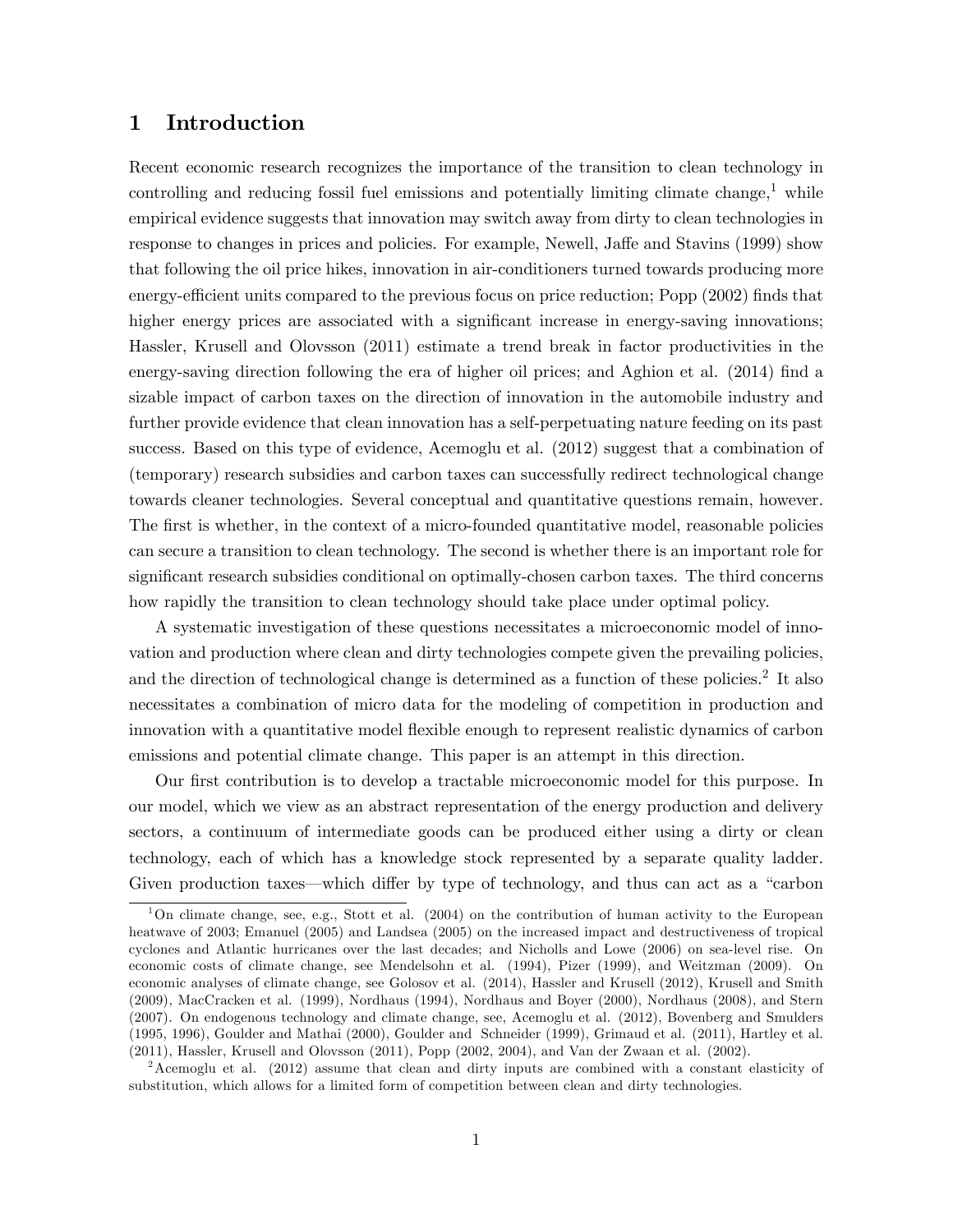# 1 Introduction

Recent economic research recognizes the importance of the transition to clean technology in controlling and reducing fossil fuel emissions and potentially limiting climate change,[1] while empirical evidence suggests that innovation may switch away from dirty to clean technologies in response to changes in prices and policies. For example, Newell, Jaffe and Stavins (1999) show that following the oil price hikes, innovation in air-conditioners turned towards producing more energy-efficient units compared to the previous focus on price reduction; Popp (2002) finds that higher energy prices are associated with a significant increase in energy-saving innovations; Hassler, Krusell and Olovsson (2011) estimate a trend break in factor productivities in the energy-saving direction following the era of higher oil prices; and Aghion et al. (2014) find a sizable impact of carbon taxes on the direction of innovation in the automobile industry and further provide evidence that clean innovation has a self-perpetuating nature feeding on its past success. Based on this type of evidence, Acemoglu et al. (2012) suggest that a combination of (temporary) research subsidies and carbon taxes can successfully redirect technological change towards cleaner technologies. Several conceptual and quantitative questions remain, however. The first is whether, in the context of a micro-founded quantitative model, reasonable policies can secure a transition to clean technology. The second is whether there is an important role for significant research subsidies conditional on optimally-chosen carbon taxes. The third concerns how rapidly the transition to clean technology should take place under optimal policy.

A systematic investigation of these questions necessitates a microeconomic model of innovation and production where clean and dirty technologies compete given the prevailing policies, and the direction of technological change is determined as a function of these policies.[2] It also necessitates a combination of micro data for the modeling of competition in production and innovation with a quantitative model flexible enough to represent realistic dynamics of carbon emissions and potential climate change. This paper is an attempt in this direction.

Our first contribution is to develop a tractable microeconomic model for this purpose. In our model, which we view as an abstract representation of the energy production and delivery sectors, a continuum of intermediate goods can be produced either using a dirty or clean technology, each of which has a knowledge stock represented by a separate quality ladder. Given production taxes—which differ by type of technology, and thus can act as a "carbon

[1] On climate change, see, e.g., Stott et al. (2004) on the contribution of human activity to the European heatwave of 2003; Emanuel (2005) and Landsea (2005) on the increased impact and destructiveness of tropical cyclones and Atlantic hurricanes over the last decades; and Nicholls and Lowe (2006) on sea-level rise. On economic costs of climate change, see Mendelsohn et al. (1994), Pizer (1999), and Weitzman (2009). On economic analyses of climate change, see Golosov et al. (2014), Hassler and Krusell (2012), Krusell and Smith (2009), MacCracken et al. (1999), Nordhaus (1994), Nordhaus and Boyer (2000), Nordhaus (2008), and Stern (2007). On endogenous technology and climate change, see, Acemoglu et al. (2012), Bovenberg and Smulders (1995, 1996), Goulder and Mathai (2000), Goulder and Schneider (1999), Grimaud et al. (2011), Hartley et al. (2011), Hassler, Krusell and Olovsson (2011), Popp (2002, 2004), and Van der Zwaan et al. (2002).

[2] Acemoglu et al. (2012) assume that clean and dirty inputs are combined with a constant elasticity of substitution, which allows for a limited form of competition between clean and dirty technologies.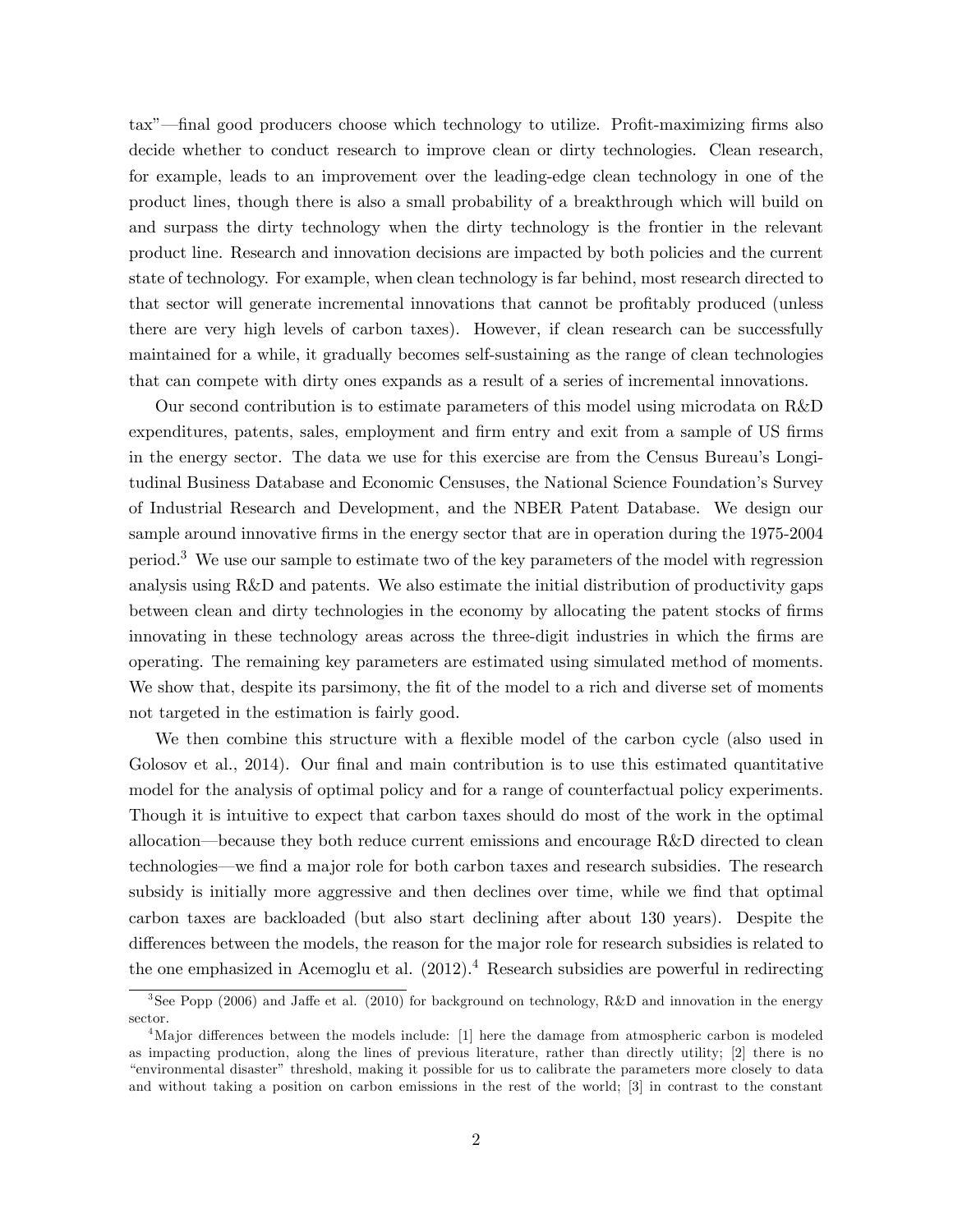tax"—final good producers choose which technology to utilize. Profit-maximizing firms also decide whether to conduct research to improve clean or dirty technologies. Clean research, for example, leads to an improvement over the leading-edge clean technology in one of the product lines, though there is also a small probability of a breakthrough which will build on and surpass the dirty technology when the dirty technology is the frontier in the relevant product line. Research and innovation decisions are impacted by both policies and the current state of technology. For example, when clean technology is far behind, most research directed to that sector will generate incremental innovations that cannot be profitably produced (unless there are very high levels of carbon taxes). However, if clean research can be successfully maintained for a while, it gradually becomes self-sustaining as the range of clean technologies that can compete with dirty ones expands as a result of a series of incremental innovations.

Our second contribution is to estimate parameters of this model using microdata on R&D expenditures, patents, sales, employment and firm entry and exit from a sample of US firms in the energy sector. The data we use for this exercise are from the Census Bureau's Longitudinal Business Database and Economic Censuses, the National Science Foundation's Survey of Industrial Research and Development, and the NBER Patent Database. We design our sample around innovative firms in the energy sector that are in operation during the 1975-2004 period.[3] We use our sample to estimate two of the key parameters of the model with regression analysis using R&D and patents. We also estimate the initial distribution of productivity gaps between clean and dirty technologies in the economy by allocating the patent stocks of firms innovating in these technology areas across the three-digit industries in which the firms are operating. The remaining key parameters are estimated using simulated method of moments. We show that, despite its parsimony, the fit of the model to a rich and diverse set of moments not targeted in the estimation is fairly good.

We then combine this structure with a flexible model of the carbon cycle (also used in Golosov et al., 2014). Our final and main contribution is to use this estimated quantitative model for the analysis of optimal policy and for a range of counterfactual policy experiments. Though it is intuitive to expect that carbon taxes should do most of the work in the optimal allocation—because they both reduce current emissions and encourage R&D directed to clean technologies—we find a major role for both carbon taxes and research subsidies. The research subsidy is initially more aggressive and then declines over time, while we find that optimal carbon taxes are backloaded (but also start declining after about 130 years). Despite the differences between the models, the reason for the major role for research subsidies is related to the one emphasized in Acemoglu et al. (2012).[4] Research subsidies are powerful in redirecting

[3] See Popp (2006) and Jaffe et al. (2010) for background on technology, R&D and innovation in the energy sector.

[4] Major differences between the models include: [1] here the damage from atmospheric carbon is modeled as impacting production, along the lines of previous literature, rather than directly utility; [2] there is no "environmental disaster" threshold, making it possible for us to calibrate the parameters more closely to data and without taking a position on carbon emissions in the rest of the world; [3] in contrast to the constant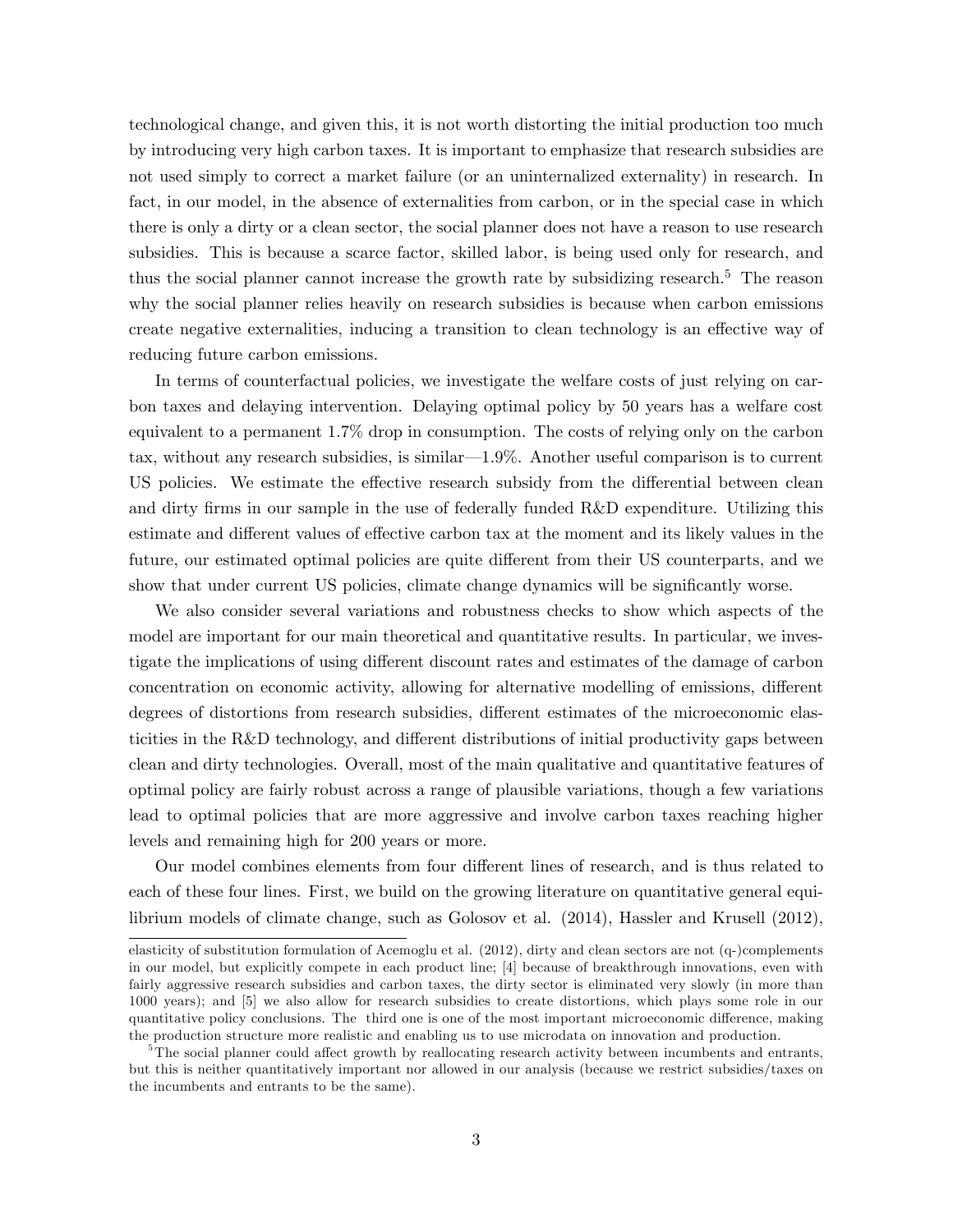technological change, and given this, it is not worth distorting the initial production too much by introducing very high carbon taxes. It is important to emphasize that research subsidies are not used simply to correct a market failure (or an uninternalized externality) in research. In fact, in our model, in the absence of externalities from carbon, or in the special case in which there is only a dirty or a clean sector, the social planner does not have a reason to use research subsidies. This is because a scarce factor, skilled labor, is being used only for research, and thus the social planner cannot increase the growth rate by subsidizing research.[5] The reason why the social planner relies heavily on research subsidies is because when carbon emissions create negative externalities, inducing a transition to clean technology is an effective way of reducing future carbon emissions.

In terms of counterfactual policies, we investigate the welfare costs of just relying on carbon taxes and delaying intervention. Delaying optimal policy by 50 years has a welfare cost equivalent to a permanent 1.7% drop in consumption. The costs of relying only on the carbon tax, without any research subsidies, is similar—1.9%. Another useful comparison is to current US policies. We estimate the effective research subsidy from the differential between clean and dirty firms in our sample in the use of federally funded R&D expenditure. Utilizing this estimate and different values of effective carbon tax at the moment and its likely values in the future, our estimated optimal policies are quite different from their US counterparts, and we show that under current US policies, climate change dynamics will be significantly worse.

We also consider several variations and robustness checks to show which aspects of the model are important for our main theoretical and quantitative results. In particular, we investigate the implications of using different discount rates and estimates of the damage of carbon concentration on economic activity, allowing for alternative modelling of emissions, different degrees of distortions from research subsidies, different estimates of the microeconomic elasticities in the R&D technology, and different distributions of initial productivity gaps between clean and dirty technologies. Overall, most of the main qualitative and quantitative features of optimal policy are fairly robust across a range of plausible variations, though a few variations lead to optimal policies that are more aggressive and involve carbon taxes reaching higher levels and remaining high for 200 years or more.

Our model combines elements from four different lines of research, and is thus related to each of these four lines. First, we build on the growing literature on quantitative general equilibrium models of climate change, such as Golosov et al. (2014), Hassler and Krusell (2012),

---

elasticity of substitution formulation of Acemoglu et al. (2012), dirty and clean sectors are not (q-)complements in our model, but explicitly compete in each product line; [4] because of breakthrough innovations, even with fairly aggressive research subsidies and carbon taxes, the dirty sector is eliminated very slowly (in more than 1000 years); and [5] we also allow for research subsidies to create distortions, which plays some role in our quantitative policy conclusions. The third one is one of the most important microeconomic difference, making the production structure more realistic and enabling us to use microdata on innovation and production.

[5] The social planner could affect growth by reallocating research activity between incumbents and entrants, but this is neither quantitatively important nor allowed in our analysis (because we restrict subsidies/taxes on the incumbents and entrants to be the same).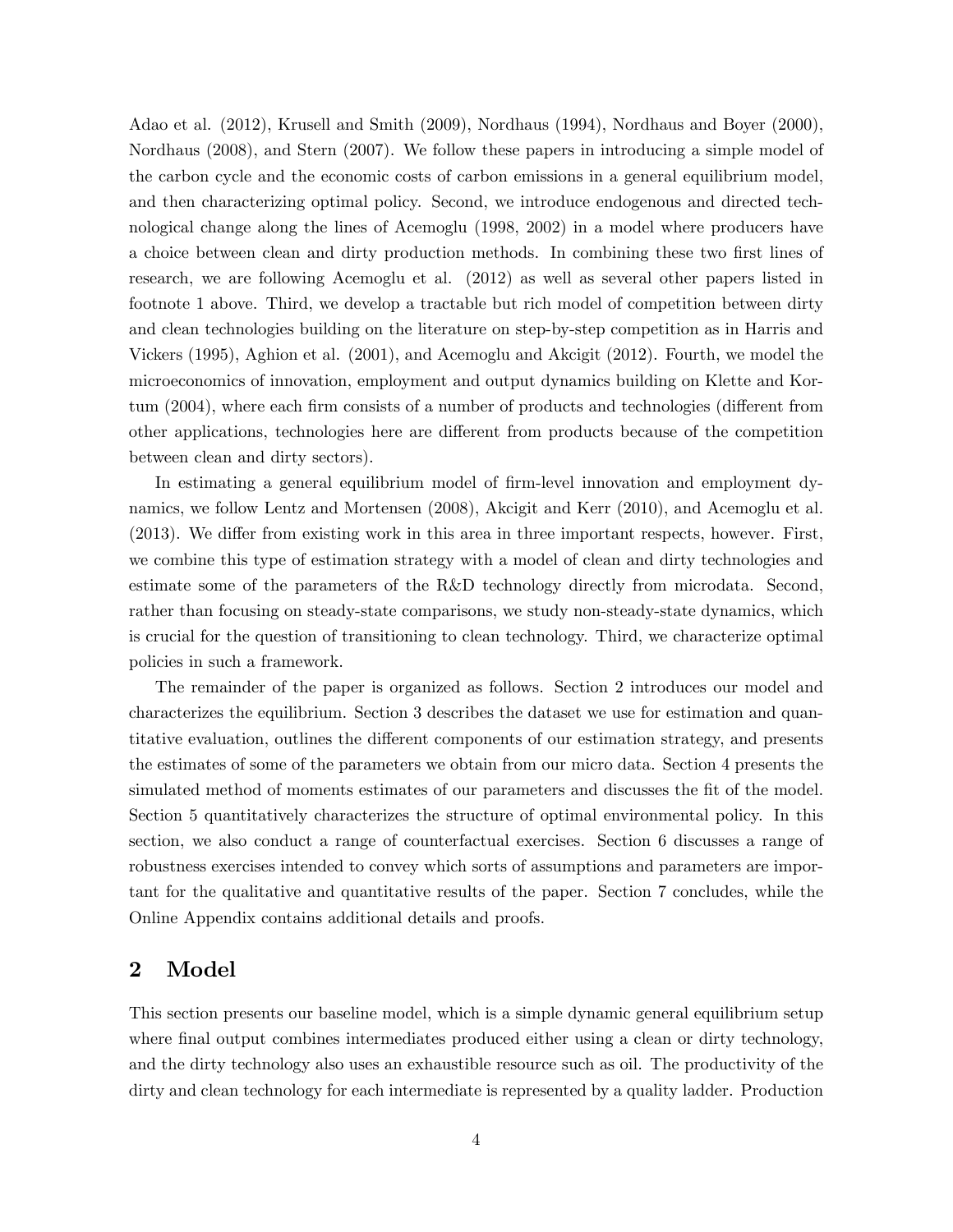Adao et al. (2012), Krusell and Smith (2009), Nordhaus (1994), Nordhaus and Boyer (2000), Nordhaus (2008), and Stern (2007). We follow these papers in introducing a simple model of the carbon cycle and the economic costs of carbon emissions in a general equilibrium model, and then characterizing optimal policy. Second, we introduce endogenous and directed technological change along the lines of Acemoglu (1998, 2002) in a model where producers have a choice between clean and dirty production methods. In combining these two first lines of research, we are following Acemoglu et al. (2012) as well as several other papers listed in footnote 1 above. Third, we develop a tractable but rich model of competition between dirty and clean technologies building on the literature on step-by-step competition as in Harris and Vickers (1995), Aghion et al. (2001), and Acemoglu and Akcigit (2012). Fourth, we model the microeconomics of innovation, employment and output dynamics building on Klette and Kortum (2004), where each firm consists of a number of products and technologies (different from other applications, technologies here are different from products because of the competition between clean and dirty sectors).

In estimating a general equilibrium model of firm-level innovation and employment dynamics, we follow Lentz and Mortensen (2008), Akcigit and Kerr (2010), and Acemoglu et al. (2013). We differ from existing work in this area in three important respects, however. First, we combine this type of estimation strategy with a model of clean and dirty technologies and estimate some of the parameters of the R&D technology directly from microdata. Second, rather than focusing on steady-state comparisons, we study non-steady-state dynamics, which is crucial for the question of transitioning to clean technology. Third, we characterize optimal policies in such a framework.

The remainder of the paper is organized as follows. Section 2 introduces our model and characterizes the equilibrium. Section 3 describes the dataset we use for estimation and quantitative evaluation, outlines the different components of our estimation strategy, and presents the estimates of some of the parameters we obtain from our micro data. Section 4 presents the simulated method of moments estimates of our parameters and discusses the fit of the model. Section 5 quantitatively characterizes the structure of optimal environmental policy. In this section, we also conduct a range of counterfactual exercises. Section 6 discusses a range of robustness exercises intended to convey which sorts of assumptions and parameters are important for the qualitative and quantitative results of the paper. Section 7 concludes, while the Online Appendix contains additional details and proofs.

## 2 Model

This section presents our baseline model, which is a simple dynamic general equilibrium setup where final output combines intermediates produced either using a clean or dirty technology, and the dirty technology also uses an exhaustible resource such as oil. The productivity of the dirty and clean technology for each intermediate is represented by a quality ladder. Production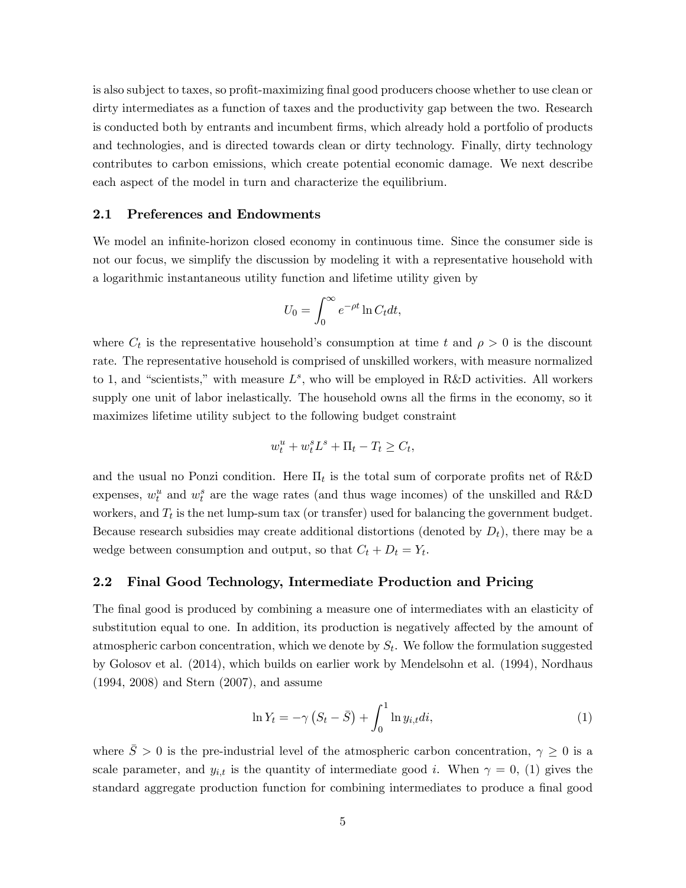is also subject to taxes, so profit-maximizing final good producers choose whether to use clean or dirty intermediates as a function of taxes and the productivity gap between the two. Research is conducted both by entrants and incumbent firms, which already hold a portfolio of products and technologies, and is directed towards clean or dirty technology. Finally, dirty technology contributes to carbon emissions, which create potential economic damage. We next describe each aspect of the model in turn and characterize the equilibrium.

## 2.1 Preferences and Endowments

We model an infinite-horizon closed economy in continuous time. Since the consumer side is not our focus, we simplify the discussion by modeling it with a representative household with a logarithmic instantaneous utility function and lifetime utility given by

$$U_0 = \int_0^\infty e^{-\rho t} \ln C_t dt,$$

where $C_t$ is the representative household's consumption at time $t$ and $\rho > 0$ is the discount rate. The representative household is comprised of unskilled workers, with measure normalized to 1, and "scientists," with measure $L^s$, who will be employed in R&D activities. All workers supply one unit of labor inelastically. The household owns all the firms in the economy, so it maximizes lifetime utility subject to the following budget constraint

$$w_t^u + w_t^s L^s + \Pi_t - T_t \geq C_t,$$

and the usual no Ponzi condition. Here $\Pi_t$ is the total sum of corporate profits net of R&D expenses, $w_t^u$ and $w_t^s$ are the wage rates (and thus wage incomes) of the unskilled and R&D workers, and $T_t$ is the net lump-sum tax (or transfer) used for balancing the government budget. Because research subsidies may create additional distortions (denoted by $D_t$), there may be a wedge between consumption and output, so that $C_t + D_t = Y_t$.

## 2.2 Final Good Technology, Intermediate Production and Pricing

The final good is produced by combining a measure one of intermediates with an elasticity of substitution equal to one. In addition, its production is negatively affected by the amount of atmospheric carbon concentration, which we denote by $S_t$. We follow the formulation suggested by Golosov et al. (2014), which builds on earlier work by Mendelsohn et al. (1994), Nordhaus (1994, 2008) and Stern (2007), and assume

$$\ln Y_t = -\gamma \left( S_t - \bar{S} \right) + \int_0^1 \ln y_{i,t} di, \tag{1}$$

where $\bar{S} > 0$ is the pre-industrial level of the atmospheric carbon concentration, $\gamma \geq 0$ is a scale parameter, and $y_{i,t}$ is the quantity of intermediate good $i$. When $\gamma = 0$, (1) gives the standard aggregate production function for combining intermediates to produce a final good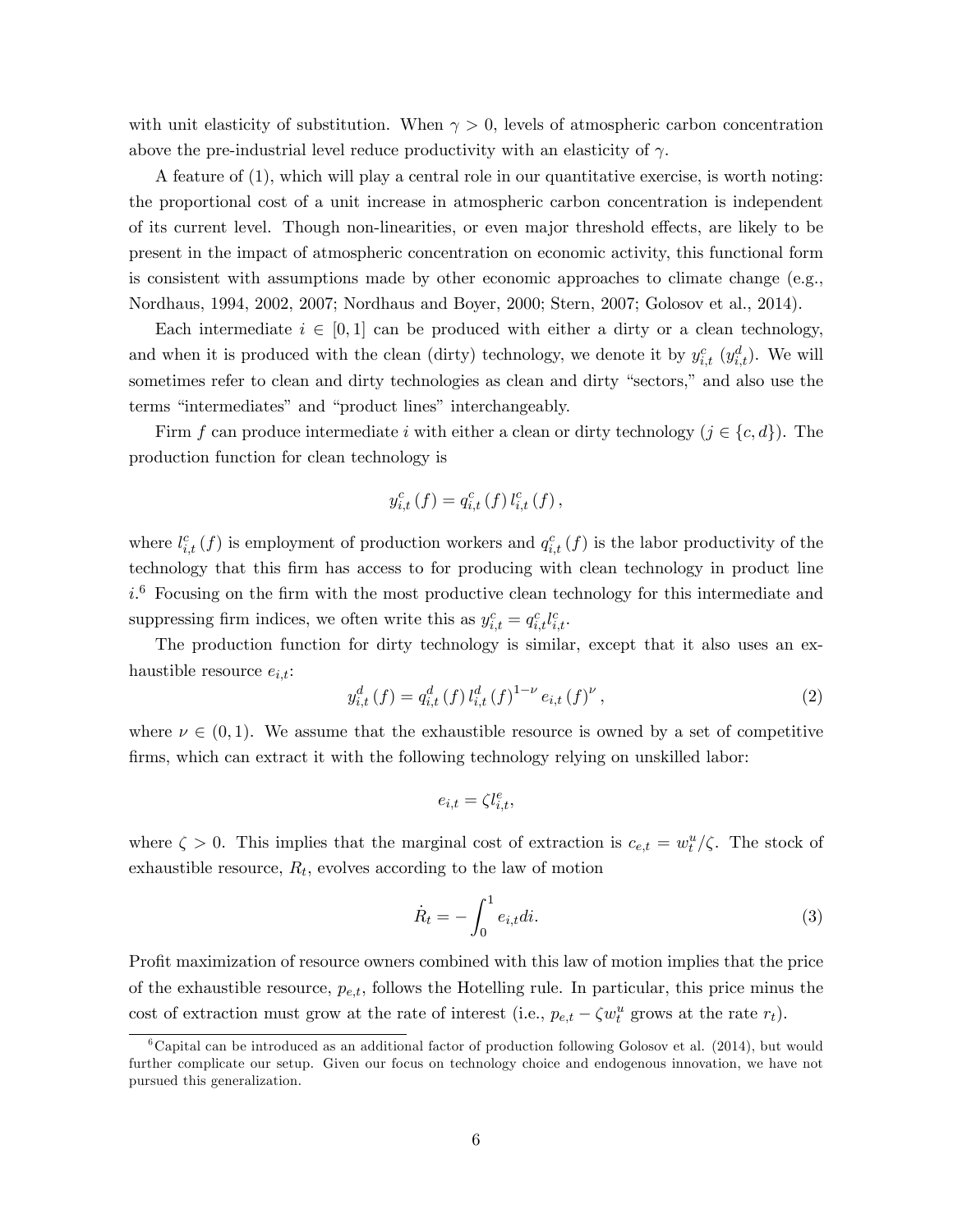with unit elasticity of substitution. When $\gamma > 0$, levels of atmospheric carbon concentration above the pre-industrial level reduce productivity with an elasticity of $\gamma$.

A feature of (1), which will play a central role in our quantitative exercise, is worth noting: the proportional cost of a unit increase in atmospheric carbon concentration is independent of its current level. Though non-linearities, or even major threshold effects, are likely to be present in the impact of atmospheric concentration on economic activity, this functional form is consistent with assumptions made by other economic approaches to climate change (e.g., Nordhaus, 1994, 2002, 2007; Nordhaus and Boyer, 2000; Stern, 2007; Golosov et al., 2014).

Each intermediate $i \in [0, 1]$ can be produced with either a dirty or a clean technology, and when it is produced with the clean (dirty) technology, we denote it by $y_{i,t}^c$ ($y_{i,t}^d$). We will sometimes refer to clean and dirty technologies as clean and dirty "sectors," and also use the terms "intermediates" and "product lines" interchangeably.

Firm $f$ can produce intermediate $i$ with either a clean or dirty technology ($j \in \{c, d\}$). The production function for clean technology is

$$y_{i,t}^c(f) = q_{i,t}^c(f)\, l_{i,t}^c(f),$$

where $l_{i,t}^c(f)$ is employment of production workers and $q_{i,t}^c(f)$ is the labor productivity of the technology that this firm has access to for producing with clean technology in product line $i$.[6] Focusing on the firm with the most productive clean technology for this intermediate and suppressing firm indices, we often write this as $y_{i,t}^c = q_{i,t}^c l_{i,t}^c$.

The production function for dirty technology is similar, except that it also uses an exhaustible resource $e_{i,t}$:

$$y_{i,t}^d(f) = q_{i,t}^d(f)\, l_{i,t}^d(f)^{1-\nu}\, e_{i,t}(f)^{\nu}, \tag{2}$$

where $\nu \in (0, 1)$. We assume that the exhaustible resource is owned by a set of competitive firms, which can extract it with the following technology relying on unskilled labor:

$$e_{i,t} = \zeta l_{i,t}^e,$$

where $\zeta > 0$. This implies that the marginal cost of extraction is $c_{e,t} = w_t^u/\zeta$. The stock of exhaustible resource, $R_t$, evolves according to the law of motion

$$\dot{R}_t = -\int_0^1 e_{i,t}\, di. \tag{3}$$

Profit maximization of resource owners combined with this law of motion implies that the price of the exhaustible resource, $p_{e,t}$, follows the Hotelling rule. In particular, this price minus the cost of extraction must grow at the rate of interest (i.e., $p_{e,t} - \zeta w_t^u$ grows at the rate $r_t$).

[6] Capital can be introduced as an additional factor of production following Golosov et al. (2014), but would further complicate our setup. Given our focus on technology choice and endogenous innovation, we have not pursued this generalization.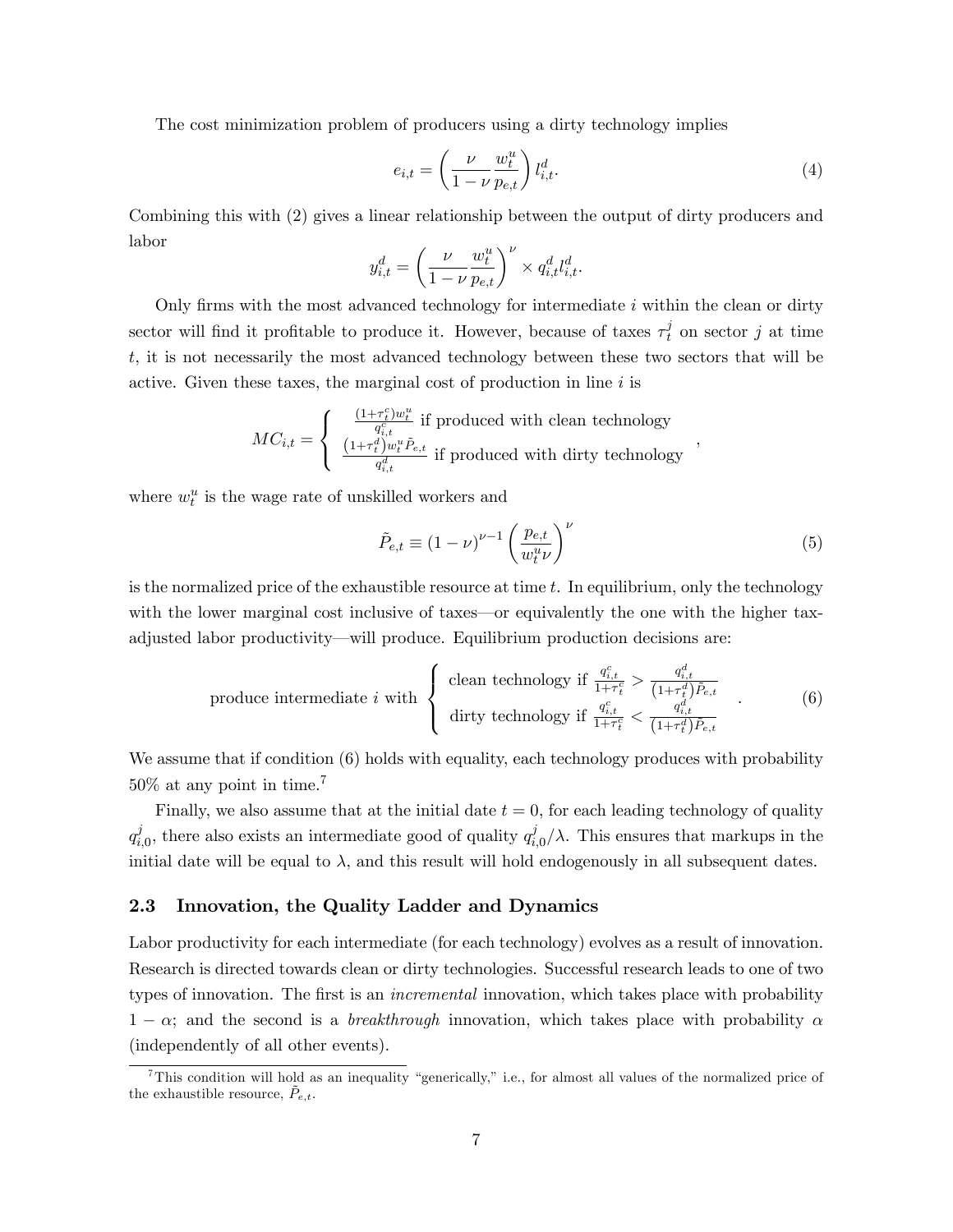The cost minimization problem of producers using a dirty technology implies

$$e_{i,t} = \left( \frac{\nu}{1-\nu} \frac{w_t^u}{p_{e,t}} \right) l_{i,t}^d. \tag{4}$$

Combining this with (2) gives a linear relationship between the output of dirty producers and labor

$$y_{i,t}^d = \left( \frac{\nu}{1-\nu} \frac{w_t^u}{p_{e,t}} \right)^{\nu} \times q_{i,t}^d l_{i,t}^d.$$

Only firms with the most advanced technology for intermediate $i$ within the clean or dirty sector will find it profitable to produce it. However, because of taxes $\tau_t^j$ on sector $j$ at time $t$, it is not necessarily the most advanced technology between these two sectors that will be active. Given these taxes, the marginal cost of production in line $i$ is

$$MC_{i,t} = \begin{cases} \frac{(1+\tau_t^c) w_t^u}{q_{i,t}^c} \text{ if produced with clean technology} \\ \frac{(1+\tau_t^d) w_t^u \tilde{P}_{e,t}}{q_{i,t}^d} \text{ if produced with dirty technology} \end{cases},$$

where $w_t^u$ is the wage rate of unskilled workers and

$$\tilde{P}_{e,t} \equiv (1-\nu)^{\nu-1} \left( \frac{p_{e,t}}{w_t^u \nu} \right)^{\nu} \tag{5}$$

is the normalized price of the exhaustible resource at time $t$. In equilibrium, only the technology with the lower marginal cost inclusive of taxes—or equivalently the one with the higher tax-adjusted labor productivity—will produce. Equilibrium production decisions are:

$$\text{produce intermediate } i \text{ with } \begin{cases} \text{clean technology if } \frac{q_{i,t}^c}{1+\tau_t^c} > \frac{q_{i,t}^d}{(1+\tau_t^d)\tilde{P}_{e,t}} \\ \text{dirty technology if } \frac{q_{i,t}^c}{1+\tau_t^c} < \frac{q_{i,t}^d}{(1+\tau_t^d)\tilde{P}_{e,t}} \end{cases}. \tag{6}$$

We assume that if condition (6) holds with equality, each technology produces with probability 50% at any point in time.[7]

Finally, we also assume that at the initial date $t = 0$, for each leading technology of quality $q_{i,0}^j$, there also exists an intermediate good of quality $q_{i,0}^j/\lambda$. This ensures that markups in the initial date will be equal to $\lambda$, and this result will hold endogenously in all subsequent dates.

### 2.3 Innovation, the Quality Ladder and Dynamics

Labor productivity for each intermediate (for each technology) evolves as a result of innovation. Research is directed towards clean or dirty technologies. Successful research leads to one of two types of innovation. The first is an *incremental* innovation, which takes place with probability $1 - \alpha$; and the second is a *breakthrough* innovation, which takes place with probability $\alpha$ (independently of all other events).

[7] This condition will hold as an inequality "generically," i.e., for almost all values of the normalized price of the exhaustible resource, $\tilde{P}_{e,t}$.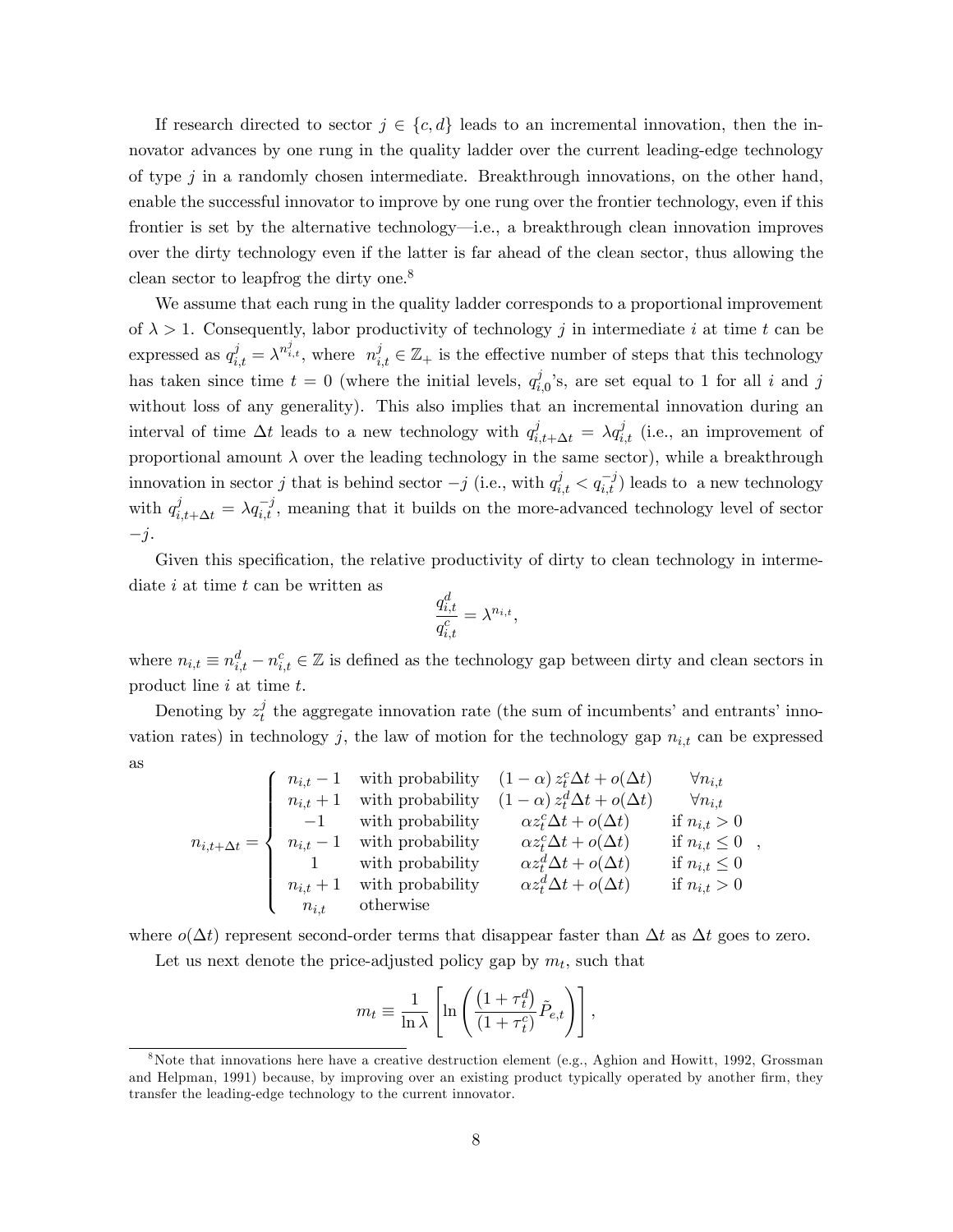If research directed to sector $j \in \{c, d\}$ leads to an incremental innovation, then the innovator advances by one rung in the quality ladder over the current leading-edge technology of type $j$ in a randomly chosen intermediate. Breakthrough innovations, on the other hand, enable the successful innovator to improve by one rung over the frontier technology, even if this frontier is set by the alternative technology—i.e., a breakthrough clean innovation improves over the dirty technology even if the latter is far ahead of the clean sector, thus allowing the clean sector to leapfrog the dirty one.[8]

We assume that each rung in the quality ladder corresponds to a proportional improvement of $\lambda > 1$. Consequently, labor productivity of technology $j$ in intermediate $i$ at time $t$ can be expressed as $q_{i,t}^j = \lambda^{n_{i,t}^j}$, where $n_{i,t}^j \in \mathbb{Z}_+$ is the effective number of steps that this technology has taken since time $t = 0$ (where the initial levels, $q_{i,0}^j$'s, are set equal to 1 for all $i$ and $j$ without loss of any generality). This also implies that an incremental innovation during an interval of time $\Delta t$ leads to a new technology with $q_{i,t+\Delta t}^j = \lambda q_{i,t}^j$ (i.e., an improvement of proportional amount $\lambda$ over the leading technology in the same sector), while a breakthrough innovation in sector $j$ that is behind sector $-j$ (i.e., with $q_{i,t}^j < q_{i,t}^{-j}$) leads to a new technology with $q_{i,t+\Delta t}^j = \lambda q_{i,t}^{-j}$, meaning that it builds on the more-advanced technology level of sector $-j$.

Given this specification, the relative productivity of dirty to clean technology in intermediate $i$ at time $t$ can be written as

$$\frac{q_{i,t}^d}{q_{i,t}^c} = \lambda^{n_{i,t}},$$

where $n_{i,t} \equiv n_{i,t}^d - n_{i,t}^c \in \mathbb{Z}$ is defined as the technology gap between dirty and clean sectors in product line $i$ at time $t$.

Denoting by $z_t^j$ the aggregate innovation rate (the sum of incumbents' and entrants' innovation rates) in technology $j$, the law of motion for the technology gap $n_{i,t}$ can be expressed as

$$n_{i,t+\Delta t} = \begin{cases} n_{i,t} - 1 & \text{with probability} \quad (1-\alpha)\, z_t^c \Delta t + o(\Delta t) & \forall n_{i,t} \\ n_{i,t} + 1 & \text{with probability} \quad (1-\alpha)\, z_t^d \Delta t + o(\Delta t) & \forall n_{i,t} \\ -1 & \text{with probability} \quad \alpha z_t^c \Delta t + o(\Delta t) & \text{if } n_{i,t} > 0 \\ n_{i,t} - 1 & \text{with probability} \quad \alpha z_t^c \Delta t + o(\Delta t) & \text{if } n_{i,t} \leq 0 \\ 1 & \text{with probability} \quad \alpha z_t^d \Delta t + o(\Delta t) & \text{if } n_{i,t} \leq 0 \\ n_{i,t} + 1 & \text{with probability} \quad \alpha z_t^d \Delta t + o(\Delta t) & \text{if } n_{i,t} > 0 \\ n_{i,t} & \text{otherwise} \end{cases},$$

where $o(\Delta t)$ represent second-order terms that disappear faster than $\Delta t$ as $\Delta t$ goes to zero.

Let us next denote the price-adjusted policy gap by $m_t$, such that

$$m_t \equiv \frac{1}{\ln \lambda} \left[ \ln \left( \frac{(1 + \tau_t^d)}{(1 + \tau_t^c)} \tilde{P}_{e,t} \right) \right],$$

[8] Note that innovations here have a creative destruction element (e.g., Aghion and Howitt, 1992, Grossman and Helpman, 1991) because, by improving over an existing product typically operated by another firm, they transfer the leading-edge technology to the current innovator.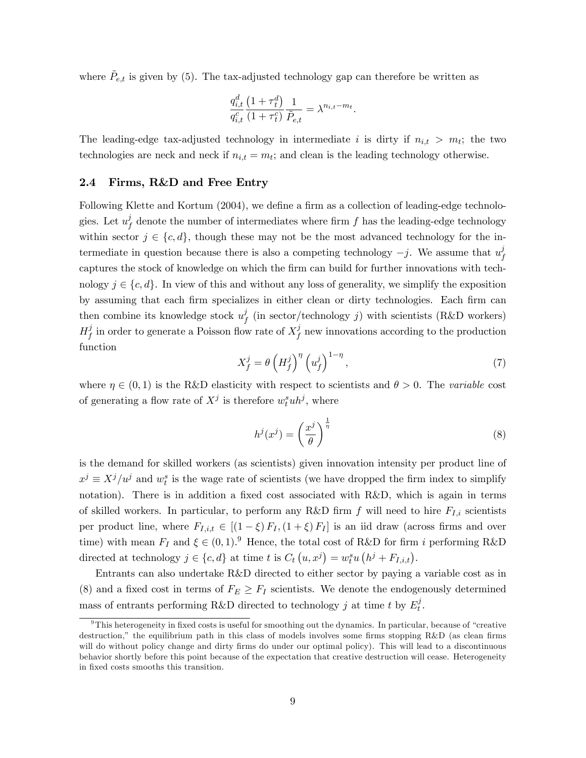where $\tilde{P}_{e,t}$ is given by (5). The tax-adjusted technology gap can therefore be written as

$$\frac{q_{i,t}^d}{q_{i,t}^c} \frac{\left(1+\tau_t^d\right)}{\left(1+\tau_t^c\right)} \frac{1}{\tilde{P}_{e,t}} = \lambda^{n_{i,t}-m_t}.$$

The leading-edge tax-adjusted technology in intermediate $i$ is dirty if $n_{i,t} > m_t$; the two technologies are neck and neck if $n_{i,t} = m_t$; and clean is the leading technology otherwise.

## 2.4 Firms, R&D and Free Entry

Following Klette and Kortum (2004), we define a firm as a collection of leading-edge technologies. Let $u_f^j$ denote the number of intermediates where firm $f$ has the leading-edge technology within sector $j \in \{c, d\}$, though these may not be the most advanced technology for the intermediate in question because there is also a competing technology $-j$. We assume that $u_f^j$ captures the stock of knowledge on which the firm can build for further innovations with technology $j \in \{c, d\}$. In view of this and without any loss of generality, we simplify the exposition by assuming that each firm specializes in either clean or dirty technologies. Each firm can then combine its knowledge stock $u_f^j$ (in sector/technology $j$) with scientists (R&D workers) $H_f^j$ in order to generate a Poisson flow rate of $X_f^j$ new innovations according to the production function

$$X_f^j = \theta \left(H_f^j\right)^{\eta} \left(u_f^j\right)^{1-\eta}, \tag{7}$$

where $\eta \in (0, 1)$ is the R&D elasticity with respect to scientists and $\theta > 0$. The *variable* cost of generating a flow rate of $X^j$ is therefore $w_t^s u h^j$, where

$$h^j(x^j) = \left(\frac{x^j}{\theta}\right)^{\frac{1}{\eta}} \tag{8}$$

is the demand for skilled workers (as scientists) given innovation intensity per product line of $x^j \equiv X^j/u^j$ and $w_t^s$ is the wage rate of scientists (we have dropped the firm index to simplify notation). There is in addition a fixed cost associated with R&D, which is again in terms of skilled workers. In particular, to perform any R&D firm $f$ will need to hire $F_{I,i}$ scientists per product line, where $F_{I,i,t} \in [(1-\xi) F_I, (1+\xi) F_I]$ is an iid draw (across firms and over time) with mean $F_I$ and $\xi \in (0, 1)$.[9] Hence, the total cost of R&D for firm $i$ performing R&D directed at technology $j \in \{c, d\}$ at time $t$ is $C_t\left(u, x^j\right) = w_t^s u \left(h^j + F_{I,i,t}\right)$.

Entrants can also undertake R&D directed to either sector by paying a variable cost as in (8) and a fixed cost in terms of $F_E \geq F_I$ scientists. We denote the endogenously determined mass of entrants performing R&D directed to technology $j$ at time $t$ by $E_t^j$.

[9] This heterogeneity in fixed costs is useful for smoothing out the dynamics. In particular, because of "creative destruction," the equilibrium path in this class of models involves some firms stopping R&D (as clean firms will do without policy change and dirty firms do under our optimal policy). This will lead to a discontinuous behavior shortly before this point because of the expectation that creative destruction will cease. Heterogeneity in fixed costs smooths this transition.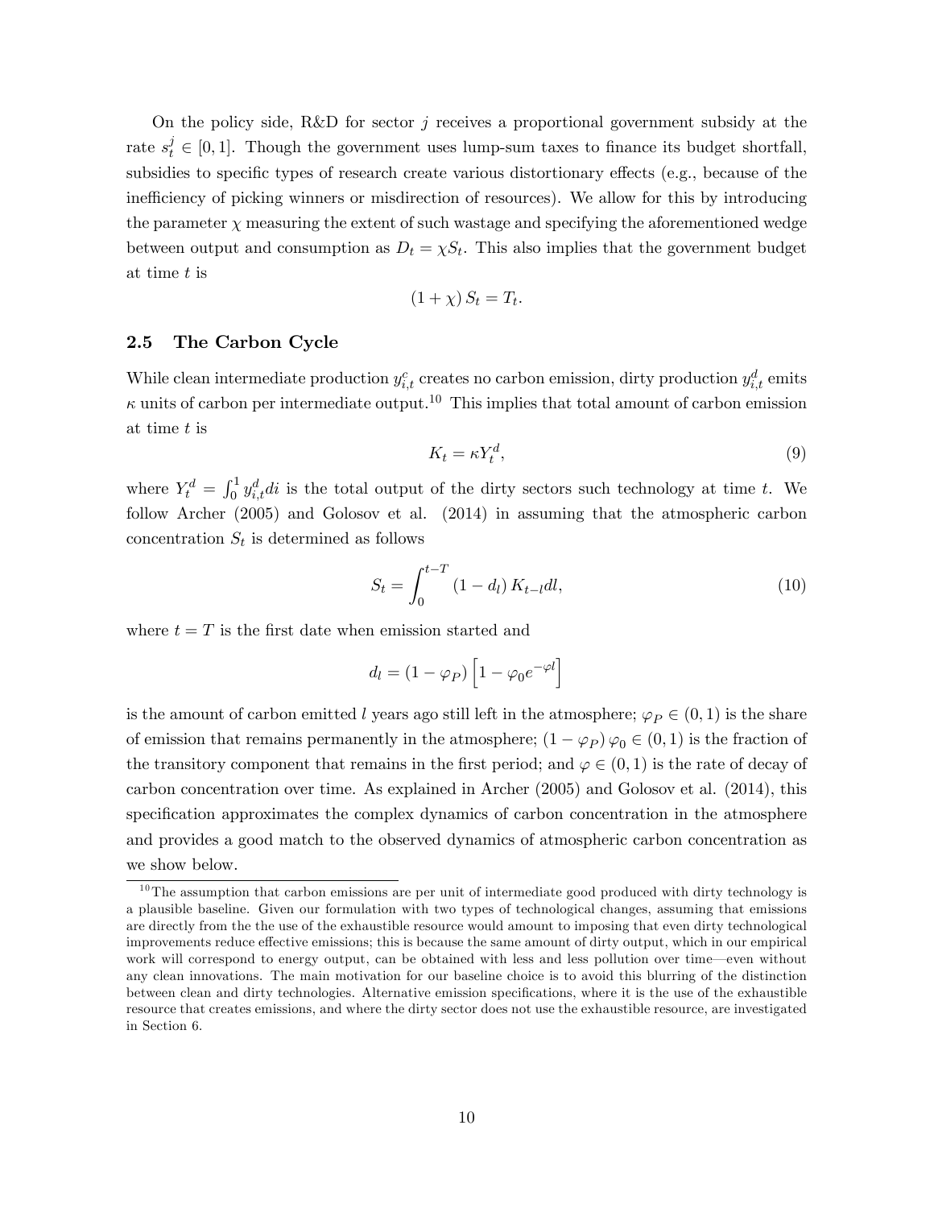On the policy side, R&D for sector $j$ receives a proportional government subsidy at the rate $s_t^j \in [0,1]$. Though the government uses lump-sum taxes to finance its budget shortfall, subsidies to specific types of research create various distortionary effects (e.g., because of the inefficiency of picking winners or misdirection of resources). We allow for this by introducing the parameter $\chi$ measuring the extent of such wastage and specifying the aforementioned wedge between output and consumption as $D_t = \chi S_t$. This also implies that the government budget at time $t$ is

$$(1+\chi) S_t = T_t.$$

### 2.5 The Carbon Cycle

While clean intermediate production $y_{i,t}^c$ creates no carbon emission, dirty production $y_{i,t}^d$ emits $\kappa$ units of carbon per intermediate output.[10] This implies that total amount of carbon emission at time $t$ is

$$K_t = \kappa Y_t^d, \tag{9}$$

where $Y_t^d = \int_0^1 y_{i,t}^d di$ is the total output of the dirty sectors such technology at time $t$. We follow Archer (2005) and Golosov et al. (2014) in assuming that the atmospheric carbon concentration $S_t$ is determined as follows

$$S_t = \int_0^{t-T} (1-d_l) K_{t-l} dl, \tag{10}$$

where $t = T$ is the first date when emission started and

$$d_l = (1-\varphi_P)\left[1-\varphi_0 e^{-\varphi l}\right]$$

is the amount of carbon emitted $l$ years ago still left in the atmosphere; $\varphi_P \in (0,1)$ is the share of emission that remains permanently in the atmosphere; $(1-\varphi_P)\varphi_0 \in (0,1)$ is the fraction of the transitory component that remains in the first period; and $\varphi \in (0,1)$ is the rate of decay of carbon concentration over time. As explained in Archer (2005) and Golosov et al. (2014), this specification approximates the complex dynamics of carbon concentration in the atmosphere and provides a good match to the observed dynamics of atmospheric carbon concentration as we show below.

[10] The assumption that carbon emissions are per unit of intermediate good produced with dirty technology is a plausible baseline. Given our formulation with two types of technological changes, assuming that emissions are directly from the the use of the exhaustible resource would amount to imposing that even dirty technological improvements reduce effective emissions; this is because the same amount of dirty output, which in our empirical work will correspond to energy output, can be obtained with less and less pollution over time—even without any clean innovations. The main motivation for our baseline choice is to avoid this blurring of the distinction between clean and dirty technologies. Alternative emission specifications, where it is the use of the exhaustible resource that creates emissions, and where the dirty sector does not use the exhaustible resource, are investigated in Section 6.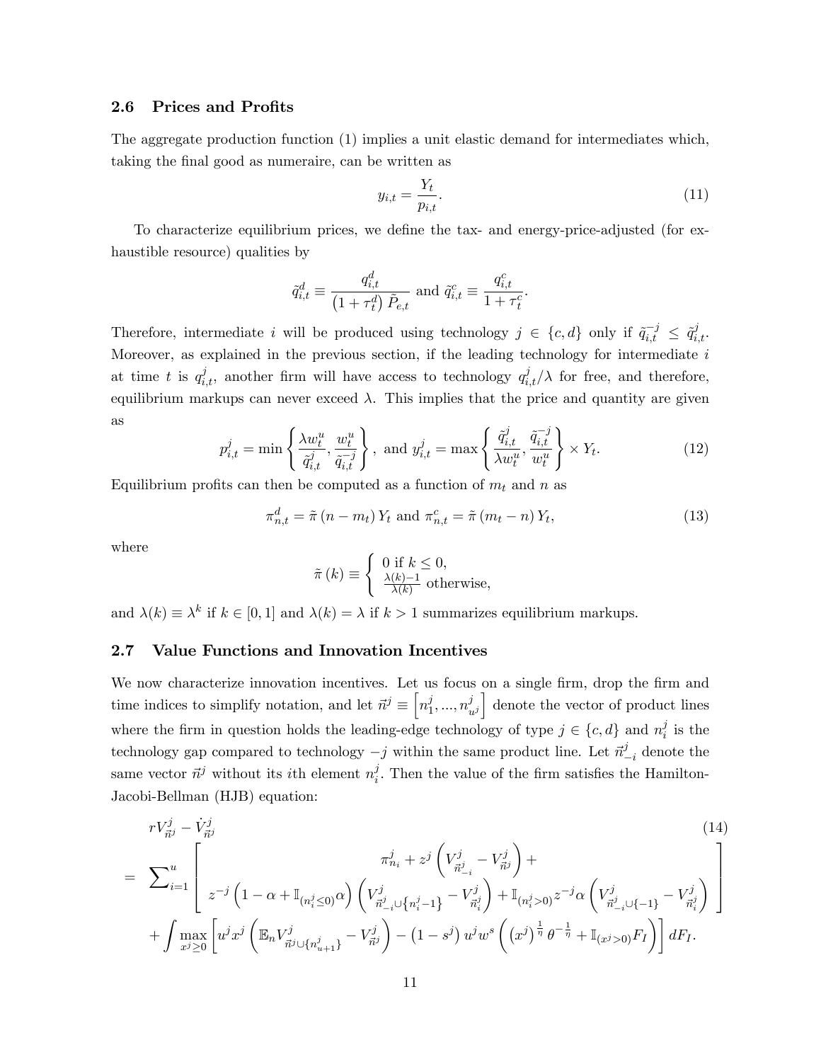### 2.6 Prices and Profits

The aggregate production function (1) implies a unit elastic demand for intermediates which, taking the final good as numeraire, can be written as

$$y_{i,t} = \frac{Y_t}{p_{i,t}}. \tag{11}$$

To characterize equilibrium prices, we define the tax- and energy-price-adjusted (for exhaustible resource) qualities by

$$\tilde{q}^d_{i,t} \equiv \frac{q^d_{i,t}}{\left(1+\tau^d_t\right)\tilde{P}_{e,t}} \text{ and } \tilde{q}^c_{i,t} \equiv \frac{q^c_{i,t}}{1+\tau^c_t}.$$

Therefore, intermediate $i$ will be produced using technology $j \in \{c, d\}$ only if $\tilde{q}^{-j}_{i,t} \leq \tilde{q}^j_{i,t}$. Moreover, as explained in the previous section, if the leading technology for intermediate $i$ at time $t$ is $q^j_{i,t}$, another firm will have access to technology $q^j_{i,t}/\lambda$ for free, and therefore, equilibrium markups can never exceed $\lambda$. This implies that the price and quantity are given as

$$p^j_{i,t} = \min\left\{\frac{\lambda w^u_t}{\tilde{q}^j_{i,t}}, \frac{w^u_t}{\tilde{q}^{-j}_{i,t}}\right\}, \text{ and } y^j_{i,t} = \max\left\{\frac{\tilde{q}^j_{i,t}}{\lambda w^u_t}, \frac{\tilde{q}^{-j}_{i,t}}{w^u_t}\right\} \times Y_t. \tag{12}$$

Equilibrium profits can then be computed as a function of $m_t$ and $n$ as

$$\pi^d_{n,t} = \tilde{\pi}(n - m_t) Y_t \text{ and } \pi^c_{n,t} = \tilde{\pi}(m_t - n) Y_t, \tag{13}$$

where

$$\tilde{\pi}(k) \equiv \begin{cases} 0 \text{ if } k \leq 0, \\ \frac{\lambda(k)-1}{\lambda(k)} \text{ otherwise,} \end{cases}$$

and $\lambda(k) \equiv \lambda^k$ if $k \in [0, 1]$ and $\lambda(k) = \lambda$ if $k > 1$ summarizes equilibrium markups.

### 2.7 Value Functions and Innovation Incentives

We now characterize innovation incentives. Let us focus on a single firm, drop the firm and time indices to simplify notation, and let $\vec{n}^j \equiv \left[n^j_1, ..., n^j_{u^j}\right]$ denote the vector of product lines where the firm in question holds the leading-edge technology of type $j \in \{c, d\}$ and $n^j_i$ is the technology gap compared to technology $-j$ within the same product line. Let $\vec{n}^j_{-i}$ denote the same vector $\vec{n}^j$ without its $i$th element $n^j_i$. Then the value of the firm satisfies the Hamilton-Jacobi-Bellman (HJB) equation:

$$\begin{aligned} & rV^j_{\vec{n}^j} - \dot{V}^j_{\vec{n}^j} \qquad (14) \\ = \; & \sum\nolimits_{i=1}^{u} \left[ \begin{array}{c} \pi^j_{n_i} + z^j \left(V^j_{\vec{n}^j_{-i}} - V^j_{\vec{n}^j}\right) + \\ z^{-j}\left(1 - \alpha + \mathbb{I}_{(n^j_i \leq 0)}\alpha\right)\left(V^j_{\vec{n}^j_{-i} \cup \left\{n^j_i - 1\right\}} - V^j_{\vec{n}^j_i}\right) + \mathbb{I}_{(n^j_i > 0)} z^{-j}\alpha\left(V^j_{\vec{n}^j_{-i} \cup \{-1\}} - V^j_{\vec{n}^j_i}\right) \end{array} \right] \\ & + \int \max_{x^j \geq 0} \left[ u^j x^j \left(\mathbb{E}_n V^j_{\vec{n}^j \cup \left\{n^j_{u+1}\right\}} - V^j_{\vec{n}^j}\right) - \left(1 - s^j\right) u^j w^s \left(\left(x^j\right)^{\frac{1}{\eta}} \theta^{-\frac{1}{\eta}} + \mathbb{I}_{(x^j > 0)} F_I\right)\right] dF_I. \end{aligned}$$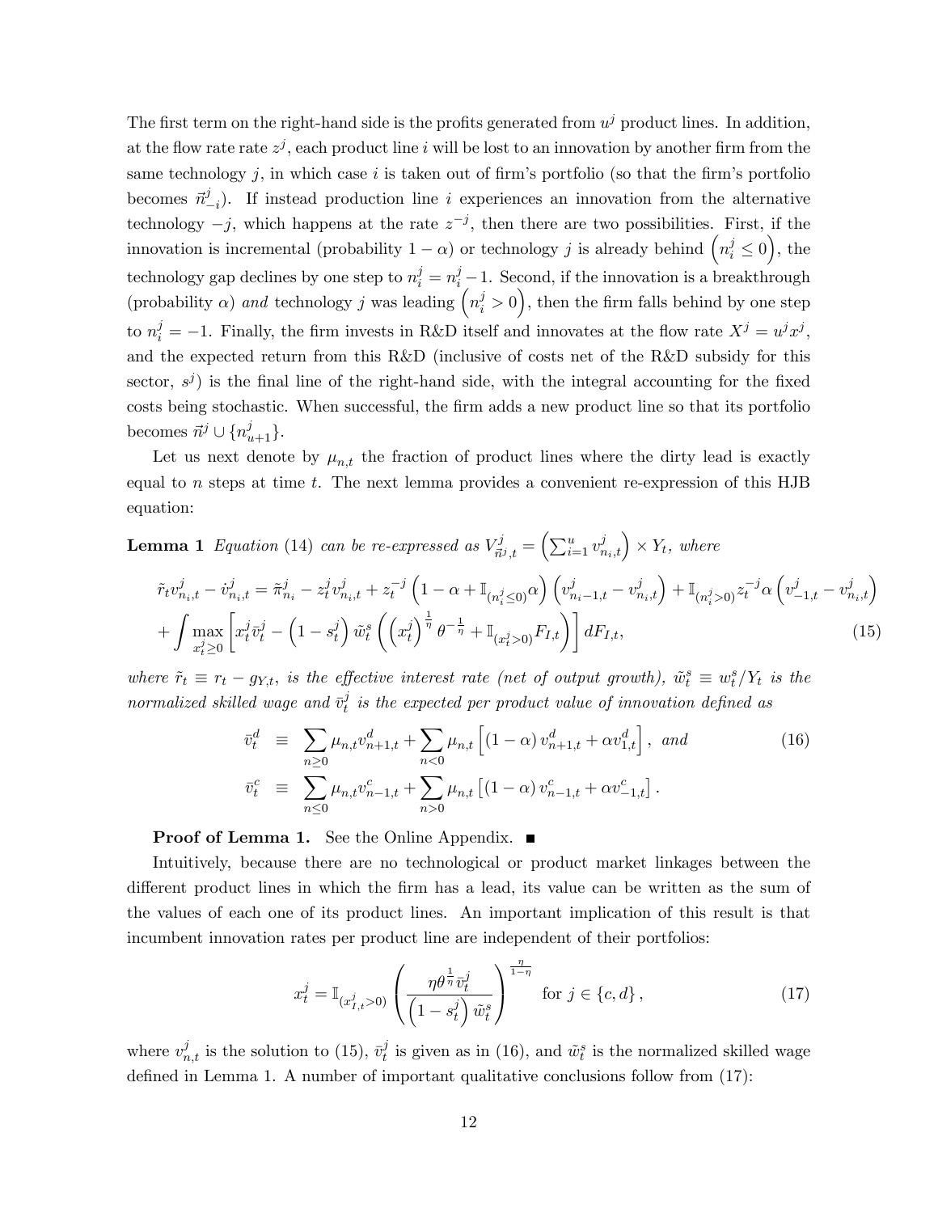The first term on the right-hand side is the profits generated from $u^j$ product lines. In addition, at the flow rate rate $z^j$, each product line $i$ will be lost to an innovation by another firm from the same technology $j$, in which case $i$ is taken out of firm's portfolio (so that the firm's portfolio becomes $\vec{n}^j_{-i}$). If instead production line $i$ experiences an innovation from the alternative technology $-j$, which happens at the rate $z^{-j}$, then there are two possibilities. First, if the innovation is incremental (probability $1-\alpha$) or technology $j$ is already behind $\left(n_i^j \leq 0\right)$, the technology gap declines by one step to $n_i^j = n_i^j - 1$. Second, if the innovation is a breakthrough (probability $\alpha$) *and* technology $j$ was leading $\left(n_i^j > 0\right)$, then the firm falls behind by one step to $n_i^j = -1$. Finally, the firm invests in R&D itself and innovates at the flow rate $X^j = u^j x^j$, and the expected return from this R&D (inclusive of costs net of the R&D subsidy for this sector, $s^j$) is the final line of the right-hand side, with the integral accounting for the fixed costs being stochastic. When successful, the firm adds a new product line so that its portfolio becomes $\vec{n}^j \cup \{n^j_{u+1}\}$.

Let us next denote by $\mu_{n,t}$ the fraction of product lines where the dirty lead is exactly equal to $n$ steps at time $t$. The next lemma provides a convenient re-expression of this HJB equation:

**Lemma 1** *Equation* (14) *can be re-expressed as* $V^j_{\vec{n}^j,t} = \left(\sum_{i=1}^{u} v^j_{n_i,t}\right) \times Y_t$, *where*

$$\tilde{r}_t v^j_{n_i,t} - \dot{v}^j_{n_i,t} = \tilde{\pi}^j_{n_i} - z^j_t v^j_{n_i,t} + z^{-j}_t \left(1 - \alpha + \mathbb{I}_{(n_i^j \leq 0)}\alpha\right)\left(v^j_{n_i-1,t} - v^j_{n_i,t}\right) + \mathbb{I}_{(n_i^j > 0)} z^{-j}_t \alpha \left(v^j_{-1,t} - v^j_{n_i,t}\right)$$
$$+ \int \max_{x_t^j \geq 0}\left[x^j_t \bar{v}^j_t - \left(1 - s^j_t\right)\tilde{w}^s_t\left(\left(x^j_t\right)^{\frac{1}{\eta}}\theta^{-\frac{1}{\eta}} + \mathbb{I}_{(x^j_t > 0)} F_{I,t}\right)\right] dF_{I,t}, \tag{15}$$

*where* $\tilde{r}_t \equiv r_t - g_{Y,t}$, *is the effective interest rate (net of output growth),* $\tilde{w}^s_t \equiv w^s_t / Y_t$ *is the normalized skilled wage and* $\bar{v}^j_t$ *is the expected per product value of innovation defined as*

$$\bar{v}^d_t \equiv \sum_{n \geq 0} \mu_{n,t} v^d_{n+1,t} + \sum_{n<0} \mu_{n,t}\left[(1-\alpha) v^d_{n+1,t} + \alpha v^d_{1,t}\right], \text{ and} \tag{16}$$
$$\bar{v}^c_t \equiv \sum_{n \leq 0} \mu_{n,t} v^c_{n-1,t} + \sum_{n>0} \mu_{n,t}\left[(1-\alpha) v^c_{n-1,t} + \alpha v^c_{-1,t}\right].$$

**Proof of Lemma 1.** See the Online Appendix. ■

Intuitively, because there are no technological or product market linkages between the different product lines in which the firm has a lead, its value can be written as the sum of the values of each one of its product lines. An important implication of this result is that incumbent innovation rates per product line are independent of their portfolios:

$$x^j_t = \mathbb{I}_{(x^j_{I,t} > 0)}\left(\frac{\eta \theta^{\frac{1}{\eta}} \bar{v}^j_t}{\left(1 - s^j_t\right)\tilde{w}^s_t}\right)^{\frac{\eta}{1-\eta}} \quad \text{for } j \in \{c, d\}, \tag{17}$$

where $v^j_{n,t}$ is the solution to (15), $\bar{v}^j_t$ is given as in (16), and $\tilde{w}^s_t$ is the normalized skilled wage defined in Lemma 1. A number of important qualitative conclusions follow from (17):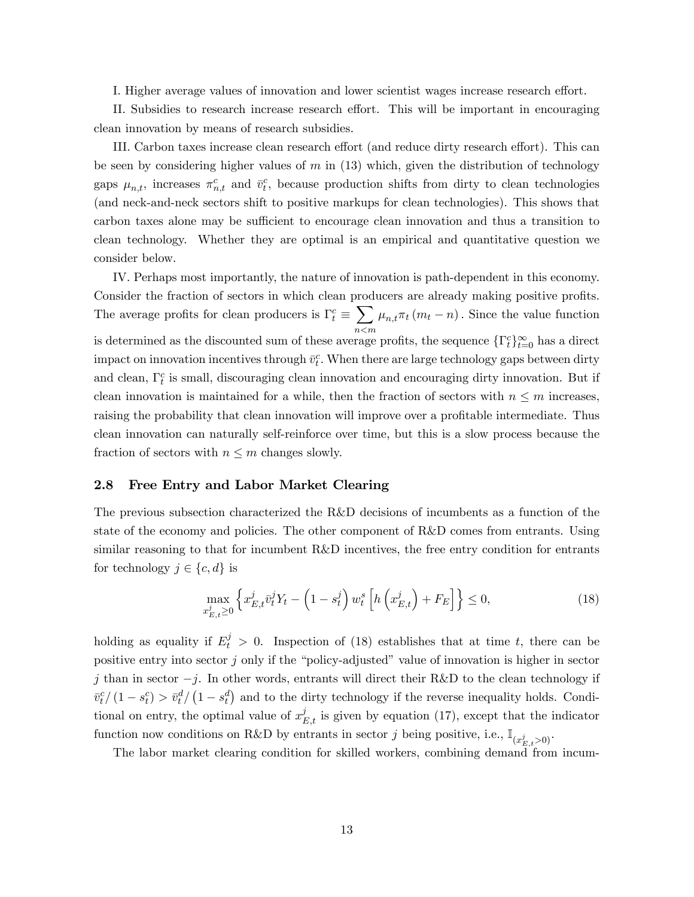I. Higher average values of innovation and lower scientist wages increase research effort.

II. Subsidies to research increase research effort. This will be important in encouraging clean innovation by means of research subsidies.

III. Carbon taxes increase clean research effort (and reduce dirty research effort). This can be seen by considering higher values of $m$ in (13) which, given the distribution of technology gaps $\mu_{n,t}$, increases $\pi^c_{n,t}$ and $\bar{v}^c_t$, because production shifts from dirty to clean technologies (and neck-and-neck sectors shift to positive markups for clean technologies). This shows that carbon taxes alone may be sufficient to encourage clean innovation and thus a transition to clean technology. Whether they are optimal is an empirical and quantitative question we consider below.

IV. Perhaps most importantly, the nature of innovation is path-dependent in this economy. Consider the fraction of sectors in which clean producers are already making positive profits. The average profits for clean producers is $\Gamma^c_t \equiv \sum_{n<m} \mu_{n,t} \pi_t (m_t - n)$. Since the value function is determined as the discounted sum of these average profits, the sequence $\{\Gamma^c_t\}^\infty_{t=0}$ has a direct impact on innovation incentives through $\bar{v}^c_t$. When there are large technology gaps between dirty and clean, $\Gamma^c_t$ is small, discouraging clean innovation and encouraging dirty innovation. But if clean innovation is maintained for a while, then the fraction of sectors with $n \leq m$ increases, raising the probability that clean innovation will improve over a profitable intermediate. Thus clean innovation can naturally self-reinforce over time, but this is a slow process because the fraction of sectors with $n \leq m$ changes slowly.

## 2.8 Free Entry and Labor Market Clearing

The previous subsection characterized the R&D decisions of incumbents as a function of the state of the economy and policies. The other component of R&D comes from entrants. Using similar reasoning to that for incumbent R&D incentives, the free entry condition for entrants for technology $j \in \{c, d\}$ is

$$\max_{x^j_{E,t} \geq 0} \left\{ x^j_{E,t} \bar{v}^j_t Y_t - \left(1 - s^j_t\right) w^s_t \left[ h\left(x^j_{E,t}\right) + F_E \right] \right\} \leq 0, \tag{18}$$

holding as equality if $E^j_t > 0$. Inspection of (18) establishes that at time $t$, there can be positive entry into sector $j$ only if the "policy-adjusted" value of innovation is higher in sector $j$ than in sector $-j$. In other words, entrants will direct their R&D to the clean technology if $\bar{v}^c_t / (1 - s^c_t) > \bar{v}^d_t / \left(1 - s^d_t\right)$ and to the dirty technology if the reverse inequality holds. Conditional on entry, the optimal value of $x^j_{E,t}$ is given by equation (17), except that the indicator function now conditions on R&D by entrants in sector $j$ being positive, i.e., $\mathbb{I}_{(x^j_{E,t}>0)}$.

The labor market clearing condition for skilled workers, combining demand from incum-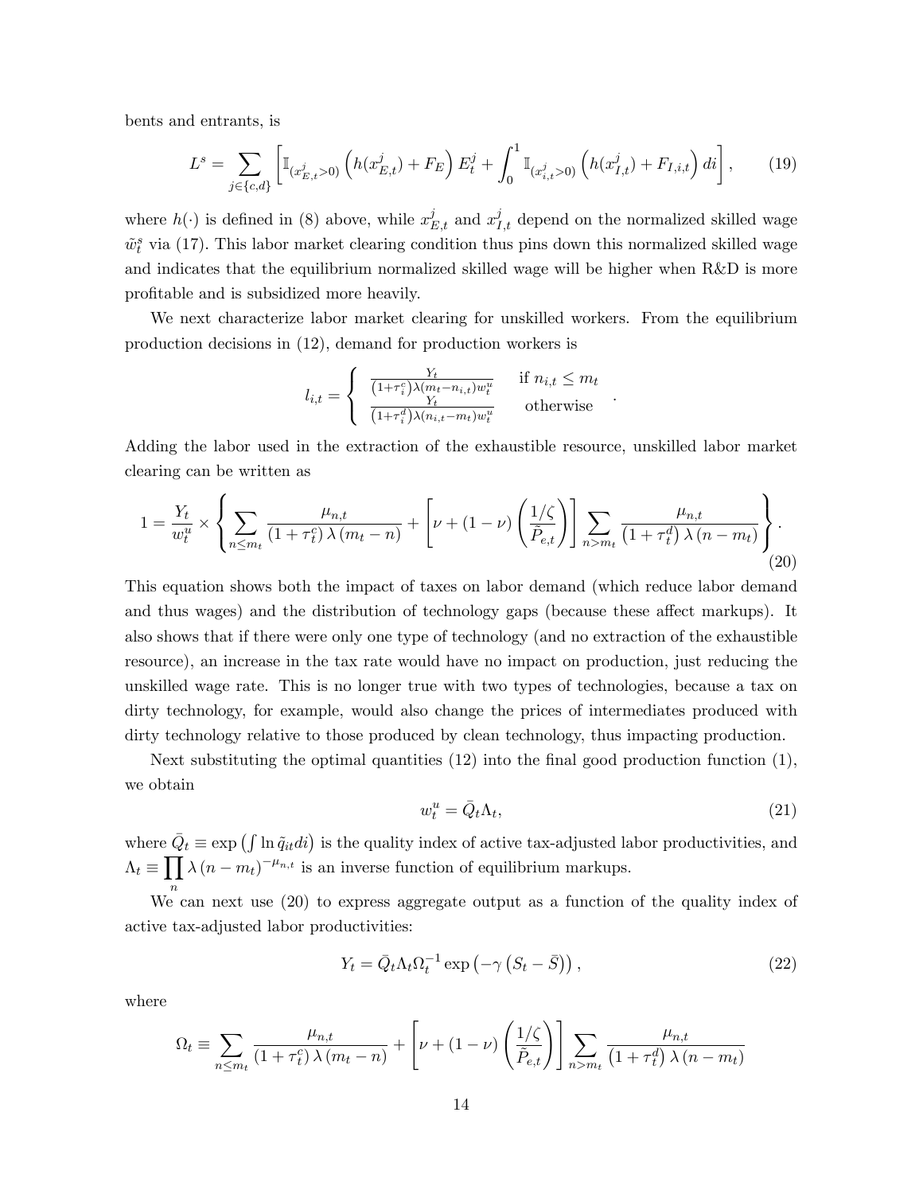bents and entrants, is

$$L^s = \sum_{j\in\{c,d\}} \left[ \mathbb{I}_{(x^j_{E,t}>0)} \left( h(x^j_{E,t}) + F_E \right) E^j_t + \int_0^1 \mathbb{I}_{(x^j_{i,t}>0)} \left( h(x^j_{I,t}) + F_{I,i,t} \right) di \right], \tag{19}$$

where $h(\cdot)$ is defined in (8) above, while $x^j_{E,t}$ and $x^j_{I,t}$ depend on the normalized skilled wage $\tilde{w}^s_t$ via (17). This labor market clearing condition thus pins down this normalized skilled wage and indicates that the equilibrium normalized skilled wage will be higher when R&D is more profitable and is subsidized more heavily.

We next characterize labor market clearing for unskilled workers. From the equilibrium production decisions in (12), demand for production workers is

$$l_{i,t} = \begin{cases} \frac{Y_t}{(1+\tau^c_i)\lambda(m_t - n_{i,t})w^u_t} & \text{if } n_{i,t} \le m_t \\ \frac{Y_t}{(1+\tau^d_i)\lambda(n_{i,t}-m_t)w^u_t} & \text{otherwise} \end{cases}.$$

Adding the labor used in the extraction of the exhaustible resource, unskilled labor market clearing can be written as

$$1 = \frac{Y_t}{w^u_t} \times \left\{ \sum_{n\le m_t} \frac{\mu_{n,t}}{(1+\tau^c_t)\lambda(m_t - n)} + \left[ \nu + (1-\nu)\left( \frac{1/\zeta}{\tilde{P}_{e,t}} \right) \right] \sum_{n>m_t} \frac{\mu_{n,t}}{\left(1+\tau^d_t\right)\lambda(n-m_t)} \right\}. \tag{20}$$

This equation shows both the impact of taxes on labor demand (which reduce labor demand and thus wages) and the distribution of technology gaps (because these affect markups). It also shows that if there were only one type of technology (and no extraction of the exhaustible resource), an increase in the tax rate would have no impact on production, just reducing the unskilled wage rate. This is no longer true with two types of technologies, because a tax on dirty technology, for example, would also change the prices of intermediates produced with dirty technology relative to those produced by clean technology, thus impacting production.

Next substituting the optimal quantities (12) into the final good production function (1), we obtain

$$w^u_t = \bar{Q}_t \Lambda_t, \tag{21}$$

where $\bar{Q}_t \equiv \exp\left(\int \ln \tilde{q}_{it} di\right)$ is the quality index of active tax-adjusted labor productivities, and $\Lambda_t \equiv \prod_n \lambda(n-m_t)^{-\mu_{n,t}}$ is an inverse function of equilibrium markups.

We can next use (20) to express aggregate output as a function of the quality index of active tax-adjusted labor productivities:

$$Y_t = \bar{Q}_t \Lambda_t \Omega_t^{-1} \exp\left(-\gamma\left(S_t - \bar{S}\right)\right), \tag{22}$$

where

$$\Omega_t \equiv \sum_{n\le m_t} \frac{\mu_{n,t}}{(1+\tau^c_t)\lambda(m_t-n)} + \left[ \nu + (1-\nu)\left( \frac{1/\zeta}{\tilde{P}_{e,t}} \right) \right] \sum_{n>m_t} \frac{\mu_{n,t}}{\left(1+\tau^d_t\right)\lambda(n-m_t)}$$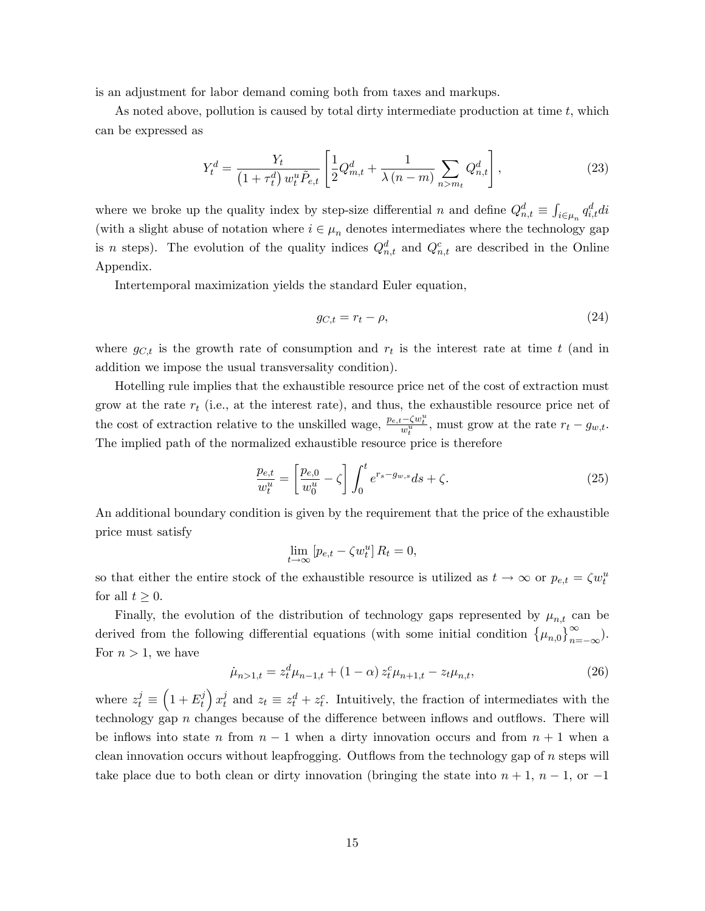is an adjustment for labor demand coming both from taxes and markups.

As noted above, pollution is caused by total dirty intermediate production at time $t$, which can be expressed as

$$Y_t^d = \frac{Y_t}{\left(1+\tau_t^d\right) w_t^u \tilde{P}_{e,t}} \left[\frac{1}{2} Q_{m,t}^d + \frac{1}{\lambda (n-m)} \sum_{n>m_t} Q_{n,t}^d\right], \tag{23}$$

where we broke up the quality index by step-size differential $n$ and define $Q_{n,t}^d \equiv \int_{i\in\mu_n} q_{i,t}^d di$ (with a slight abuse of notation where $i \in \mu_n$ denotes intermediates where the technology gap is $n$ steps). The evolution of the quality indices $Q_{n,t}^d$ and $Q_{n,t}^c$ are described in the Online Appendix.

Intertemporal maximization yields the standard Euler equation,

$$g_{C,t} = r_t - \rho, \tag{24}$$

where $g_{C,t}$ is the growth rate of consumption and $r_t$ is the interest rate at time $t$ (and in addition we impose the usual transversality condition).

Hotelling rule implies that the exhaustible resource price net of the cost of extraction must grow at the rate $r_t$ (i.e., at the interest rate), and thus, the exhaustible resource price net of the cost of extraction relative to the unskilled wage, $\frac{p_{e,t}-\zeta w_t^u}{w_t^u}$, must grow at the rate $r_t - g_{w,t}$. The implied path of the normalized exhaustible resource price is therefore

$$\frac{p_{e,t}}{w_t^u} = \left[\frac{p_{e,0}}{w_0^u} - \zeta\right] \int_0^t e^{r_s - g_{w,s}} ds + \zeta. \tag{25}$$

An additional boundary condition is given by the requirement that the price of the exhaustible price must satisfy

$$\lim_{t\to\infty} \left[p_{e,t} - \zeta w_t^u\right] R_t = 0,$$

so that either the entire stock of the exhaustible resource is utilized as $t \to \infty$ or $p_{e,t} = \zeta w_t^u$ for all $t \geq 0$.

Finally, the evolution of the distribution of technology gaps represented by $\mu_{n,t}$ can be derived from the following differential equations (with some initial condition $\{\mu_{n,0}\}_{n=-\infty}^{\infty}$). For $n > 1$, we have

$$\dot{\mu}_{n>1,t} = z_t^d \mu_{n-1,t} + (1-\alpha) z_t^c \mu_{n+1,t} - z_t \mu_{n,t}, \tag{26}$$

where $z_t^j \equiv \left(1 + E_t^j\right) x_t^j$ and $z_t \equiv z_t^d + z_t^c$. Intuitively, the fraction of intermediates with the technology gap $n$ changes because of the difference between inflows and outflows. There will be inflows into state $n$ from $n-1$ when a dirty innovation occurs and from $n+1$ when a clean innovation occurs without leapfrogging. Outflows from the technology gap of $n$ steps will take place due to both clean or dirty innovation (bringing the state into $n+1$, $n-1$, or $-1$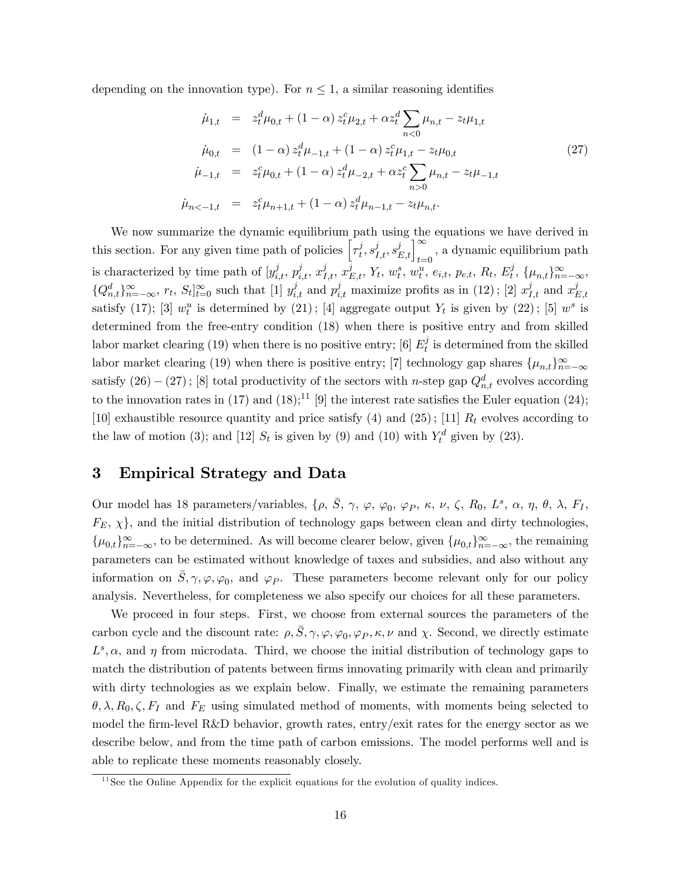depending on the innovation type). For $n \leq 1$, a similar reasoning identifies

$$
\begin{aligned}
\dot{\mu}_{1,t} &= z_t^d \mu_{0,t} + (1-\alpha) z_t^c \mu_{2,t} + \alpha z_t^d \sum_{n<0} \mu_{n,t} - z_t \mu_{1,t} \\
\dot{\mu}_{0,t} &= (1-\alpha) z_t^d \mu_{-1,t} + (1-\alpha) z_t^c \mu_{1,t} - z_t \mu_{0,t} \\
\dot{\mu}_{-1,t} &= z_t^c \mu_{0,t} + (1-\alpha) z_t^d \mu_{-2,t} + \alpha z_t^c \sum_{n>0} \mu_{n,t} - z_t \mu_{-1,t} \\
\dot{\mu}_{n<-1,t} &= z_t^c \mu_{n+1,t} + (1-\alpha) z_t^d \mu_{n-1,t} - z_t \mu_{n,t}.
\end{aligned}
\tag{27}
$$

We now summarize the dynamic equilibrium path using the equations we have derived in this section. For any given time path of policies $\left[\tau_t^j, s_{I,t}^j, s_{E,t}^j\right]_{t=0}^{\infty}$, a dynamic equilibrium path is characterized by time path of $[y_{i,t}^j,\, p_{i,t}^j,\, x_{I,t}^j,\, x_{E,t}^j,\, Y_t,\, w_t^s,\, w_t^u,\, e_{i,t},\, p_{e,t},\, R_t,\, E_t^j,\, \{\mu_{n,t}\}_{n=-\infty}^{\infty},$ $\{Q_{n,t}^d\}_{n=-\infty}^{\infty},\, r_t,\, S_t]_{t=0}^{\infty}$ such that [1] $y_{i,t}^j$ and $p_{i,t}^j$ maximize profits as in (12); [2] $x_{I,t}^j$ and $x_{E,t}^j$ satisfy (17); [3] $w_t^u$ is determined by (21); [4] aggregate output $Y_t$ is given by (22); [5] $w^s$ is determined from the free-entry condition (18) when there is positive entry and from skilled labor market clearing (19) when there is no positive entry; [6] $E_t^j$ is determined from the skilled labor market clearing (19) when there is positive entry; [7] technology gap shares $\{\mu_{n,t}\}_{n=-\infty}^{\infty}$ satisfy (26) − (27); [8] total productivity of the sectors with $n$-step gap $Q_{n,t}^d$ evolves according to the innovation rates in (17) and (18);[11] [9] the interest rate satisfies the Euler equation (24); [10] exhaustible resource quantity and price satisfy (4) and (25); [11] $R_t$ evolves according to the law of motion (3); and [12] $S_t$ is given by (9) and (10) with $Y_t^d$ given by (23).

## 3 Empirical Strategy and Data

Our model has 18 parameters/variables, $\{\rho,\, \bar{S},\, \gamma,\, \varphi,\, \varphi_0,\, \varphi_P,\, \kappa,\, \nu,\, \zeta,\, R_0,\, L^s,\, \alpha,\, \eta,\, \theta,\, \lambda,\, F_I,$ $F_E,\, \chi\}$, and the initial distribution of technology gaps between clean and dirty technologies, $\{\mu_{0,t}\}_{n=-\infty}^{\infty}$, to be determined. As will become clearer below, given $\{\mu_{0,t}\}_{n=-\infty}^{\infty}$, the remaining parameters can be estimated without knowledge of taxes and subsidies, and also without any information on $\bar{S}, \gamma, \varphi, \varphi_0$, and $\varphi_P$. These parameters become relevant only for our policy analysis. Nevertheless, for completeness we also specify our choices for all these parameters.

We proceed in four steps. First, we choose from external sources the parameters of the carbon cycle and the discount rate: $\rho, \bar{S}, \gamma, \varphi, \varphi_0, \varphi_P, \kappa, \nu$ and $\chi$. Second, we directly estimate $L^s, \alpha$, and $\eta$ from microdata. Third, we choose the initial distribution of technology gaps to match the distribution of patents between firms innovating primarily with clean and primarily with dirty technologies as we explain below. Finally, we estimate the remaining parameters $\theta, \lambda, R_0, \zeta, F_I$ and $F_E$ using simulated method of moments, with moments being selected to model the firm-level R&D behavior, growth rates, entry/exit rates for the energy sector as we describe below, and from the time path of carbon emissions. The model performs well and is able to replicate these moments reasonably closely.

[11] See the Online Appendix for the explicit equations for the evolution of quality indices.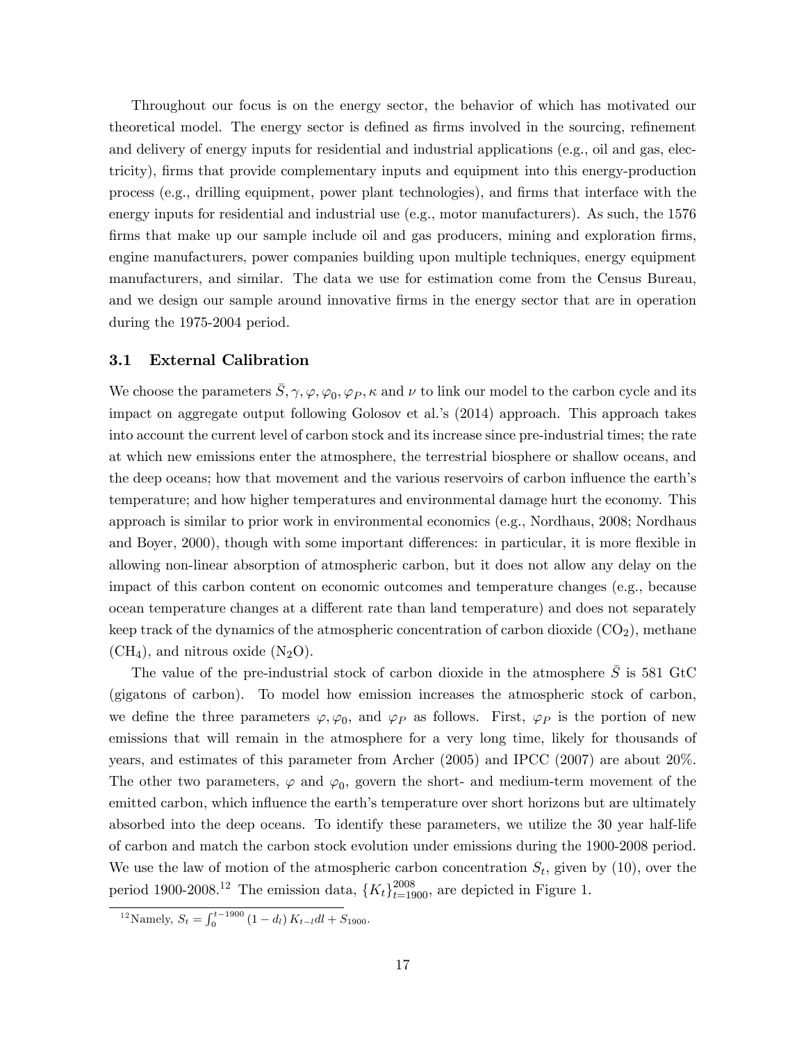Throughout our focus is on the energy sector, the behavior of which has motivated our theoretical model. The energy sector is defined as firms involved in the sourcing, refinement and delivery of energy inputs for residential and industrial applications (e.g., oil and gas, electricity), firms that provide complementary inputs and equipment into this energy-production process (e.g., drilling equipment, power plant technologies), and firms that interface with the energy inputs for residential and industrial use (e.g., motor manufacturers). As such, the 1576 firms that make up our sample include oil and gas producers, mining and exploration firms, engine manufacturers, power companies building upon multiple techniques, energy equipment manufacturers, and similar. The data we use for estimation come from the Census Bureau, and we design our sample around innovative firms in the energy sector that are in operation during the 1975-2004 period.

### 3.1 External Calibration

We choose the parameters $\bar{S}, \gamma, \varphi, \varphi_0, \varphi_P, \kappa$ and $\nu$ to link our model to the carbon cycle and its impact on aggregate output following Golosov et al.'s (2014) approach. This approach takes into account the current level of carbon stock and its increase since pre-industrial times; the rate at which new emissions enter the atmosphere, the terrestrial biosphere or shallow oceans, and the deep oceans; how that movement and the various reservoirs of carbon influence the earth's temperature; and how higher temperatures and environmental damage hurt the economy. This approach is similar to prior work in environmental economics (e.g., Nordhaus, 2008; Nordhaus and Boyer, 2000), though with some important differences: in particular, it is more flexible in allowing non-linear absorption of atmospheric carbon, but it does not allow any delay on the impact of this carbon content on economic outcomes and temperature changes (e.g., because ocean temperature changes at a different rate than land temperature) and does not separately keep track of the dynamics of the atmospheric concentration of carbon dioxide ($CO_2$), methane ($CH_4$), and nitrous oxide ($N_2O$).

The value of the pre-industrial stock of carbon dioxide in the atmosphere $\bar{S}$ is 581 GtC (gigatons of carbon). To model how emission increases the atmospheric stock of carbon, we define the three parameters $\varphi, \varphi_0$, and $\varphi_P$ as follows. First, $\varphi_P$ is the portion of new emissions that will remain in the atmosphere for a very long time, likely for thousands of years, and estimates of this parameter from Archer (2005) and IPCC (2007) are about 20%. The other two parameters, $\varphi$ and $\varphi_0$, govern the short- and medium-term movement of the emitted carbon, which influence the earth's temperature over short horizons but are ultimately absorbed into the deep oceans. To identify these parameters, we utilize the 30 year half-life of carbon and match the carbon stock evolution under emissions during the 1900-2008 period. We use the law of motion of the atmospheric carbon concentration $S_t$, given by (10), over the period 1900-2008.[12] The emission data, $\{K_t\}_{t=1900}^{2008}$, are depicted in Figure 1.

[12] Namely, $S_t = \int_0^{t-1900} (1 - d_l) K_{t-l} dl + S_{1900}$.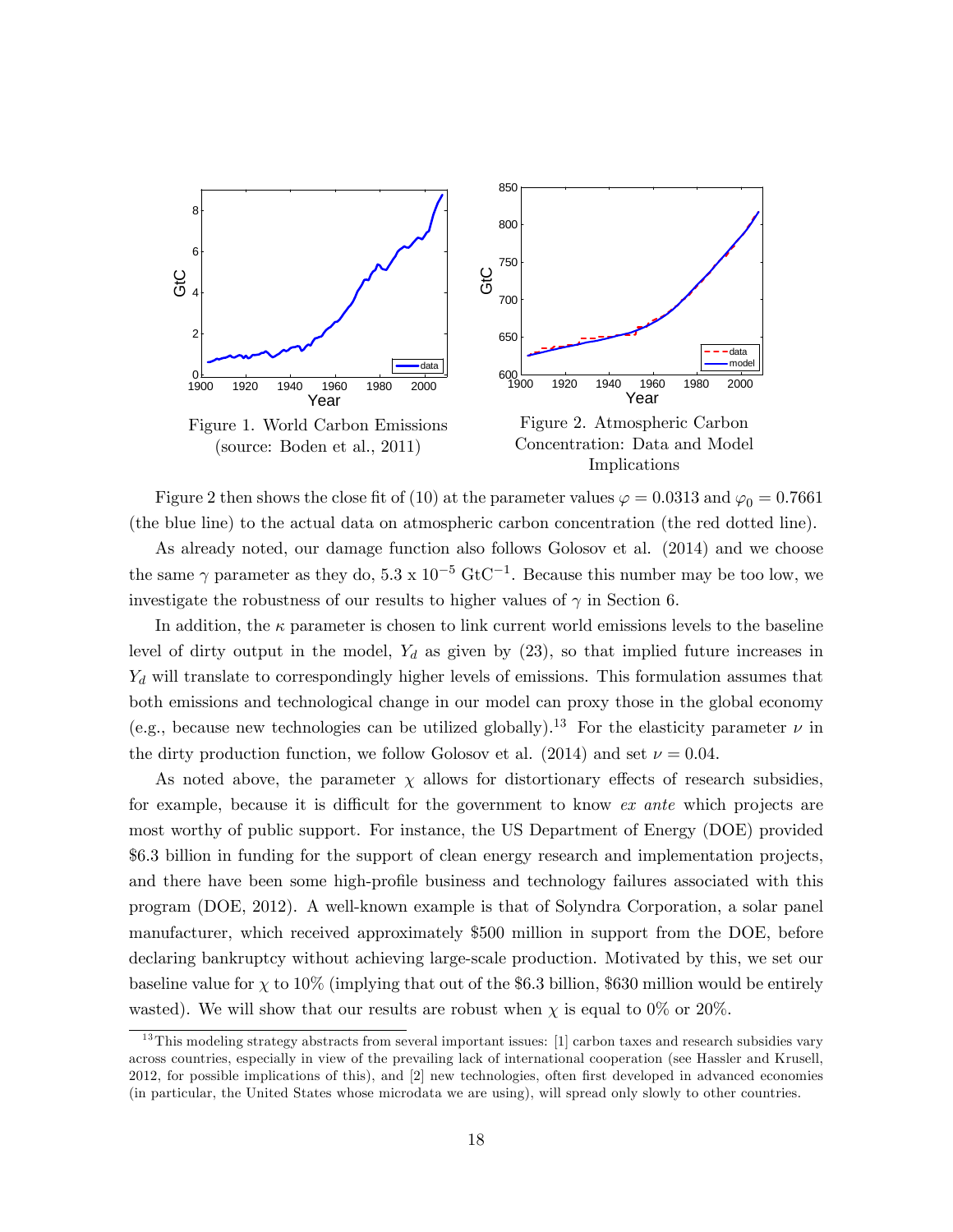Figure 1. World Carbon Emissions (source: Boden et al., 2011)

Figure 2. Atmospheric Carbon Concentration: Data and Model Implications

Figure 2 then shows the close fit of (10) at the parameter values $\varphi = 0.0313$ and $\varphi_0 = 0.7661$ (the blue line) to the actual data on atmospheric carbon concentration (the red dotted line).

As already noted, our damage function also follows Golosov et al. (2014) and we choose the same $\gamma$ parameter as they do, $5.3 \text{ x } 10^{-5}$ $\text{GtC}^{-1}$. Because this number may be too low, we investigate the robustness of our results to higher values of $\gamma$ in Section 6.

In addition, the $\kappa$ parameter is chosen to link current world emissions levels to the baseline level of dirty output in the model, $Y_d$ as given by (23), so that implied future increases in $Y_d$ will translate to correspondingly higher levels of emissions. This formulation assumes that both emissions and technological change in our model can proxy those in the global economy (e.g., because new technologies can be utilized globally).[13] For the elasticity parameter $\nu$ in the dirty production function, we follow Golosov et al. (2014) and set $\nu = 0.04$.

As noted above, the parameter $\chi$ allows for distortionary effects of research subsidies, for example, because it is difficult for the government to know *ex ante* which projects are most worthy of public support. For instance, the US Department of Energy (DOE) provided \$6.3 billion in funding for the support of clean energy research and implementation projects, and there have been some high-profile business and technology failures associated with this program (DOE, 2012). A well-known example is that of Solyndra Corporation, a solar panel manufacturer, which received approximately \$500 million in support from the DOE, before declaring bankruptcy without achieving large-scale production. Motivated by this, we set our baseline value for $\chi$ to 10% (implying that out of the \$6.3 billion, \$630 million would be entirely wasted). We will show that our results are robust when $\chi$ is equal to 0% or 20%.

[13] This modeling strategy abstracts from several important issues: [1] carbon taxes and research subsidies vary across countries, especially in view of the prevailing lack of international cooperation (see Hassler and Krusell, 2012, for possible implications of this), and [2] new technologies, often first developed in advanced economies (in particular, the United States whose microdata we are using), will spread only slowly to other countries.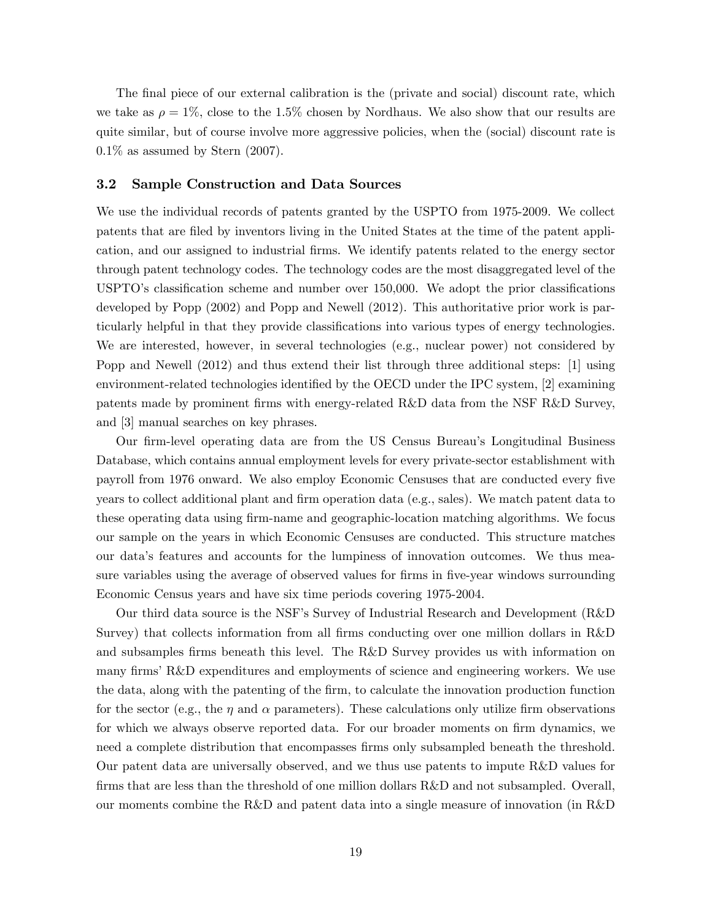The final piece of our external calibration is the (private and social) discount rate, which we take as $\rho = 1\%$, close to the 1.5% chosen by Nordhaus. We also show that our results are quite similar, but of course involve more aggressive policies, when the (social) discount rate is 0.1% as assumed by Stern (2007).

### 3.2 Sample Construction and Data Sources

We use the individual records of patents granted by the USPTO from 1975-2009. We collect patents that are filed by inventors living in the United States at the time of the patent application, and our assigned to industrial firms. We identify patents related to the energy sector through patent technology codes. The technology codes are the most disaggregated level of the USPTO's classification scheme and number over 150,000. We adopt the prior classifications developed by Popp (2002) and Popp and Newell (2012). This authoritative prior work is particularly helpful in that they provide classifications into various types of energy technologies. We are interested, however, in several technologies (e.g., nuclear power) not considered by Popp and Newell (2012) and thus extend their list through three additional steps: [1] using environment-related technologies identified by the OECD under the IPC system, [2] examining patents made by prominent firms with energy-related R&D data from the NSF R&D Survey, and [3] manual searches on key phrases.

Our firm-level operating data are from the US Census Bureau's Longitudinal Business Database, which contains annual employment levels for every private-sector establishment with payroll from 1976 onward. We also employ Economic Censuses that are conducted every five years to collect additional plant and firm operation data (e.g., sales). We match patent data to these operating data using firm-name and geographic-location matching algorithms. We focus our sample on the years in which Economic Censuses are conducted. This structure matches our data's features and accounts for the lumpiness of innovation outcomes. We thus measure variables using the average of observed values for firms in five-year windows surrounding Economic Census years and have six time periods covering 1975-2004.

Our third data source is the NSF's Survey of Industrial Research and Development (R&D Survey) that collects information from all firms conducting over one million dollars in R&D and subsamples firms beneath this level. The R&D Survey provides us with information on many firms' R&D expenditures and employments of science and engineering workers. We use the data, along with the patenting of the firm, to calculate the innovation production function for the sector (e.g., the $\eta$ and $\alpha$ parameters). These calculations only utilize firm observations for which we always observe reported data. For our broader moments on firm dynamics, we need a complete distribution that encompasses firms only subsampled beneath the threshold. Our patent data are universally observed, and we thus use patents to impute R&D values for firms that are less than the threshold of one million dollars R&D and not subsampled. Overall, our moments combine the R&D and patent data into a single measure of innovation (in R&D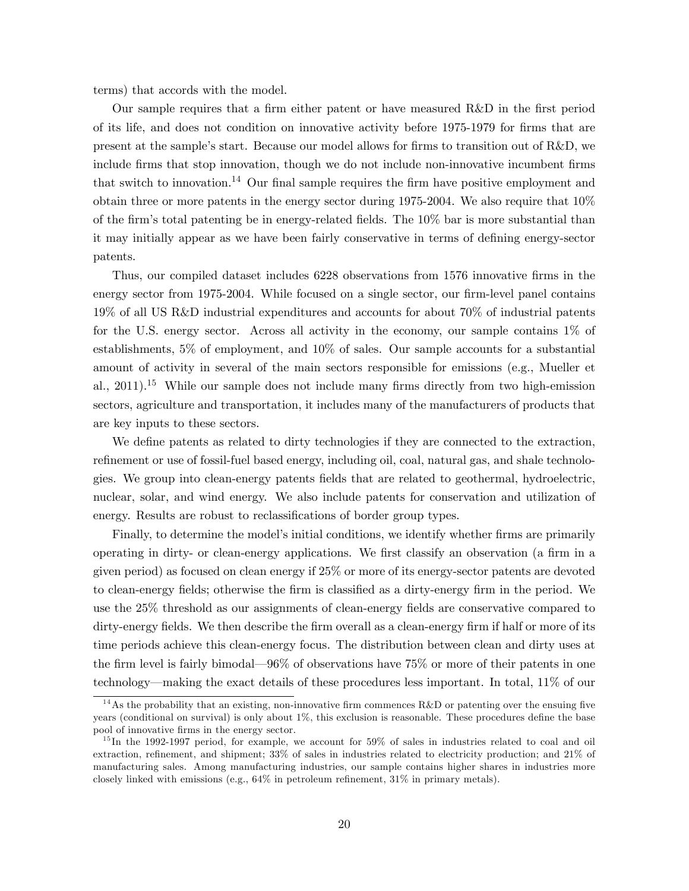terms) that accords with the model.

Our sample requires that a firm either patent or have measured R&D in the first period of its life, and does not condition on innovative activity before 1975-1979 for firms that are present at the sample's start. Because our model allows for firms to transition out of R&D, we include firms that stop innovation, though we do not include non-innovative incumbent firms that switch to innovation.[14] Our final sample requires the firm have positive employment and obtain three or more patents in the energy sector during 1975-2004. We also require that 10% of the firm's total patenting be in energy-related fields. The 10% bar is more substantial than it may initially appear as we have been fairly conservative in terms of defining energy-sector patents.

Thus, our compiled dataset includes 6228 observations from 1576 innovative firms in the energy sector from 1975-2004. While focused on a single sector, our firm-level panel contains 19% of all US R&D industrial expenditures and accounts for about 70% of industrial patents for the U.S. energy sector. Across all activity in the economy, our sample contains 1% of establishments, 5% of employment, and 10% of sales. Our sample accounts for a substantial amount of activity in several of the main sectors responsible for emissions (e.g., Mueller et al., 2011).[15] While our sample does not include many firms directly from two high-emission sectors, agriculture and transportation, it includes many of the manufacturers of products that are key inputs to these sectors.

We define patents as related to dirty technologies if they are connected to the extraction, refinement or use of fossil-fuel based energy, including oil, coal, natural gas, and shale technologies. We group into clean-energy patents fields that are related to geothermal, hydroelectric, nuclear, solar, and wind energy. We also include patents for conservation and utilization of energy. Results are robust to reclassifications of border group types.

Finally, to determine the model's initial conditions, we identify whether firms are primarily operating in dirty- or clean-energy applications. We first classify an observation (a firm in a given period) as focused on clean energy if 25% or more of its energy-sector patents are devoted to clean-energy fields; otherwise the firm is classified as a dirty-energy firm in the period. We use the 25% threshold as our assignments of clean-energy fields are conservative compared to dirty-energy fields. We then describe the firm overall as a clean-energy firm if half or more of its time periods achieve this clean-energy focus. The distribution between clean and dirty uses at the firm level is fairly bimodal—96% of observations have 75% or more of their patents in one technology—making the exact details of these procedures less important. In total, 11% of our

[14] As the probability that an existing, non-innovative firm commences R&D or patenting over the ensuing five years (conditional on survival) is only about 1%, this exclusion is reasonable. These procedures define the base pool of innovative firms in the energy sector.

[15] In the 1992-1997 period, for example, we account for 59% of sales in industries related to coal and oil extraction, refinement, and shipment; 33% of sales in industries related to electricity production; and 21% of manufacturing sales. Among manufacturing industries, our sample contains higher shares in industries more closely linked with emissions (e.g., 64% in petroleum refinement, 31% in primary metals).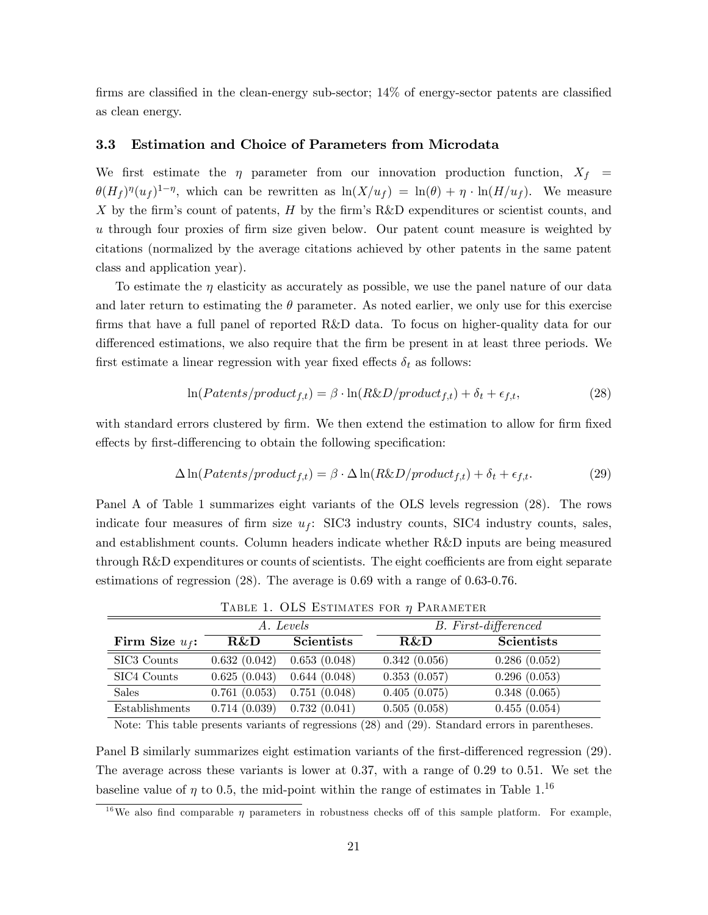firms are classified in the clean-energy sub-sector; 14% of energy-sector patents are classified as clean energy.

### 3.3 Estimation and Choice of Parameters from Microdata

We first estimate the $\eta$ parameter from our innovation production function, $X_f = \theta(H_f)^{\eta}(u_f)^{1-\eta}$, which can be rewritten as $\ln(X/u_f) = \ln(\theta) + \eta \cdot \ln(H/u_f)$. We measure $X$ by the firm's count of patents, $H$ by the firm's R&D expenditures or scientist counts, and $u$ through four proxies of firm size given below. Our patent count measure is weighted by citations (normalized by the average citations achieved by other patents in the same patent class and application year).

To estimate the $\eta$ elasticity as accurately as possible, we use the panel nature of our data and later return to estimating the $\theta$ parameter. As noted earlier, we only use for this exercise firms that have a full panel of reported R&D data. To focus on higher-quality data for our differenced estimations, we also require that the firm be present in at least three periods. We first estimate a linear regression with year fixed effects $\delta_t$ as follows:

$$\ln(Patents/product_{f,t}) = \beta \cdot \ln(R\&D/product_{f,t}) + \delta_t + \epsilon_{f,t}, \tag{28}$$

with standard errors clustered by firm. We then extend the estimation to allow for firm fixed effects by first-differencing to obtain the following specification:

$$\Delta \ln(Patents/product_{f,t}) = \beta \cdot \Delta \ln(R\&D/product_{f,t}) + \delta_t + \epsilon_{f,t}. \tag{29}$$

Panel A of Table 1 summarizes eight variants of the OLS levels regression (28). The rows indicate four measures of firm size $u_f$: SIC3 industry counts, SIC4 industry counts, sales, and establishment counts. Column headers indicate whether R&D inputs are being measured through R&D expenditures or counts of scientists. The eight coefficients are from eight separate estimations of regression (28). The average is 0.69 with a range of 0.63-0.76.

Table 1. OLS Estimates for $\eta$ Parameter

| | *A. Levels* | | *B. First-differenced* | |
|---|---|---|---|---|
| **Firm Size $u_f$:** | **R&D** | **Scientists** | **R&D** | **Scientists** |
| SIC3 Counts | 0.632 (0.042) | 0.653 (0.048) | 0.342 (0.056) | 0.286 (0.052) |
| SIC4 Counts | 0.625 (0.043) | 0.644 (0.048) | 0.353 (0.057) | 0.296 (0.053) |
| Sales | 0.761 (0.053) | 0.751 (0.048) | 0.405 (0.075) | 0.348 (0.065) |
| Establishments | 0.714 (0.039) | 0.732 (0.041) | 0.505 (0.058) | 0.455 (0.054) |

Note: This table presents variants of regressions (28) and (29). Standard errors in parentheses.

Panel B similarly summarizes eight estimation variants of the first-differenced regression (29). The average across these variants is lower at 0.37, with a range of 0.29 to 0.51. We set the baseline value of $\eta$ to 0.5, the mid-point within the range of estimates in Table 1.[16]

[16] We also find comparable $\eta$ parameters in robustness checks off of this sample platform. For example,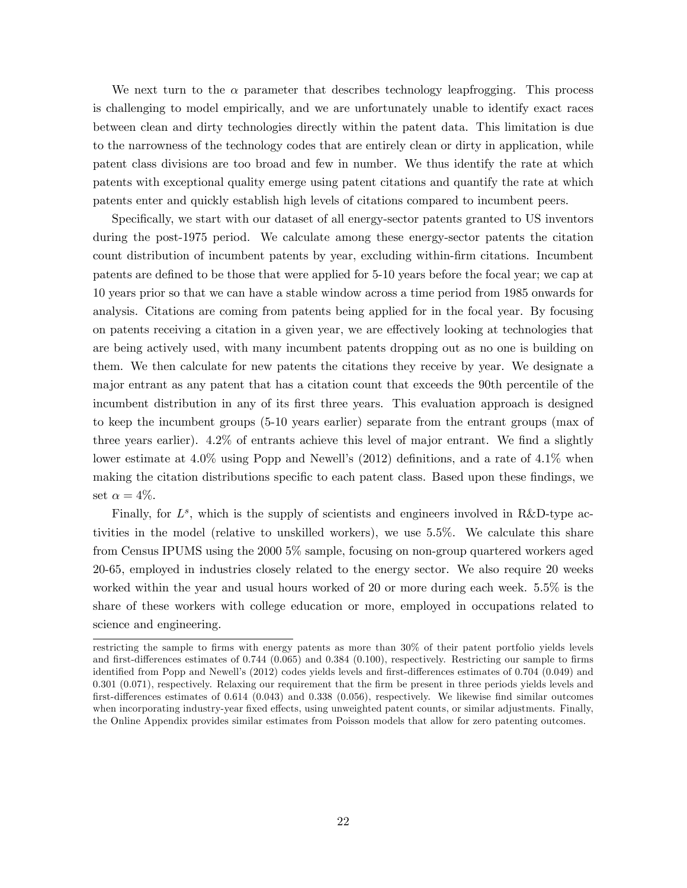We next turn to the $\alpha$ parameter that describes technology leapfrogging. This process is challenging to model empirically, and we are unfortunately unable to identify exact races between clean and dirty technologies directly within the patent data. This limitation is due to the narrowness of the technology codes that are entirely clean or dirty in application, while patent class divisions are too broad and few in number. We thus identify the rate at which patents with exceptional quality emerge using patent citations and quantify the rate at which patents enter and quickly establish high levels of citations compared to incumbent peers.

Specifically, we start with our dataset of all energy-sector patents granted to US inventors during the post-1975 period. We calculate among these energy-sector patents the citation count distribution of incumbent patents by year, excluding within-firm citations. Incumbent patents are defined to be those that were applied for 5-10 years before the focal year; we cap at 10 years prior so that we can have a stable window across a time period from 1985 onwards for analysis. Citations are coming from patents being applied for in the focal year. By focusing on patents receiving a citation in a given year, we are effectively looking at technologies that are being actively used, with many incumbent patents dropping out as no one is building on them. We then calculate for new patents the citations they receive by year. We designate a major entrant as any patent that has a citation count that exceeds the 90th percentile of the incumbent distribution in any of its first three years. This evaluation approach is designed to keep the incumbent groups (5-10 years earlier) separate from the entrant groups (max of three years earlier). 4.2% of entrants achieve this level of major entrant. We find a slightly lower estimate at 4.0% using Popp and Newell's (2012) definitions, and a rate of 4.1% when making the citation distributions specific to each patent class. Based upon these findings, we set $\alpha = 4\%$.

Finally, for $L^s$, which is the supply of scientists and engineers involved in R&D-type activities in the model (relative to unskilled workers), we use 5.5%. We calculate this share from Census IPUMS using the 2000 5% sample, focusing on non-group quartered workers aged 20-65, employed in industries closely related to the energy sector. We also require 20 weeks worked within the year and usual hours worked of 20 or more during each week. 5.5% is the share of these workers with college education or more, employed in occupations related to science and engineering.

---

restricting the sample to firms with energy patents as more than 30% of their patent portfolio yields levels and first-differences estimates of 0.744 (0.065) and 0.384 (0.100), respectively. Restricting our sample to firms identified from Popp and Newell's (2012) codes yields levels and first-differences estimates of 0.704 (0.049) and 0.301 (0.071), respectively. Relaxing our requirement that the firm be present in three periods yields levels and first-differences estimates of 0.614 (0.043) and 0.338 (0.056), respectively. We likewise find similar outcomes when incorporating industry-year fixed effects, using unweighted patent counts, or similar adjustments. Finally, the Online Appendix provides similar estimates from Poisson models that allow for zero patenting outcomes.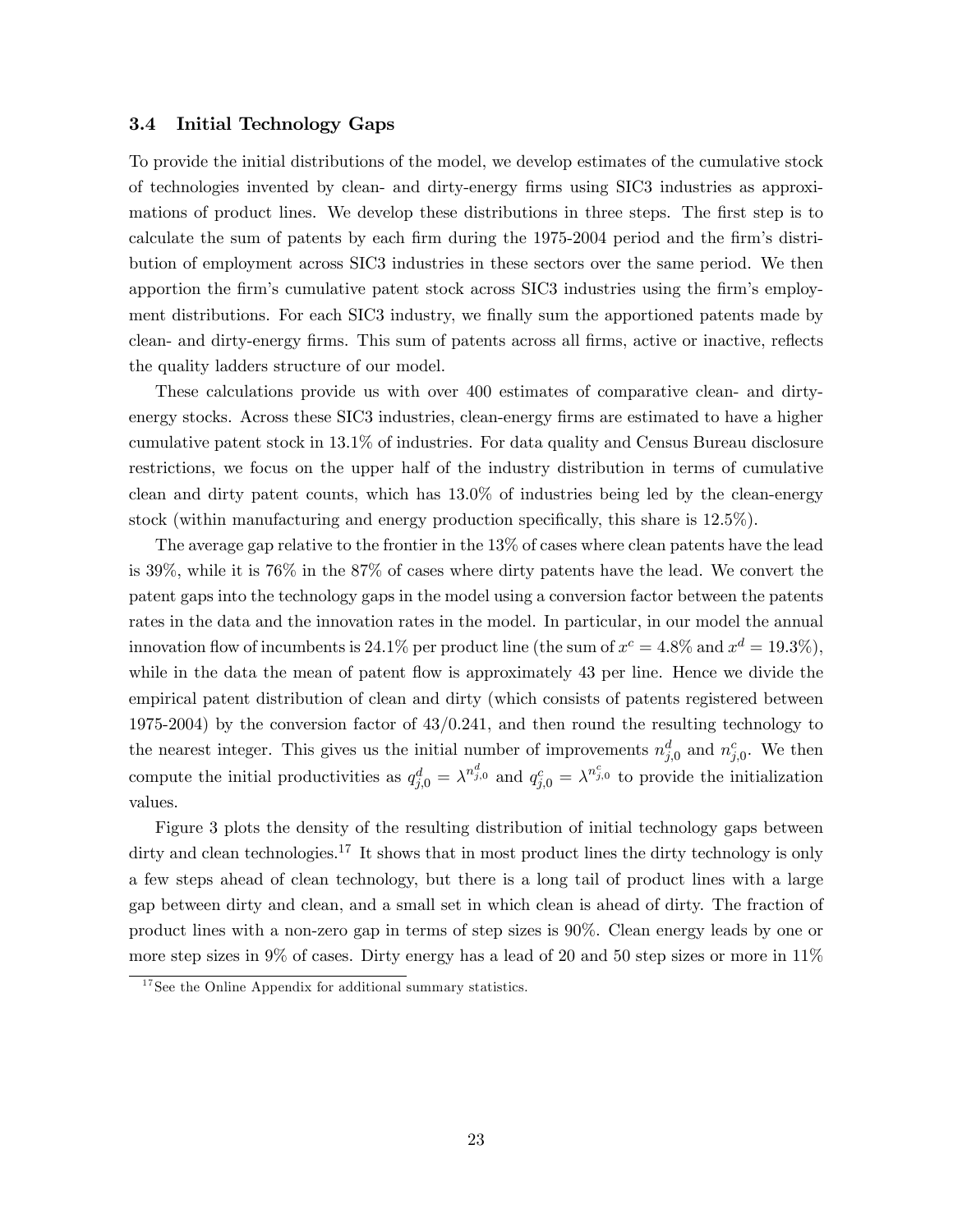### 3.4 Initial Technology Gaps

To provide the initial distributions of the model, we develop estimates of the cumulative stock of technologies invented by clean- and dirty-energy firms using SIC3 industries as approximations of product lines. We develop these distributions in three steps. The first step is to calculate the sum of patents by each firm during the 1975-2004 period and the firm's distribution of employment across SIC3 industries in these sectors over the same period. We then apportion the firm's cumulative patent stock across SIC3 industries using the firm's employment distributions. For each SIC3 industry, we finally sum the apportioned patents made by clean- and dirty-energy firms. This sum of patents across all firms, active or inactive, reflects the quality ladders structure of our model.

These calculations provide us with over 400 estimates of comparative clean- and dirty-energy stocks. Across these SIC3 industries, clean-energy firms are estimated to have a higher cumulative patent stock in 13.1% of industries. For data quality and Census Bureau disclosure restrictions, we focus on the upper half of the industry distribution in terms of cumulative clean and dirty patent counts, which has 13.0% of industries being led by the clean-energy stock (within manufacturing and energy production specifically, this share is 12.5%).

The average gap relative to the frontier in the 13% of cases where clean patents have the lead is 39%, while it is 76% in the 87% of cases where dirty patents have the lead. We convert the patent gaps into the technology gaps in the model using a conversion factor between the patents rates in the data and the innovation rates in the model. In particular, in our model the annual innovation flow of incumbents is 24.1% per product line (the sum of $x^c = 4.8\%$ and $x^d = 19.3\%$), while in the data the mean of patent flow is approximately 43 per line. Hence we divide the empirical patent distribution of clean and dirty (which consists of patents registered between 1975-2004) by the conversion factor of 43/0.241, and then round the resulting technology to the nearest integer. This gives us the initial number of improvements $n^d_{j,0}$ and $n^c_{j,0}$. We then compute the initial productivities as $q^d_{j,0} = \lambda^{n^d_{j,0}}$ and $q^c_{j,0} = \lambda^{n^c_{j,0}}$ to provide the initialization values.

Figure 3 plots the density of the resulting distribution of initial technology gaps between dirty and clean technologies.[17] It shows that in most product lines the dirty technology is only a few steps ahead of clean technology, but there is a long tail of product lines with a large gap between dirty and clean, and a small set in which clean is ahead of dirty. The fraction of product lines with a non-zero gap in terms of step sizes is 90%. Clean energy leads by one or more step sizes in 9% of cases. Dirty energy has a lead of 20 and 50 step sizes or more in 11%

[17] See the Online Appendix for additional summary statistics.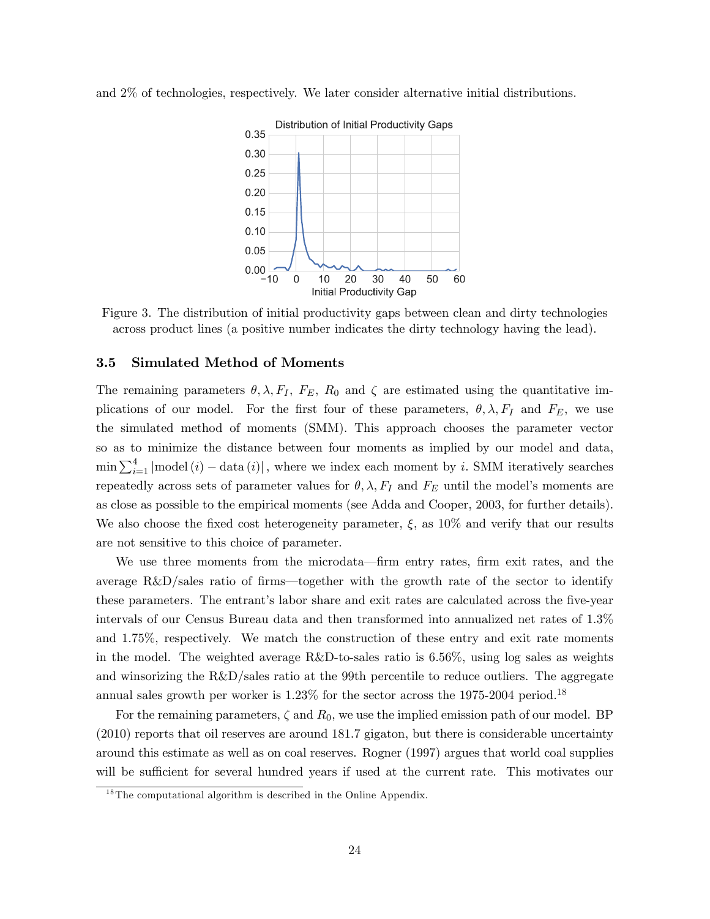and 2% of technologies, respectively. We later consider alternative initial distributions.

Figure 3. The distribution of initial productivity gaps between clean and dirty technologies across product lines (a positive number indicates the dirty technology having the lead).

### 3.5 Simulated Method of Moments

The remaining parameters $\theta, \lambda, F_I, F_E, R_0$ and $\zeta$ are estimated using the quantitative implications of our model. For the first four of these parameters, $\theta, \lambda, F_I$ and $F_E$, we use the simulated method of moments (SMM). This approach chooses the parameter vector so as to minimize the distance between four moments as implied by our model and data, $\min \sum_{i=1}^{4} |\text{model}(i) - \text{data}(i)|$, where we index each moment by $i$. SMM iteratively searches repeatedly across sets of parameter values for $\theta, \lambda, F_I$ and $F_E$ until the model's moments are as close as possible to the empirical moments (see Adda and Cooper, 2003, for further details). We also choose the fixed cost heterogeneity parameter, $\xi$, as 10% and verify that our results are not sensitive to this choice of parameter.

We use three moments from the microdata—firm entry rates, firm exit rates, and the average R&D/sales ratio of firms—together with the growth rate of the sector to identify these parameters. The entrant's labor share and exit rates are calculated across the five-year intervals of our Census Bureau data and then transformed into annualized net rates of 1.3% and 1.75%, respectively. We match the construction of these entry and exit rate moments in the model. The weighted average R&D-to-sales ratio is 6.56%, using log sales as weights and winsorizing the R&D/sales ratio at the 99th percentile to reduce outliers. The aggregate annual sales growth per worker is 1.23% for the sector across the 1975-2004 period.[18]

For the remaining parameters, $\zeta$ and $R_0$, we use the implied emission path of our model. BP (2010) reports that oil reserves are around 181.7 gigaton, but there is considerable uncertainty around this estimate as well as on coal reserves. Rogner (1997) argues that world coal supplies will be sufficient for several hundred years if used at the current rate. This motivates our

[18] The computational algorithm is described in the Online Appendix.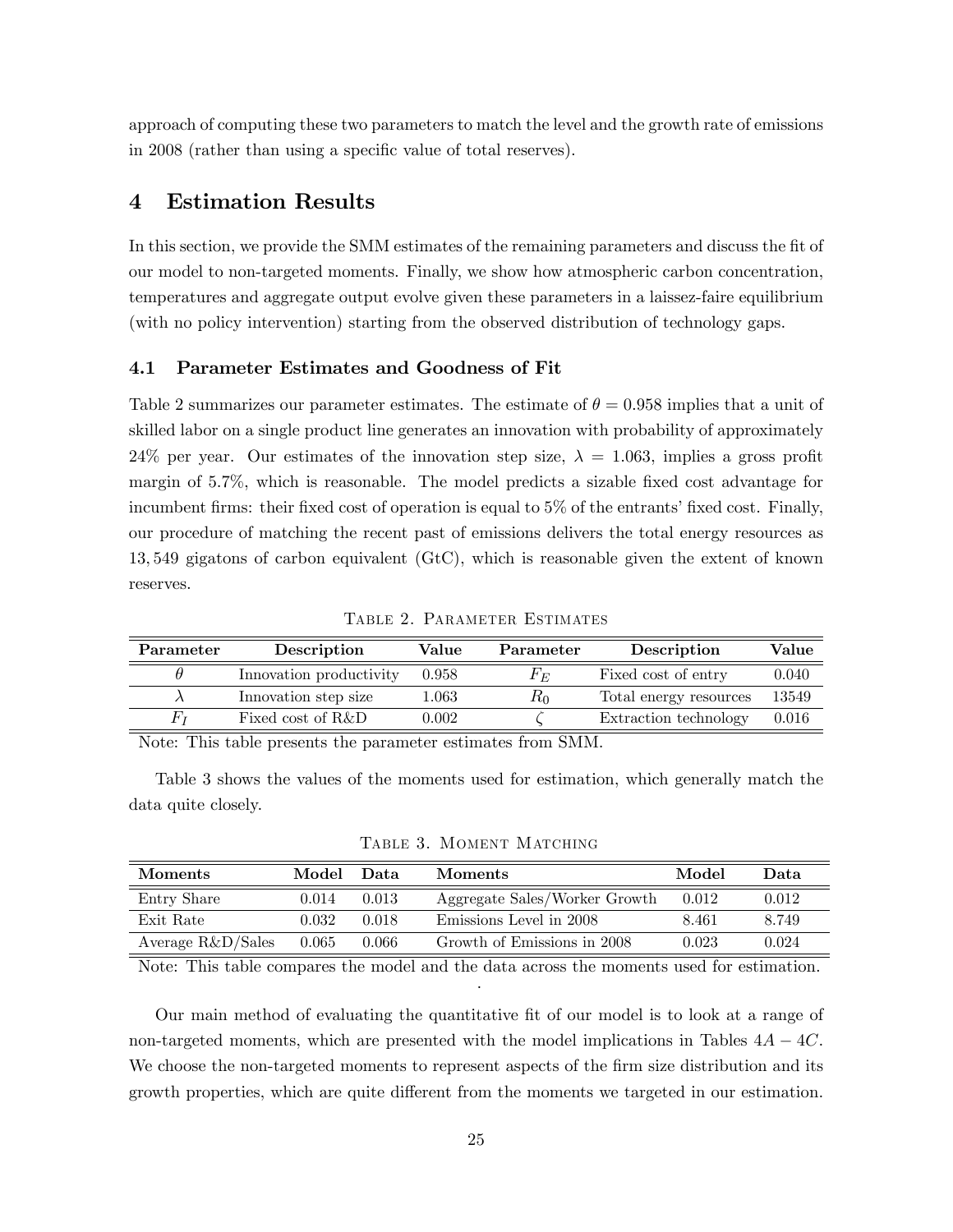approach of computing these two parameters to match the level and the growth rate of emissions in 2008 (rather than using a specific value of total reserves).

# 4 Estimation Results

In this section, we provide the SMM estimates of the remaining parameters and discuss the fit of our model to non-targeted moments. Finally, we show how atmospheric carbon concentration, temperatures and aggregate output evolve given these parameters in a laissez-faire equilibrium (with no policy intervention) starting from the observed distribution of technology gaps.

## 4.1 Parameter Estimates and Goodness of Fit

Table 2 summarizes our parameter estimates. The estimate of $\theta = 0.958$ implies that a unit of skilled labor on a single product line generates an innovation with probability of approximately 24% per year. Our estimates of the innovation step size, $\lambda = 1.063$, implies a gross profit margin of 5.7%, which is reasonable. The model predicts a sizable fixed cost advantage for incumbent firms: their fixed cost of operation is equal to 5% of the entrants' fixed cost. Finally, our procedure of matching the recent past of emissions delivers the total energy resources as 13,549 gigatons of carbon equivalent (GtC), which is reasonable given the extent of known reserves.

Table 2. Parameter Estimates

| Parameter | Description | Value | Parameter | Description | Value |
|---|---|---|---|---|---|
| $\theta$ | Innovation productivity | 0.958 | $F_E$ | Fixed cost of entry | 0.040 |
| $\lambda$ | Innovation step size | 1.063 | $R_0$ | Total energy resources | 13549 |
| $F_I$ | Fixed cost of R&D | 0.002 | $\zeta$ | Extraction technology | 0.016 |

Note: This table presents the parameter estimates from SMM.

Table 3 shows the values of the moments used for estimation, which generally match the data quite closely.

Table 3. Moment Matching

| Moments | Model | Data | Moments | Model | Data |
|---|---|---|---|---|---|
| Entry Share | 0.014 | 0.013 | Aggregate Sales/Worker Growth | 0.012 | 0.012 |
| Exit Rate | 0.032 | 0.018 | Emissions Level in 2008 | 8.461 | 8.749 |
| Average R&D/Sales | 0.065 | 0.066 | Growth of Emissions in 2008 | 0.023 | 0.024 |

Note: This table compares the model and the data across the moments used for estimation.

Our main method of evaluating the quantitative fit of our model is to look at a range of non-targeted moments, which are presented with the model implications in Tables $4A-4C$. We choose the non-targeted moments to represent aspects of the firm size distribution and its growth properties, which are quite different from the moments we targeted in our estimation.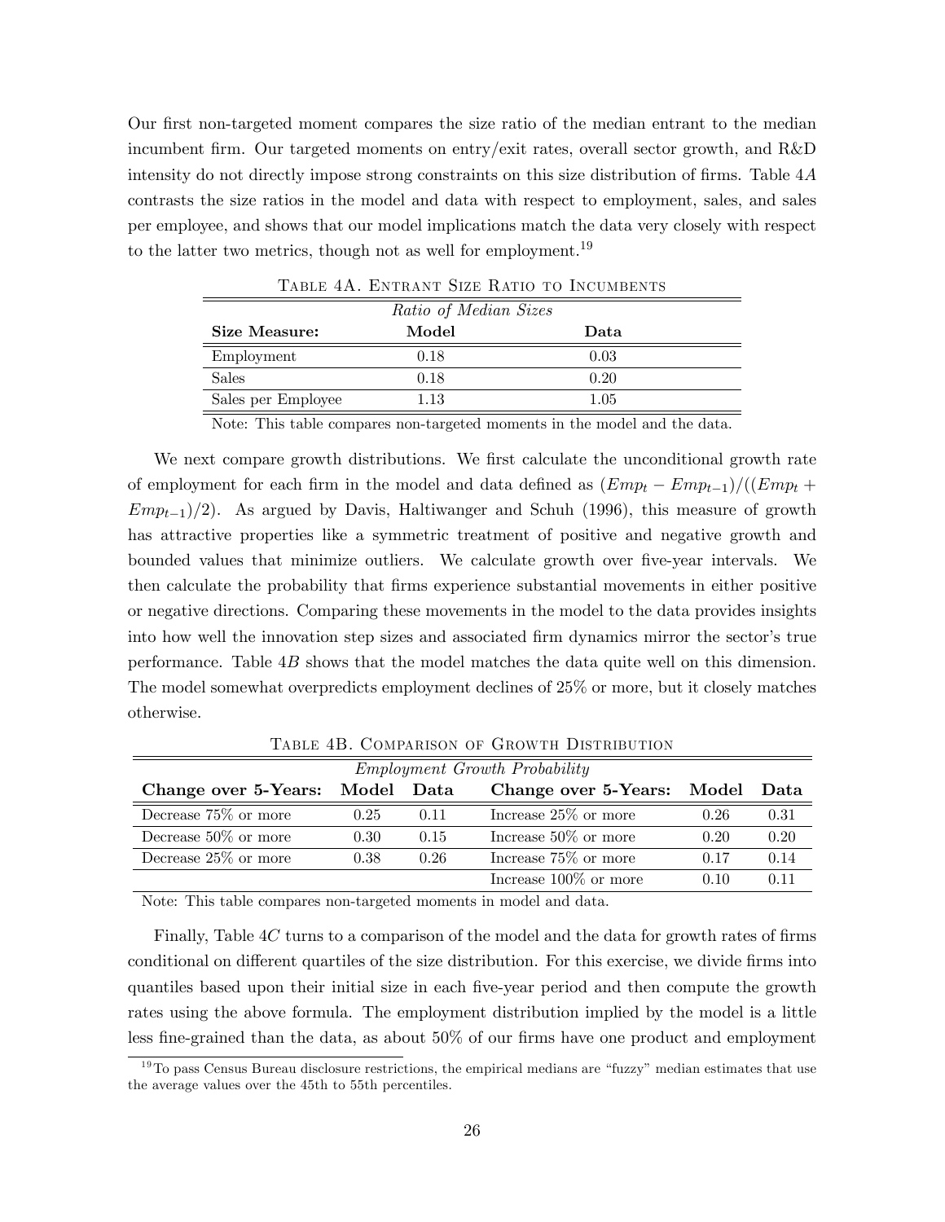Our first non-targeted moment compares the size ratio of the median entrant to the median incumbent firm. Our targeted moments on entry/exit rates, overall sector growth, and R&D intensity do not directly impose strong constraints on this size distribution of firms. Table 4*A* contrasts the size ratios in the model and data with respect to employment, sales, and sales per employee, and shows that our model implications match the data very closely with respect to the latter two metrics, though not as well for employment.[19]

Table 4A. Entrant Size Ratio to Incumbents

| | *Ratio of Median Sizes* | |
|---|---|---|
| **Size Measure:** | **Model** | **Data** |
| Employment | 0.18 | 0.03 |
| Sales | 0.18 | 0.20 |
| Sales per Employee | 1.13 | 1.05 |

Note: This table compares non-targeted moments in the model and the data.

We next compare growth distributions. We first calculate the unconditional growth rate of employment for each firm in the model and data defined as $(Emp_t - Emp_{t-1})/((Emp_t + Emp_{t-1})/2)$. As argued by Davis, Haltiwanger and Schuh (1996), this measure of growth has attractive properties like a symmetric treatment of positive and negative growth and bounded values that minimize outliers. We calculate growth over five-year intervals. We then calculate the probability that firms experience substantial movements in either positive or negative directions. Comparing these movements in the model to the data provides insights into how well the innovation step sizes and associated firm dynamics mirror the sector's true performance. Table 4*B* shows that the model matches the data quite well on this dimension. The model somewhat overpredicts employment declines of 25% or more, but it closely matches otherwise.

Table 4B. Comparison of Growth Distribution

| | | *Employment Growth Probability* | | | |
|---|---|---|---|---|---|
| **Change over 5-Years:** | **Model** | **Data** | **Change over 5-Years:** | **Model** | **Data** |
| Decrease 75% or more | 0.25 | 0.11 | Increase 25% or more | 0.26 | 0.31 |
| Decrease 50% or more | 0.30 | 0.15 | Increase 50% or more | 0.20 | 0.20 |
| Decrease 25% or more | 0.38 | 0.26 | Increase 75% or more | 0.17 | 0.14 |
| | | | Increase 100% or more | 0.10 | 0.11 |

Note: This table compares non-targeted moments in model and data.

Finally, Table 4*C* turns to a comparison of the model and the data for growth rates of firms conditional on different quartiles of the size distribution. For this exercise, we divide firms into quantiles based upon their initial size in each five-year period and then compute the growth rates using the above formula. The employment distribution implied by the model is a little less fine-grained than the data, as about 50% of our firms have one product and employment

[19] To pass Census Bureau disclosure restrictions, the empirical medians are "fuzzy" median estimates that use the average values over the 45th to 55th percentiles.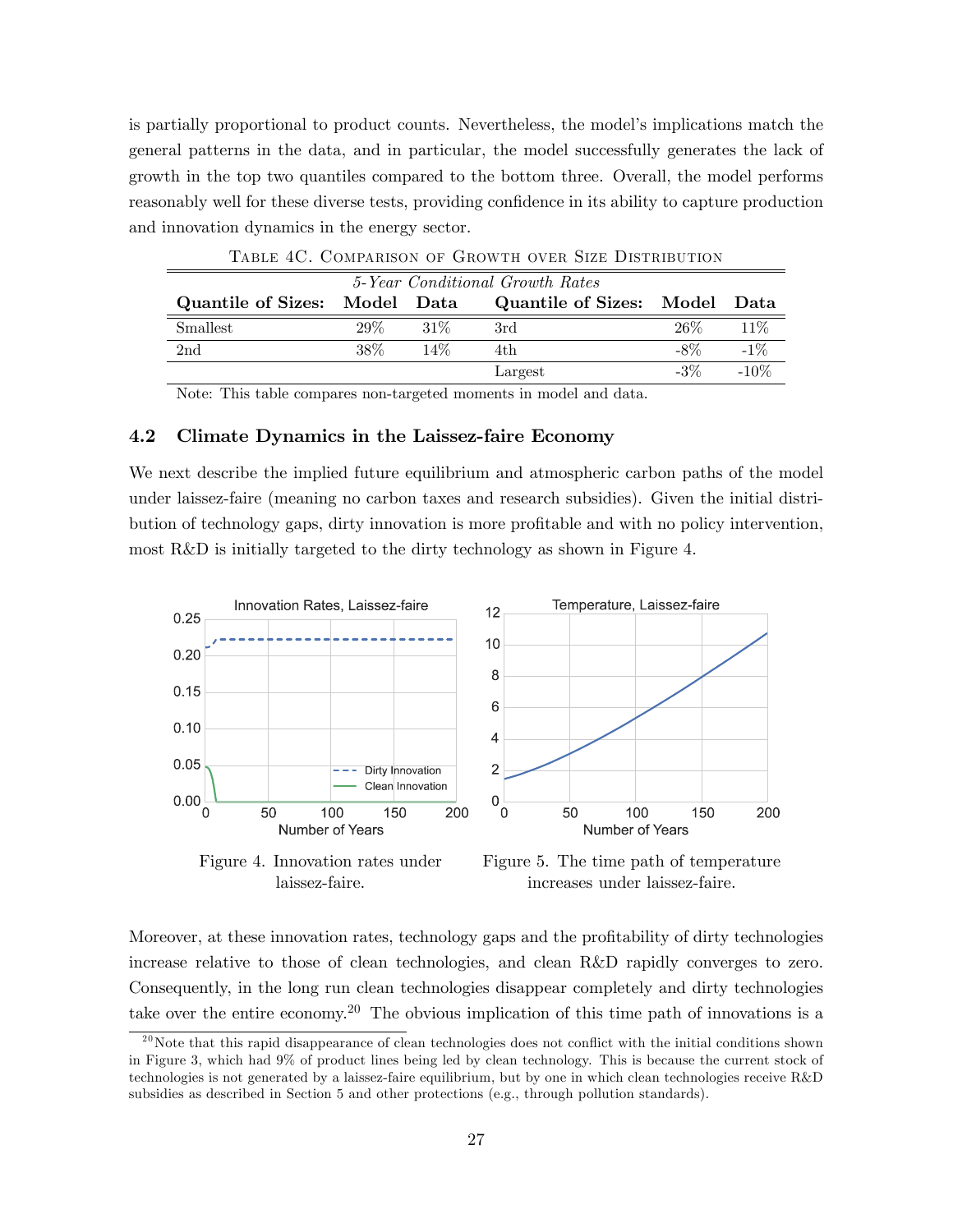is partially proportional to product counts. Nevertheless, the model's implications match the general patterns in the data, and in particular, the model successfully generates the lack of growth in the top two quantiles compared to the bottom three. Overall, the model performs reasonably well for these diverse tests, providing confidence in its ability to capture production and innovation dynamics in the energy sector.

Table 4C. Comparison of Growth over Size Distribution

| *5-Year Conditional Growth Rates* | | | | | |
|---|---|---|---|---|---|
| **Quantile of Sizes:** | **Model** | **Data** | **Quantile of Sizes:** | **Model** | **Data** |
| Smallest | 29% | 31% | 3rd | 26% | 11% |
| 2nd | 38% | 14% | 4th | -8% | -1% |
| | | | Largest | -3% | -10% |

Note: This table compares non-targeted moments in model and data.

### 4.2 Climate Dynamics in the Laissez-faire Economy

We next describe the implied future equilibrium and atmospheric carbon paths of the model under laissez-faire (meaning no carbon taxes and research subsidies). Given the initial distribution of technology gaps, dirty innovation is more profitable and with no policy intervention, most R&D is initially targeted to the dirty technology as shown in Figure 4.

Figure 4. Innovation rates under laissez-faire.

Figure 5. The time path of temperature increases under laissez-faire.

Moreover, at these innovation rates, technology gaps and the profitability of dirty technologies increase relative to those of clean technologies, and clean R&D rapidly converges to zero. Consequently, in the long run clean technologies disappear completely and dirty technologies take over the entire economy.[20] The obvious implication of this time path of innovations is a

[20] Note that this rapid disappearance of clean technologies does not conflict with the initial conditions shown in Figure 3, which had 9% of product lines being led by clean technology. This is because the current stock of technologies is not generated by a laissez-faire equilibrium, but by one in which clean technologies receive R&D subsidies as described in Section 5 and other protections (e.g., through pollution standards).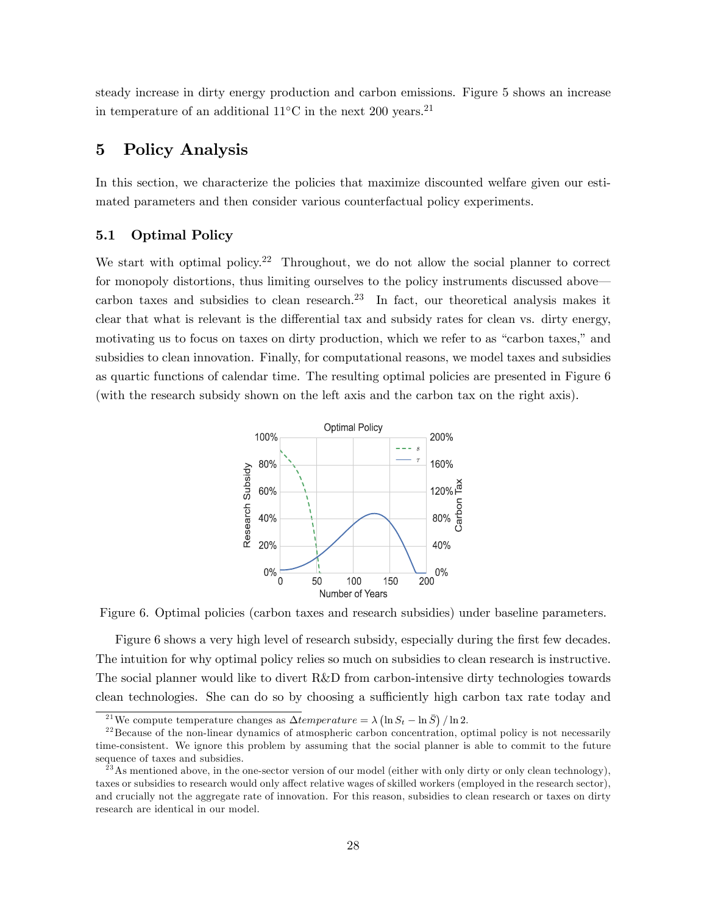steady increase in dirty energy production and carbon emissions. Figure 5 shows an increase in temperature of an additional 11°C in the next 200 years.[21]

## 5 Policy Analysis

In this section, we characterize the policies that maximize discounted welfare given our estimated parameters and then consider various counterfactual policy experiments.

### 5.1 Optimal Policy

We start with optimal policy.[22] Throughout, we do not allow the social planner to correct for monopoly distortions, thus limiting ourselves to the policy instruments discussed above—carbon taxes and subsidies to clean research.[23] In fact, our theoretical analysis makes it clear that what is relevant is the differential tax and subsidy rates for clean vs. dirty energy, motivating us to focus on taxes on dirty production, which we refer to as "carbon taxes," and subsidies to clean innovation. Finally, for computational reasons, we model taxes and subsidies as quartic functions of calendar time. The resulting optimal policies are presented in Figure 6 (with the research subsidy shown on the left axis and the carbon tax on the right axis).

Figure 6. Optimal policies (carbon taxes and research subsidies) under baseline parameters.

Figure 6 shows a very high level of research subsidy, especially during the first few decades. The intuition for why optimal policy relies so much on subsidies to clean research is instructive. The social planner would like to divert R&D from carbon-intensive dirty technologies towards clean technologies. She can do so by choosing a sufficiently high carbon tax rate today and

---

[21] We compute temperature changes as $\Delta temperature = \lambda \left(\ln S_t - \ln \bar{S}\right) / \ln 2$.

[22] Because of the non-linear dynamics of atmospheric carbon concentration, optimal policy is not necessarily time-consistent. We ignore this problem by assuming that the social planner is able to commit to the future sequence of taxes and subsidies.

[23] As mentioned above, in the one-sector version of our model (either with only dirty or only clean technology), taxes or subsidies to research would only affect relative wages of skilled workers (employed in the research sector), and crucially not the aggregate rate of innovation. For this reason, subsidies to clean research or taxes on dirty research are identical in our model.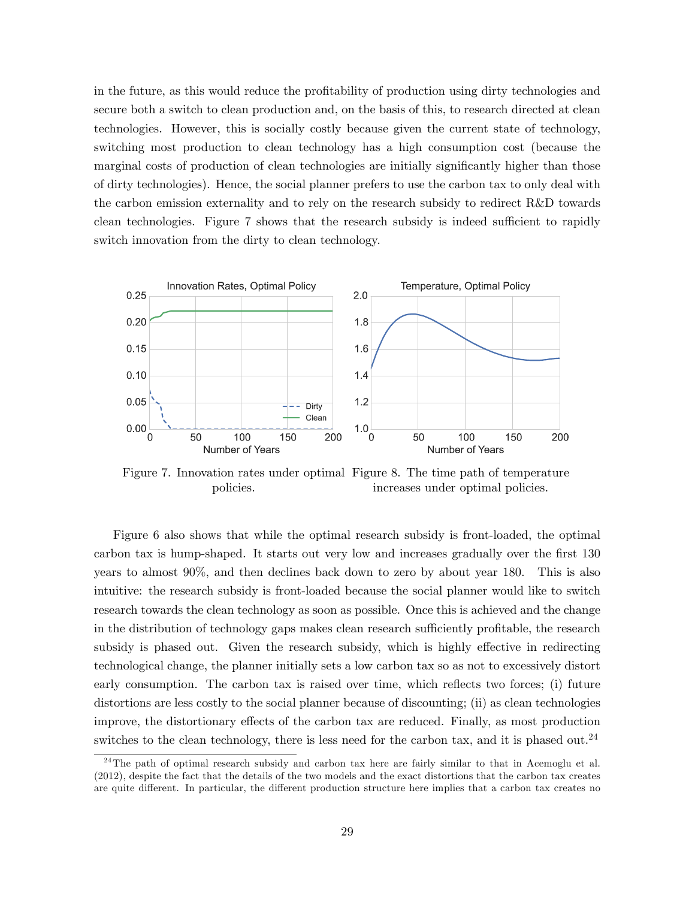in the future, as this would reduce the profitability of production using dirty technologies and secure both a switch to clean production and, on the basis of this, to research directed at clean technologies. However, this is socially costly because given the current state of technology, switching most production to clean technology has a high consumption cost (because the marginal costs of production of clean technologies are initially significantly higher than those of dirty technologies). Hence, the social planner prefers to use the carbon tax to only deal with the carbon emission externality and to rely on the research subsidy to redirect R&D towards clean technologies. Figure 7 shows that the research subsidy is indeed sufficient to rapidly switch innovation from the dirty to clean technology.

Figure 7. Innovation rates under optimal policies.

Figure 8. The time path of temperature increases under optimal policies.

Figure 6 also shows that while the optimal research subsidy is front-loaded, the optimal carbon tax is hump-shaped. It starts out very low and increases gradually over the first 130 years to almost 90%, and then declines back down to zero by about year 180. This is also intuitive: the research subsidy is front-loaded because the social planner would like to switch research towards the clean technology as soon as possible. Once this is achieved and the change in the distribution of technology gaps makes clean research sufficiently profitable, the research subsidy is phased out. Given the research subsidy, which is highly effective in redirecting technological change, the planner initially sets a low carbon tax so as not to excessively distort early consumption. The carbon tax is raised over time, which reflects two forces; (i) future distortions are less costly to the social planner because of discounting; (ii) as clean technologies improve, the distortionary effects of the carbon tax are reduced. Finally, as most production switches to the clean technology, there is less need for the carbon tax, and it is phased out.[24]

[24]The path of optimal research subsidy and carbon tax here are fairly similar to that in Acemoglu et al. (2012), despite the fact that the details of the two models and the exact distortions that the carbon tax creates are quite different. In particular, the different production structure here implies that a carbon tax creates no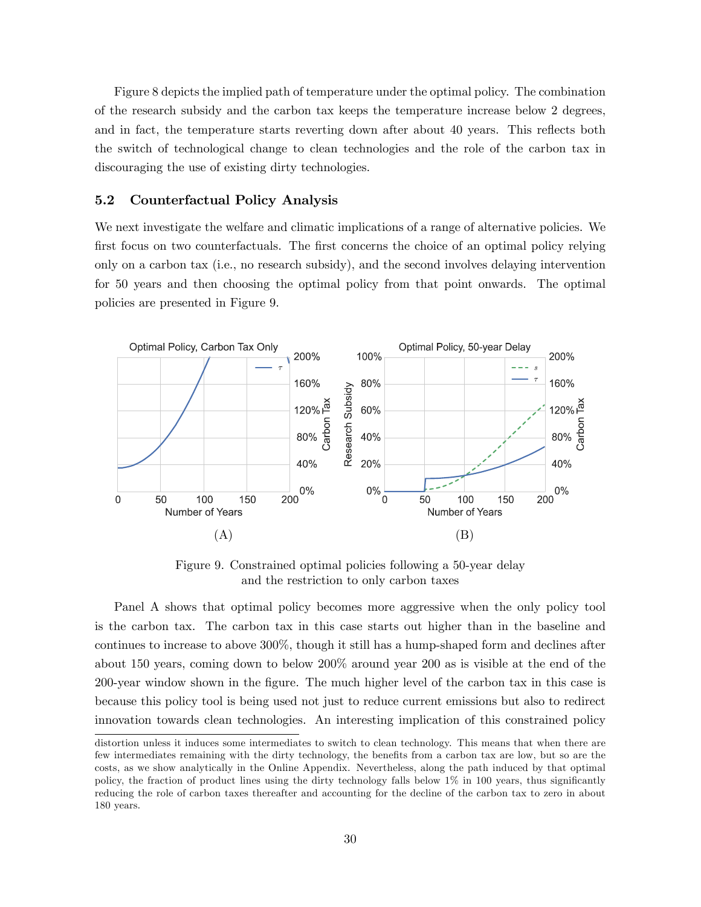Figure 8 depicts the implied path of temperature under the optimal policy. The combination of the research subsidy and the carbon tax keeps the temperature increase below 2 degrees, and in fact, the temperature starts reverting down after about 40 years. This reflects both the switch of technological change to clean technologies and the role of the carbon tax in discouraging the use of existing dirty technologies.

### 5.2 Counterfactual Policy Analysis

We next investigate the welfare and climatic implications of a range of alternative policies. We first focus on two counterfactuals. The first concerns the choice of an optimal policy relying only on a carbon tax (i.e., no research subsidy), and the second involves delaying intervention for 50 years and then choosing the optimal policy from that point onwards. The optimal policies are presented in Figure 9.

Figure 9. Constrained optimal policies following a 50-year delay and the restriction to only carbon taxes

Panel A shows that optimal policy becomes more aggressive when the only policy tool is the carbon tax. The carbon tax in this case starts out higher than in the baseline and continues to increase to above 300%, though it still has a hump-shaped form and declines after about 150 years, coming down to below 200% around year 200 as is visible at the end of the 200-year window shown in the figure. The much higher level of the carbon tax in this case is because this policy tool is being used not just to reduce current emissions but also to redirect innovation towards clean technologies. An interesting implication of this constrained policy

distortion unless it induces some intermediates to switch to clean technology. This means that when there are few intermediates remaining with the dirty technology, the benefits from a carbon tax are low, but so are the costs, as we show analytically in the Online Appendix. Nevertheless, along the path induced by that optimal policy, the fraction of product lines using the dirty technology falls below 1% in 100 years, thus significantly reducing the role of carbon taxes thereafter and accounting for the decline of the carbon tax to zero in about 180 years.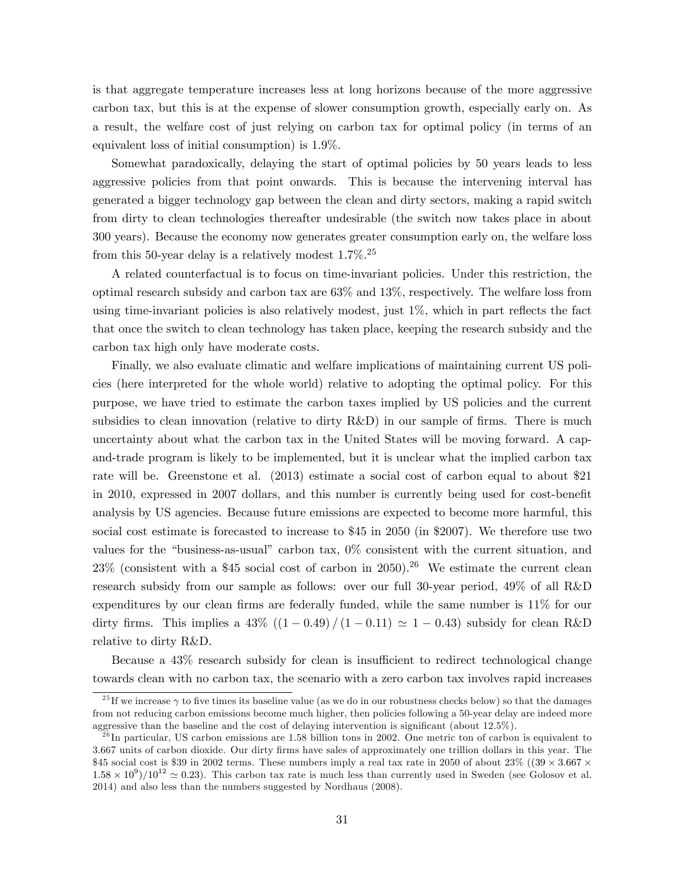is that aggregate temperature increases less at long horizons because of the more aggressive carbon tax, but this is at the expense of slower consumption growth, especially early on. As a result, the welfare cost of just relying on carbon tax for optimal policy (in terms of an equivalent loss of initial consumption) is 1.9%.

Somewhat paradoxically, delaying the start of optimal policies by 50 years leads to less aggressive policies from that point onwards. This is because the intervening interval has generated a bigger technology gap between the clean and dirty sectors, making a rapid switch from dirty to clean technologies thereafter undesirable (the switch now takes place in about 300 years). Because the economy now generates greater consumption early on, the welfare loss from this 50-year delay is a relatively modest 1.7%.[25]

A related counterfactual is to focus on time-invariant policies. Under this restriction, the optimal research subsidy and carbon tax are 63% and 13%, respectively. The welfare loss from using time-invariant policies is also relatively modest, just 1%, which in part reflects the fact that once the switch to clean technology has taken place, keeping the research subsidy and the carbon tax high only have moderate costs.

Finally, we also evaluate climatic and welfare implications of maintaining current US policies (here interpreted for the whole world) relative to adopting the optimal policy. For this purpose, we have tried to estimate the carbon taxes implied by US policies and the current subsidies to clean innovation (relative to dirty R&D) in our sample of firms. There is much uncertainty about what the carbon tax in the United States will be moving forward. A cap-and-trade program is likely to be implemented, but it is unclear what the implied carbon tax rate will be. Greenstone et al. (2013) estimate a social cost of carbon equal to about \$21 in 2010, expressed in 2007 dollars, and this number is currently being used for cost-benefit analysis by US agencies. Because future emissions are expected to become more harmful, this social cost estimate is forecasted to increase to \$45 in 2050 (in \$2007). We therefore use two values for the "business-as-usual" carbon tax, 0% consistent with the current situation, and 23% (consistent with a \$45 social cost of carbon in 2050).[26] We estimate the current clean research subsidy from our sample as follows: over our full 30-year period, 49% of all R&D expenditures by our clean firms are federally funded, while the same number is 11% for our dirty firms. This implies a 43% ($(1 - 0.49)/(1 - 0.11) \simeq 1 - 0.43$) subsidy for clean R&D relative to dirty R&D.

Because a 43% research subsidy for clean is insufficient to redirect technological change towards clean with no carbon tax, the scenario with a zero carbon tax involves rapid increases

[25] If we increase $\gamma$ to five times its baseline value (as we do in our robustness checks below) so that the damages from not reducing carbon emissions become much higher, then policies following a 50-year delay are indeed more aggressive than the baseline and the cost of delaying intervention is significant (about 12.5%).

[26] In particular, US carbon emissions are 1.58 billion tons in 2002. One metric ton of carbon is equivalent to 3.667 units of carbon dioxide. Our dirty firms have sales of approximately one trillion dollars in this year. The \$45 social cost is \$39 in 2002 terms. These numbers imply a real tax rate in 2050 of about 23% ($(39 \times 3.667 \times 1.58 \times 10^9)/10^{12} \simeq 0.23$). This carbon tax rate is much less than currently used in Sweden (see Golosov et al. 2014) and also less than the numbers suggested by Nordhaus (2008).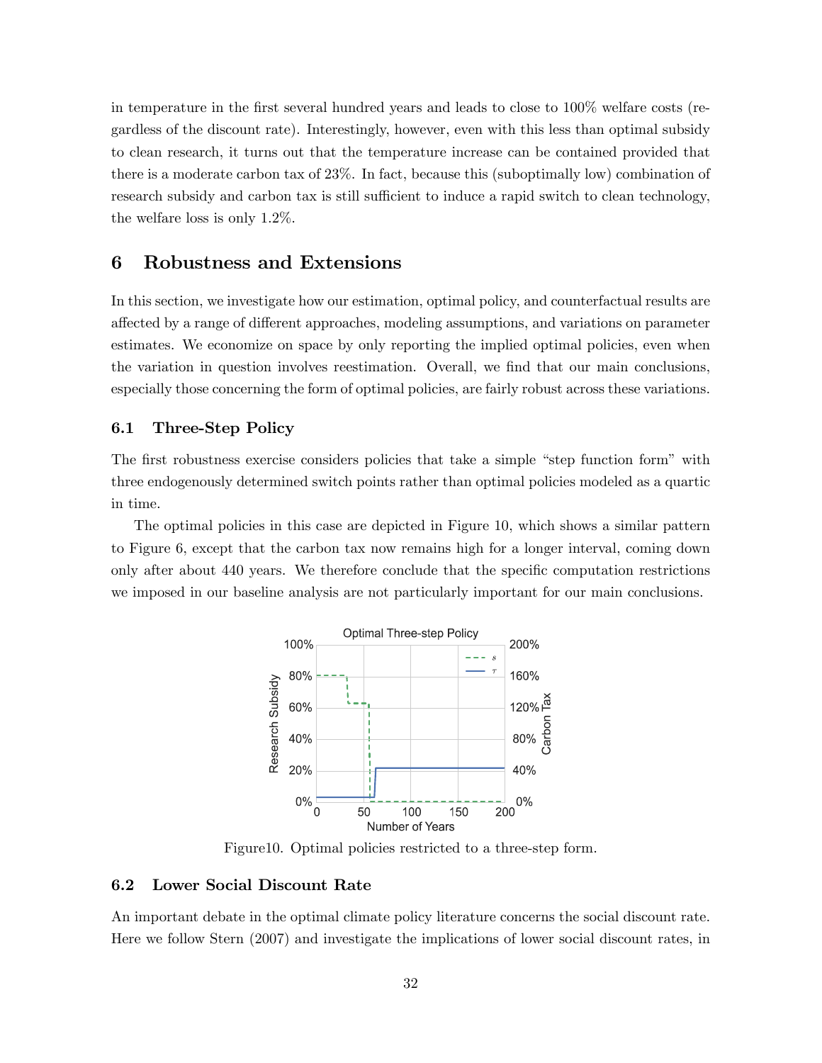in temperature in the first several hundred years and leads to close to 100% welfare costs (regardless of the discount rate). Interestingly, however, even with this less than optimal subsidy to clean research, it turns out that the temperature increase can be contained provided that there is a moderate carbon tax of 23%. In fact, because this (suboptimally low) combination of research subsidy and carbon tax is still sufficient to induce a rapid switch to clean technology, the welfare loss is only 1.2%.

# 6 Robustness and Extensions

In this section, we investigate how our estimation, optimal policy, and counterfactual results are affected by a range of different approaches, modeling assumptions, and variations on parameter estimates. We economize on space by only reporting the implied optimal policies, even when the variation in question involves reestimation. Overall, we find that our main conclusions, especially those concerning the form of optimal policies, are fairly robust across these variations.

## 6.1 Three-Step Policy

The first robustness exercise considers policies that take a simple "step function form" with three endogenously determined switch points rather than optimal policies modeled as a quartic in time.

The optimal policies in this case are depicted in Figure 10, which shows a similar pattern to Figure 6, except that the carbon tax now remains high for a longer interval, coming down only after about 440 years. We therefore conclude that the specific computation restrictions we imposed in our baseline analysis are not particularly important for our main conclusions.

Figure10. Optimal policies restricted to a three-step form.

## 6.2 Lower Social Discount Rate

An important debate in the optimal climate policy literature concerns the social discount rate. Here we follow Stern (2007) and investigate the implications of lower social discount rates, in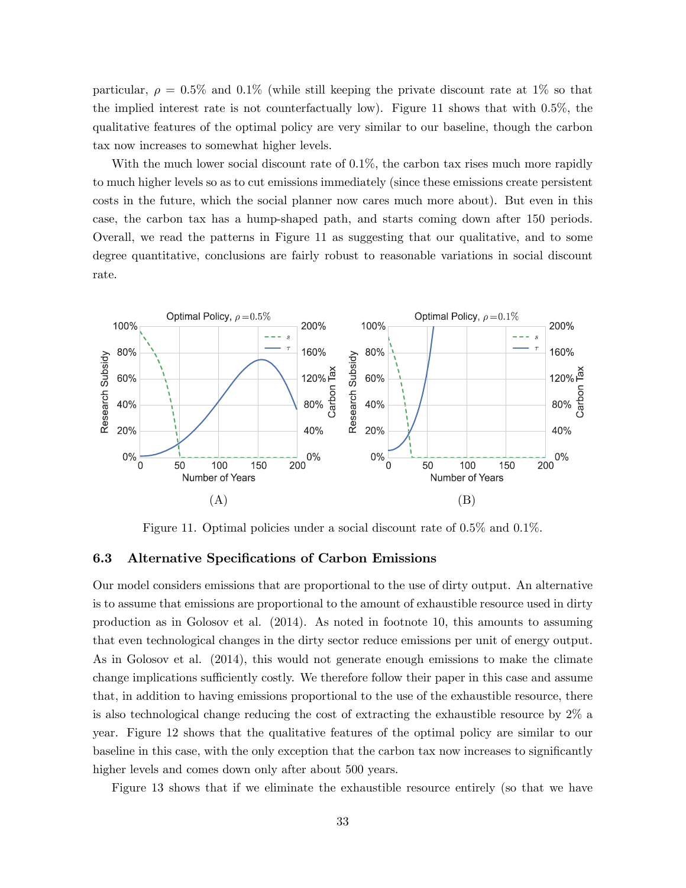particular, $\rho = 0.5\%$ and $0.1\%$ (while still keeping the private discount rate at 1% so that the implied interest rate is not counterfactually low). Figure 11 shows that with 0.5%, the qualitative features of the optimal policy are very similar to our baseline, though the carbon tax now increases to somewhat higher levels.

With the much lower social discount rate of 0.1%, the carbon tax rises much more rapidly to much higher levels so as to cut emissions immediately (since these emissions create persistent costs in the future, which the social planner now cares much more about). But even in this case, the carbon tax has a hump-shaped path, and starts coming down after 150 periods. Overall, we read the patterns in Figure 11 as suggesting that our qualitative, and to some degree quantitative, conclusions are fairly robust to reasonable variations in social discount rate.

Figure 11. Optimal policies under a social discount rate of 0.5% and 0.1%.

### 6.3 Alternative Specifications of Carbon Emissions

Our model considers emissions that are proportional to the use of dirty output. An alternative is to assume that emissions are proportional to the amount of exhaustible resource used in dirty production as in Golosov et al. (2014). As noted in footnote 10, this amounts to assuming that even technological changes in the dirty sector reduce emissions per unit of energy output. As in Golosov et al. (2014), this would not generate enough emissions to make the climate change implications sufficiently costly. We therefore follow their paper in this case and assume that, in addition to having emissions proportional to the use of the exhaustible resource, there is also technological change reducing the cost of extracting the exhaustible resource by 2% a year. Figure 12 shows that the qualitative features of the optimal policy are similar to our baseline in this case, with the only exception that the carbon tax now increases to significantly higher levels and comes down only after about 500 years.

Figure 13 shows that if we eliminate the exhaustible resource entirely (so that we have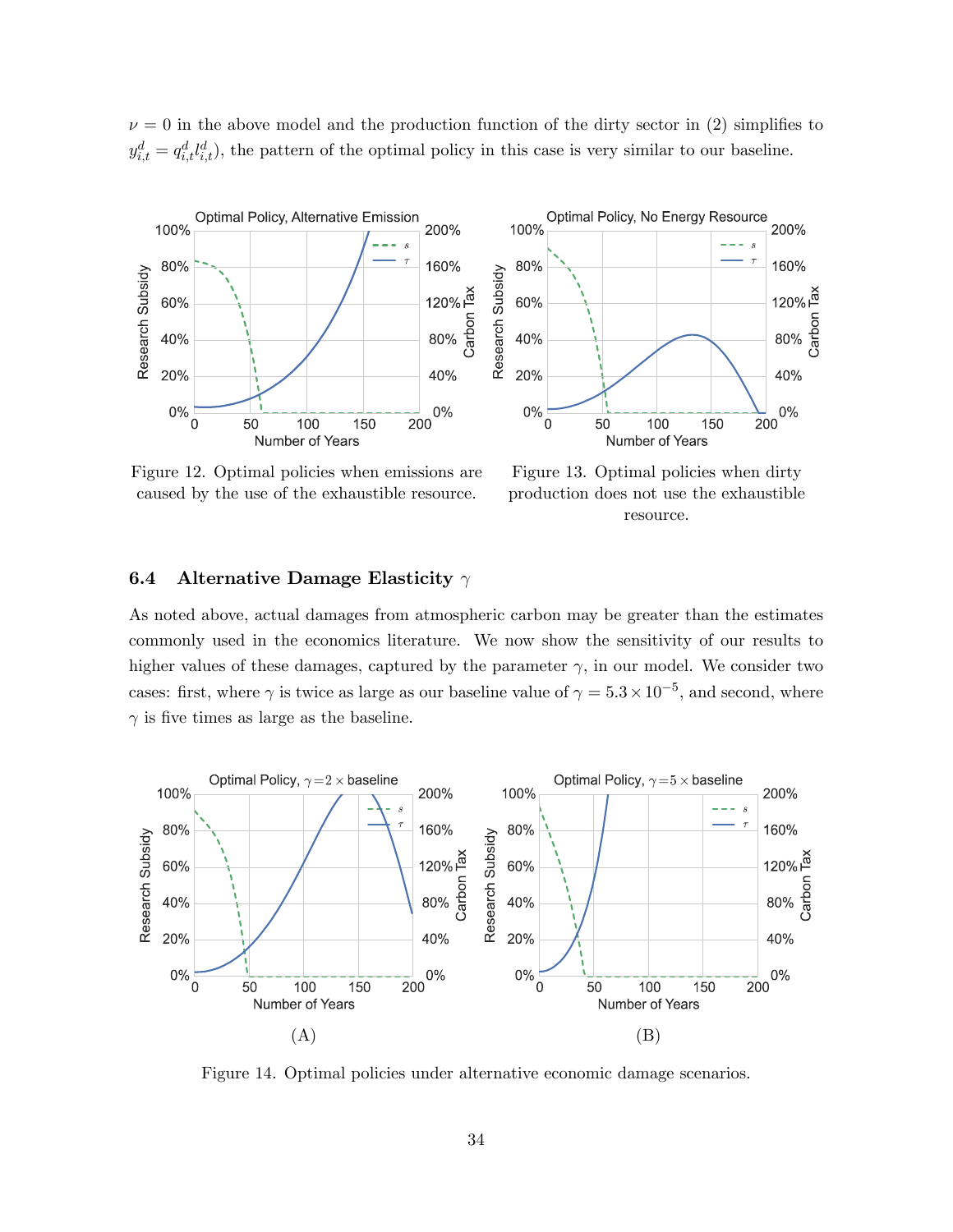$\nu = 0$ in the above model and the production function of the dirty sector in (2) simplifies to $y^d_{i,t} = q^d_{i,t} l^d_{i,t}$), the pattern of the optimal policy in this case is very similar to our baseline.

Figure 12. Optimal policies when emissions are caused by the use of the exhaustible resource.

Figure 13. Optimal policies when dirty production does not use the exhaustible resource.

### 6.4 Alternative Damage Elasticity $\gamma$

As noted above, actual damages from atmospheric carbon may be greater than the estimates commonly used in the economics literature. We now show the sensitivity of our results to higher values of these damages, captured by the parameter $\gamma$, in our model. We consider two cases: first, where $\gamma$ is twice as large as our baseline value of $\gamma = 5.3 \times 10^{-5}$, and second, where $\gamma$ is five times as large as the baseline.

(A)

(B)

Figure 14. Optimal policies under alternative economic damage scenarios.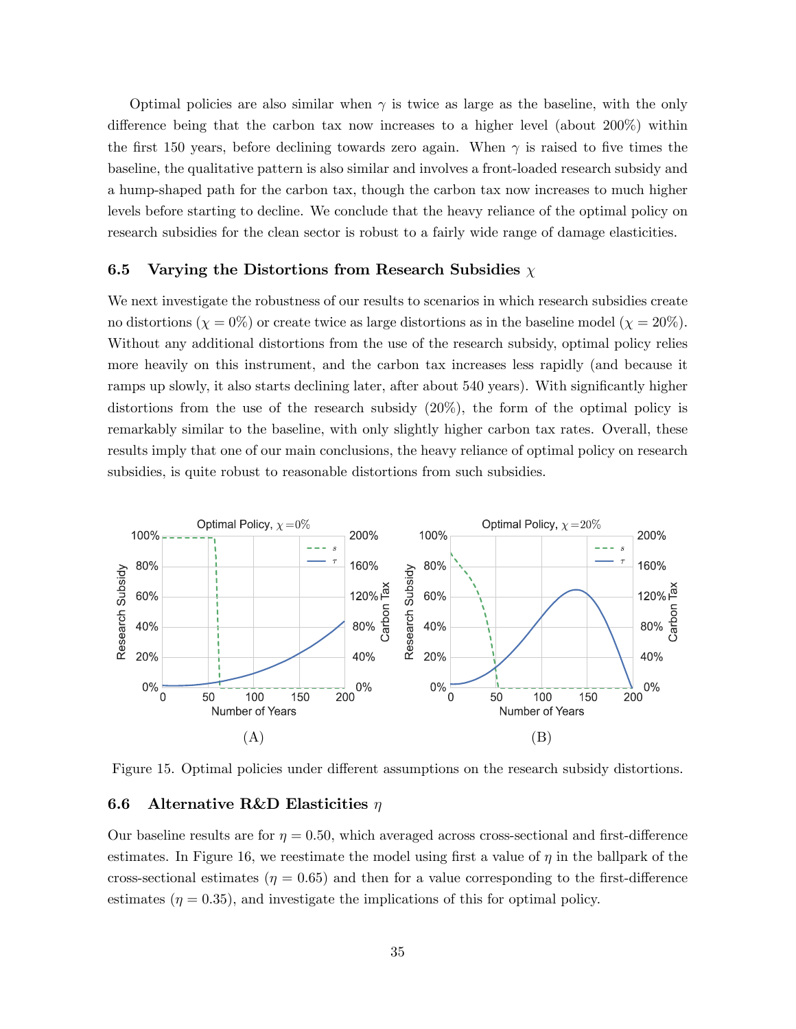Optimal policies are also similar when $\gamma$ is twice as large as the baseline, with the only difference being that the carbon tax now increases to a higher level (about 200%) within the first 150 years, before declining towards zero again. When $\gamma$ is raised to five times the baseline, the qualitative pattern is also similar and involves a front-loaded research subsidy and a hump-shaped path for the carbon tax, though the carbon tax now increases to much higher levels before starting to decline. We conclude that the heavy reliance of the optimal policy on research subsidies for the clean sector is robust to a fairly wide range of damage elasticities.

### 6.5 Varying the Distortions from Research Subsidies $\chi$

We next investigate the robustness of our results to scenarios in which research subsidies create no distortions ($\chi = 0\%$) or create twice as large distortions as in the baseline model ($\chi = 20\%$). Without any additional distortions from the use of the research subsidy, optimal policy relies more heavily on this instrument, and the carbon tax increases less rapidly (and because it ramps up slowly, it also starts declining later, after about 540 years). With significantly higher distortions from the use of the research subsidy (20%), the form of the optimal policy is remarkably similar to the baseline, with only slightly higher carbon tax rates. Overall, these results imply that one of our main conclusions, the heavy reliance of optimal policy on research subsidies, is quite robust to reasonable distortions from such subsidies.

Figure 15. Optimal policies under different assumptions on the research subsidy distortions.

### 6.6 Alternative R&D Elasticities $\eta$

Our baseline results are for $\eta = 0.50$, which averaged across cross-sectional and first-difference estimates. In Figure 16, we reestimate the model using first a value of $\eta$ in the ballpark of the cross-sectional estimates ($\eta = 0.65$) and then for a value corresponding to the first-difference estimates ($\eta = 0.35$), and investigate the implications of this for optimal policy.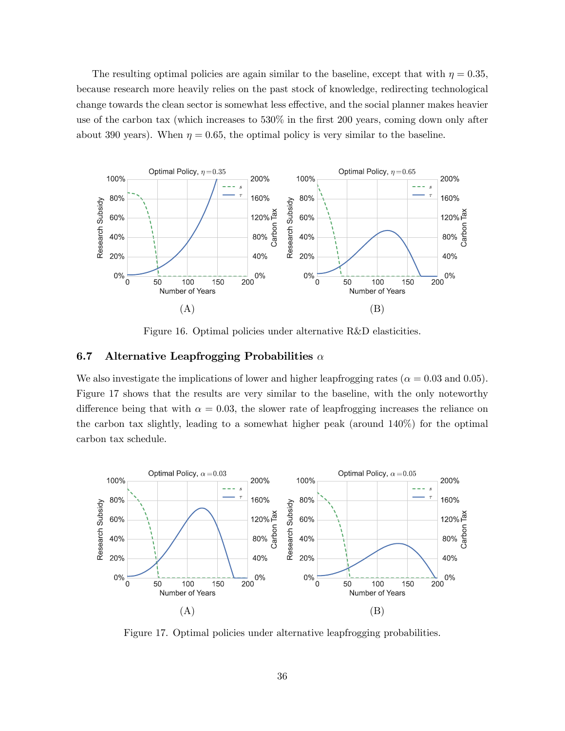The resulting optimal policies are again similar to the baseline, except that with $\eta = 0.35$, because research more heavily relies on the past stock of knowledge, redirecting technological change towards the clean sector is somewhat less effective, and the social planner makes heavier use of the carbon tax (which increases to 530% in the first 200 years, coming down only after about 390 years). When $\eta = 0.65$, the optimal policy is very similar to the baseline.

(A) (B)

Figure 16. Optimal policies under alternative R&D elasticities.

### 6.7 Alternative Leapfrogging Probabilities $\alpha$

We also investigate the implications of lower and higher leapfrogging rates ($\alpha = 0.03$ and $0.05$). Figure 17 shows that the results are very similar to the baseline, with the only noteworthy difference being that with $\alpha = 0.03$, the slower rate of leapfrogging increases the reliance on the carbon tax slightly, leading to a somewhat higher peak (around 140%) for the optimal carbon tax schedule.

(A) (B)

Figure 17. Optimal policies under alternative leapfrogging probabilities.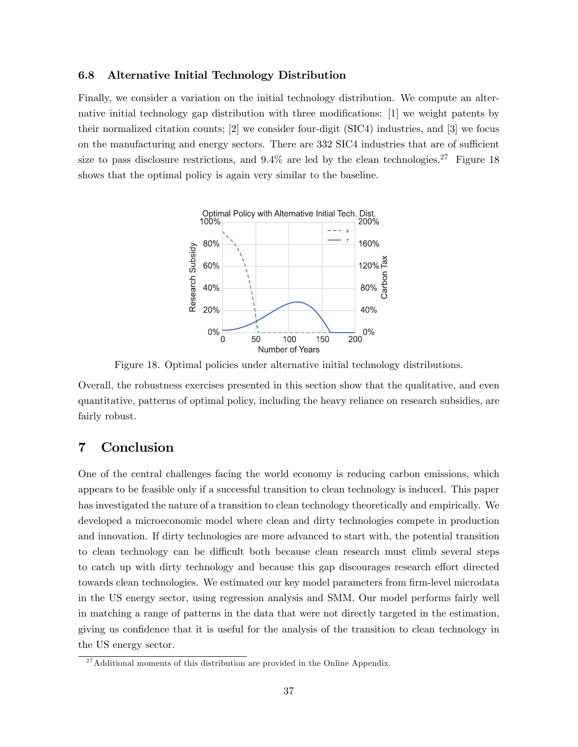### 6.8 Alternative Initial Technology Distribution

Finally, we consider a variation on the initial technology distribution. We compute an alternative initial technology gap distribution with three modifications: [1] we weight patents by their normalized citation counts; [2] we consider four-digit (SIC4) industries, and [3] we focus on the manufacturing and energy sectors. There are 332 SIC4 industries that are of sufficient size to pass disclosure restrictions, and 9.4% are led by the clean technologies.[27] Figure 18 shows that the optimal policy is again very similar to the baseline.

Figure 18. Optimal policies under alternative initial technology distributions.

Overall, the robustness exercises presented in this section show that the qualitative, and even quantitative, patterns of optimal policy, including the heavy reliance on research subsidies, are fairly robust.

## 7 Conclusion

One of the central challenges facing the world economy is reducing carbon emissions, which appears to be feasible only if a successful transition to clean technology is induced. This paper has investigated the nature of a transition to clean technology theoretically and empirically. We developed a microeconomic model where clean and dirty technologies compete in production and innovation. If dirty technologies are more advanced to start with, the potential transition to clean technology can be difficult both because clean research must climb several steps to catch up with dirty technology and because this gap discourages research effort directed towards clean technologies. We estimated our key model parameters from firm-level microdata in the US energy sector, using regression analysis and SMM. Our model performs fairly well in matching a range of patterns in the data that were not directly targeted in the estimation, giving us confidence that it is useful for the analysis of the transition to clean technology in the US energy sector.

[27] Additional moments of this distribution are provided in the Online Appendix.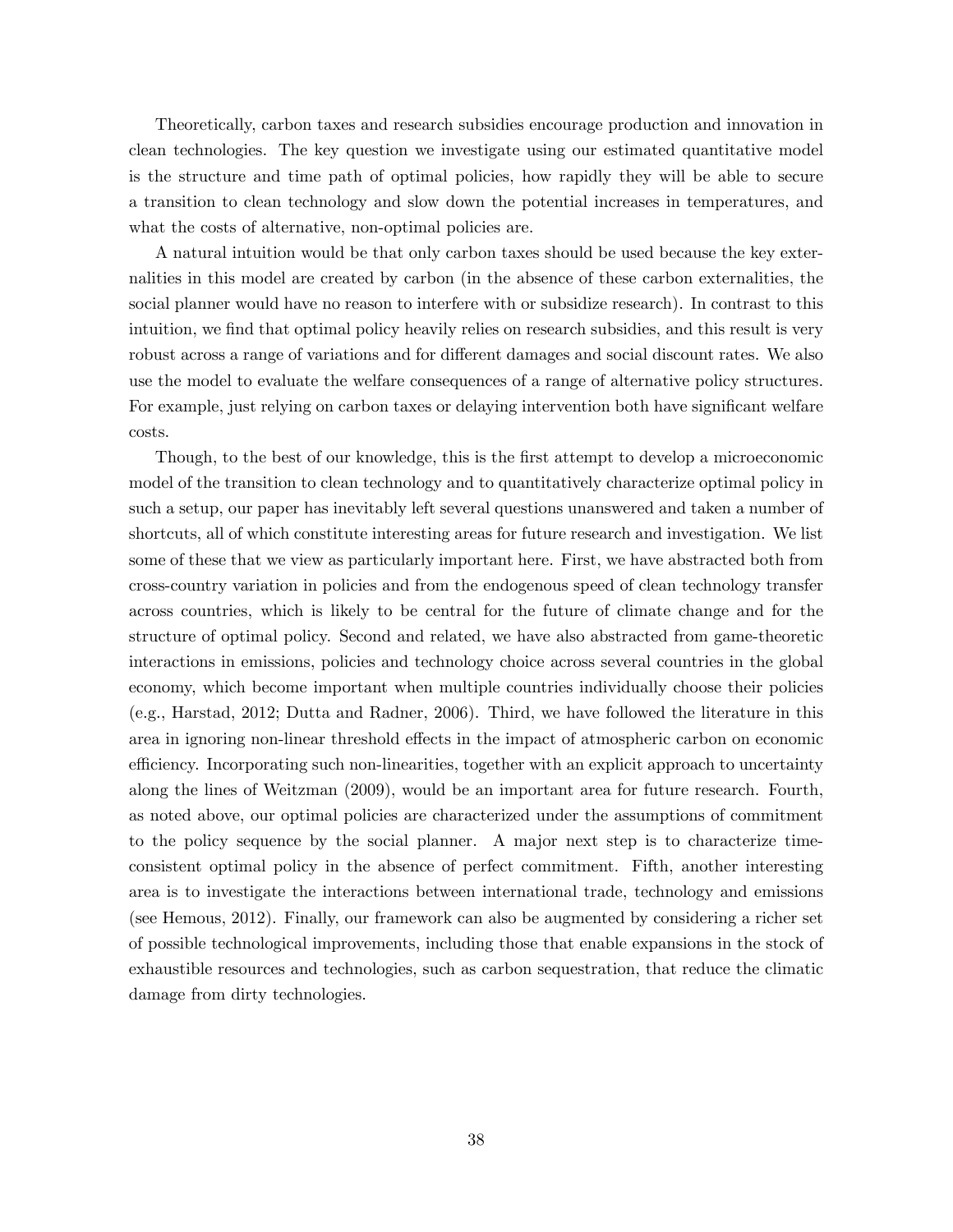Theoretically, carbon taxes and research subsidies encourage production and innovation in clean technologies. The key question we investigate using our estimated quantitative model is the structure and time path of optimal policies, how rapidly they will be able to secure a transition to clean technology and slow down the potential increases in temperatures, and what the costs of alternative, non-optimal policies are.

A natural intuition would be that only carbon taxes should be used because the key externalities in this model are created by carbon (in the absence of these carbon externalities, the social planner would have no reason to interfere with or subsidize research). In contrast to this intuition, we find that optimal policy heavily relies on research subsidies, and this result is very robust across a range of variations and for different damages and social discount rates. We also use the model to evaluate the welfare consequences of a range of alternative policy structures. For example, just relying on carbon taxes or delaying intervention both have significant welfare costs.

Though, to the best of our knowledge, this is the first attempt to develop a microeconomic model of the transition to clean technology and to quantitatively characterize optimal policy in such a setup, our paper has inevitably left several questions unanswered and taken a number of shortcuts, all of which constitute interesting areas for future research and investigation. We list some of these that we view as particularly important here. First, we have abstracted both from cross-country variation in policies and from the endogenous speed of clean technology transfer across countries, which is likely to be central for the future of climate change and for the structure of optimal policy. Second and related, we have also abstracted from game-theoretic interactions in emissions, policies and technology choice across several countries in the global economy, which become important when multiple countries individually choose their policies (e.g., Harstad, 2012; Dutta and Radner, 2006). Third, we have followed the literature in this area in ignoring non-linear threshold effects in the impact of atmospheric carbon on economic efficiency. Incorporating such non-linearities, together with an explicit approach to uncertainty along the lines of Weitzman (2009), would be an important area for future research. Fourth, as noted above, our optimal policies are characterized under the assumptions of commitment to the policy sequence by the social planner. A major next step is to characterize time-consistent optimal policy in the absence of perfect commitment. Fifth, another interesting area is to investigate the interactions between international trade, technology and emissions (see Hemous, 2012). Finally, our framework can also be augmented by considering a richer set of possible technological improvements, including those that enable expansions in the stock of exhaustible resources and technologies, such as carbon sequestration, that reduce the climatic damage from dirty technologies.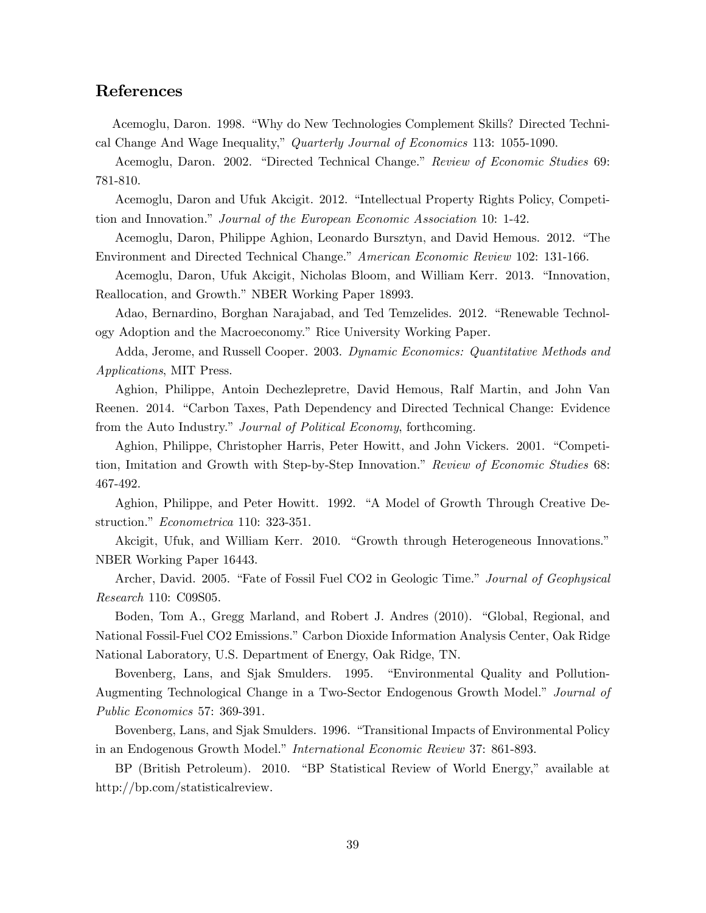## References

Acemoglu, Daron. 1998. "Why do New Technologies Complement Skills? Directed Technical Change And Wage Inequality," *Quarterly Journal of Economics* 113: 1055-1090.

Acemoglu, Daron. 2002. "Directed Technical Change." *Review of Economic Studies* 69: 781-810.

Acemoglu, Daron and Ufuk Akcigit. 2012. "Intellectual Property Rights Policy, Competition and Innovation." *Journal of the European Economic Association* 10: 1-42.

Acemoglu, Daron, Philippe Aghion, Leonardo Bursztyn, and David Hemous. 2012. "The Environment and Directed Technical Change." *American Economic Review* 102: 131-166.

Acemoglu, Daron, Ufuk Akcigit, Nicholas Bloom, and William Kerr. 2013. "Innovation, Reallocation, and Growth." NBER Working Paper 18993.

Adao, Bernardino, Borghan Narajabad, and Ted Temzelides. 2012. "Renewable Technology Adoption and the Macroeconomy." Rice University Working Paper.

Adda, Jerome, and Russell Cooper. 2003. *Dynamic Economics: Quantitative Methods and Applications*, MIT Press.

Aghion, Philippe, Antoin Dechezlepretre, David Hemous, Ralf Martin, and John Van Reenen. 2014. "Carbon Taxes, Path Dependency and Directed Technical Change: Evidence from the Auto Industry." *Journal of Political Economy*, forthcoming.

Aghion, Philippe, Christopher Harris, Peter Howitt, and John Vickers. 2001. "Competition, Imitation and Growth with Step-by-Step Innovation." *Review of Economic Studies* 68: 467-492.

Aghion, Philippe, and Peter Howitt. 1992. "A Model of Growth Through Creative Destruction." *Econometrica* 110: 323-351.

Akcigit, Ufuk, and William Kerr. 2010. "Growth through Heterogeneous Innovations." NBER Working Paper 16443.

Archer, David. 2005. "Fate of Fossil Fuel CO2 in Geologic Time." *Journal of Geophysical Research* 110: C09S05.

Boden, Tom A., Gregg Marland, and Robert J. Andres (2010). "Global, Regional, and National Fossil-Fuel CO2 Emissions." Carbon Dioxide Information Analysis Center, Oak Ridge National Laboratory, U.S. Department of Energy, Oak Ridge, TN.

Bovenberg, Lans, and Sjak Smulders. 1995. "Environmental Quality and Pollution-Augmenting Technological Change in a Two-Sector Endogenous Growth Model." *Journal of Public Economics* 57: 369-391.

Bovenberg, Lans, and Sjak Smulders. 1996. "Transitional Impacts of Environmental Policy in an Endogenous Growth Model." *International Economic Review* 37: 861-893.

BP (British Petroleum). 2010. "BP Statistical Review of World Energy," available at http://bp.com/statisticalreview.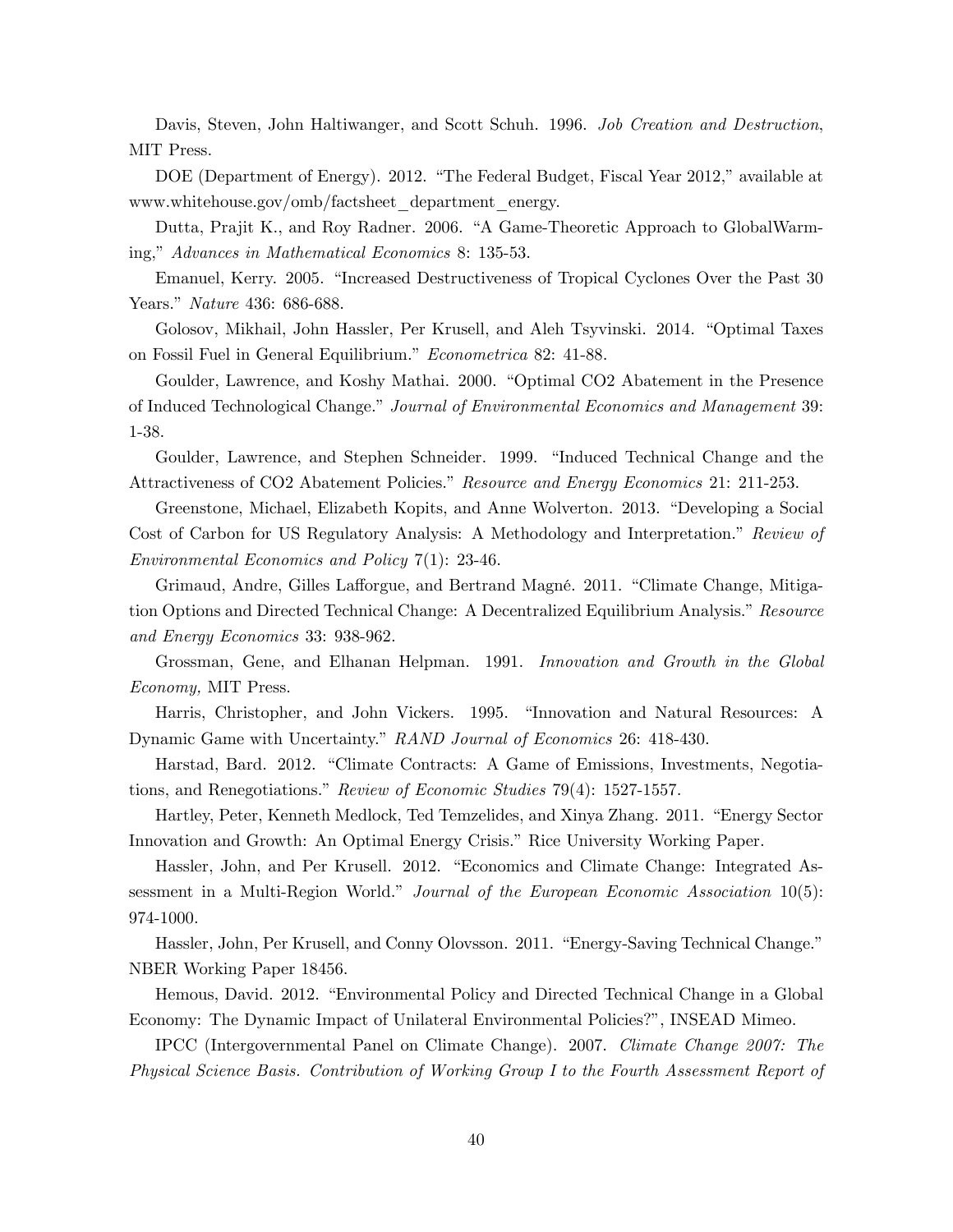Davis, Steven, John Haltiwanger, and Scott Schuh. 1996. *Job Creation and Destruction*, MIT Press.

DOE (Department of Energy). 2012. "The Federal Budget, Fiscal Year 2012," available at www.whitehouse.gov/omb/factsheet_department_energy.

Dutta, Prajit K., and Roy Radner. 2006. "A Game-Theoretic Approach to GlobalWarming," *Advances in Mathematical Economics* 8: 135-53.

Emanuel, Kerry. 2005. "Increased Destructiveness of Tropical Cyclones Over the Past 30 Years." *Nature* 436: 686-688.

Golosov, Mikhail, John Hassler, Per Krusell, and Aleh Tsyvinski. 2014. "Optimal Taxes on Fossil Fuel in General Equilibrium." *Econometrica* 82: 41-88.

Goulder, Lawrence, and Koshy Mathai. 2000. "Optimal CO2 Abatement in the Presence of Induced Technological Change." *Journal of Environmental Economics and Management* 39: 1-38.

Goulder, Lawrence, and Stephen Schneider. 1999. "Induced Technical Change and the Attractiveness of CO2 Abatement Policies." *Resource and Energy Economics* 21: 211-253.

Greenstone, Michael, Elizabeth Kopits, and Anne Wolverton. 2013. "Developing a Social Cost of Carbon for US Regulatory Analysis: A Methodology and Interpretation." *Review of Environmental Economics and Policy* 7(1): 23-46.

Grimaud, Andre, Gilles Lafforgue, and Bertrand Magné. 2011. "Climate Change, Mitigation Options and Directed Technical Change: A Decentralized Equilibrium Analysis." *Resource and Energy Economics* 33: 938-962.

Grossman, Gene, and Elhanan Helpman. 1991. *Innovation and Growth in the Global Economy,* MIT Press.

Harris, Christopher, and John Vickers. 1995. "Innovation and Natural Resources: A Dynamic Game with Uncertainty." *RAND Journal of Economics* 26: 418-430.

Harstad, Bard. 2012. "Climate Contracts: A Game of Emissions, Investments, Negotiations, and Renegotiations." *Review of Economic Studies* 79(4): 1527-1557.

Hartley, Peter, Kenneth Medlock, Ted Temzelides, and Xinya Zhang. 2011. "Energy Sector Innovation and Growth: An Optimal Energy Crisis." Rice University Working Paper.

Hassler, John, and Per Krusell. 2012. "Economics and Climate Change: Integrated Assessment in a Multi-Region World." *Journal of the European Economic Association* 10(5): 974-1000.

Hassler, John, Per Krusell, and Conny Olovsson. 2011. "Energy-Saving Technical Change." NBER Working Paper 18456.

Hemous, David. 2012. "Environmental Policy and Directed Technical Change in a Global Economy: The Dynamic Impact of Unilateral Environmental Policies?", INSEAD Mimeo.

IPCC (Intergovernmental Panel on Climate Change). 2007. *Climate Change 2007: The Physical Science Basis. Contribution of Working Group I to the Fourth Assessment Report of*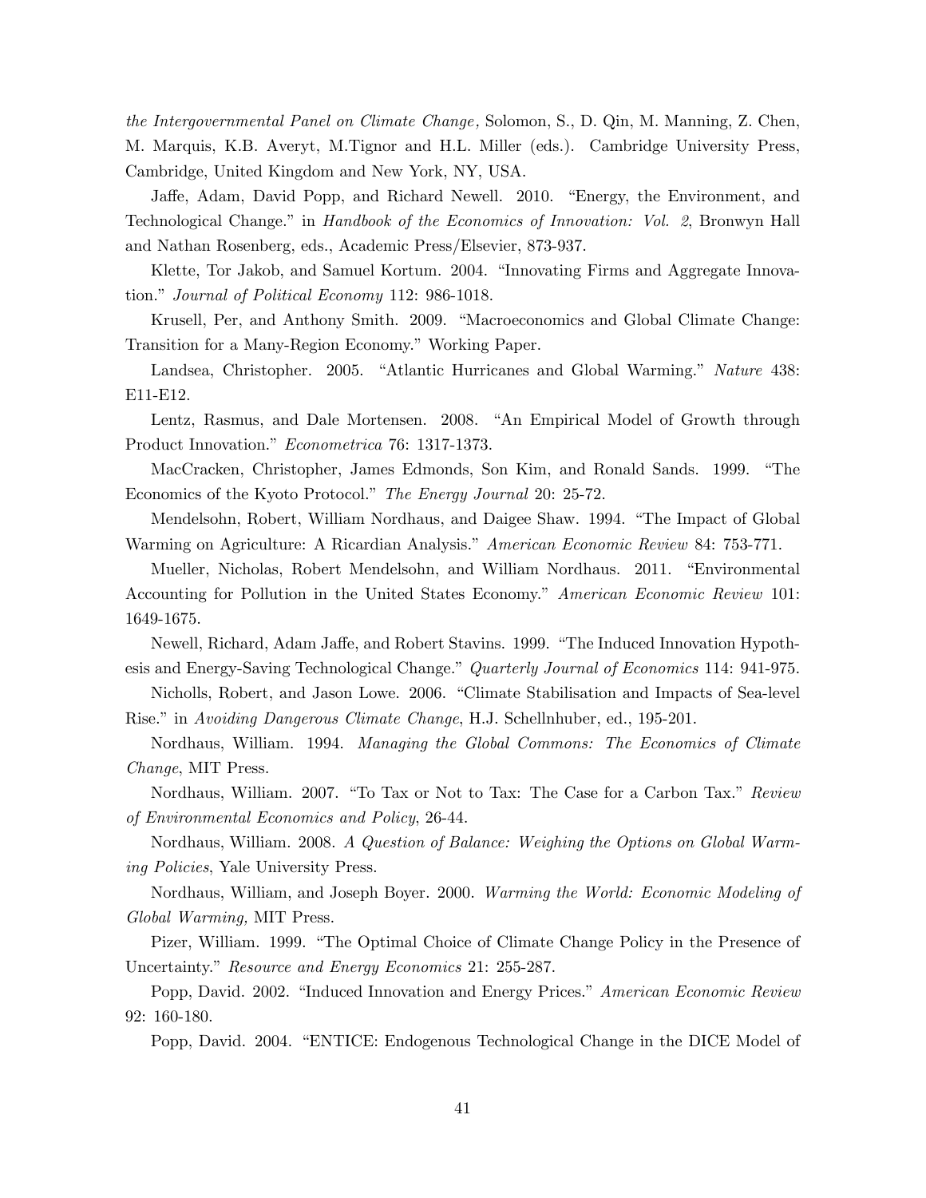*the Intergovernmental Panel on Climate Change,* Solomon, S., D. Qin, M. Manning, Z. Chen, M. Marquis, K.B. Averyt, M.Tignor and H.L. Miller (eds.). Cambridge University Press, Cambridge, United Kingdom and New York, NY, USA.

Jaffe, Adam, David Popp, and Richard Newell. 2010. "Energy, the Environment, and Technological Change." in *Handbook of the Economics of Innovation: Vol. 2*, Bronwyn Hall and Nathan Rosenberg, eds., Academic Press/Elsevier, 873-937.

Klette, Tor Jakob, and Samuel Kortum. 2004. "Innovating Firms and Aggregate Innovation." *Journal of Political Economy* 112: 986-1018.

Krusell, Per, and Anthony Smith. 2009. "Macroeconomics and Global Climate Change: Transition for a Many-Region Economy." Working Paper.

Landsea, Christopher. 2005. "Atlantic Hurricanes and Global Warming." *Nature* 438: E11-E12.

Lentz, Rasmus, and Dale Mortensen. 2008. "An Empirical Model of Growth through Product Innovation." *Econometrica* 76: 1317-1373.

MacCracken, Christopher, James Edmonds, Son Kim, and Ronald Sands. 1999. "The Economics of the Kyoto Protocol." *The Energy Journal* 20: 25-72.

Mendelsohn, Robert, William Nordhaus, and Daigee Shaw. 1994. "The Impact of Global Warming on Agriculture: A Ricardian Analysis." *American Economic Review* 84: 753-771.

Mueller, Nicholas, Robert Mendelsohn, and William Nordhaus. 2011. "Environmental Accounting for Pollution in the United States Economy." *American Economic Review* 101: 1649-1675.

Newell, Richard, Adam Jaffe, and Robert Stavins. 1999. "The Induced Innovation Hypothesis and Energy-Saving Technological Change." *Quarterly Journal of Economics* 114: 941-975.

Nicholls, Robert, and Jason Lowe. 2006. "Climate Stabilisation and Impacts of Sea-level Rise." in *Avoiding Dangerous Climate Change*, H.J. Schellnhuber, ed., 195-201.

Nordhaus, William. 1994. *Managing the Global Commons: The Economics of Climate Change*, MIT Press.

Nordhaus, William. 2007. "To Tax or Not to Tax: The Case for a Carbon Tax." *Review of Environmental Economics and Policy*, 26-44.

Nordhaus, William. 2008. *A Question of Balance: Weighing the Options on Global Warming Policies*, Yale University Press.

Nordhaus, William, and Joseph Boyer. 2000. *Warming the World: Economic Modeling of Global Warming,* MIT Press.

Pizer, William. 1999. "The Optimal Choice of Climate Change Policy in the Presence of Uncertainty." *Resource and Energy Economics* 21: 255-287.

Popp, David. 2002. "Induced Innovation and Energy Prices." *American Economic Review* 92: 160-180.

Popp, David. 2004. "ENTICE: Endogenous Technological Change in the DICE Model of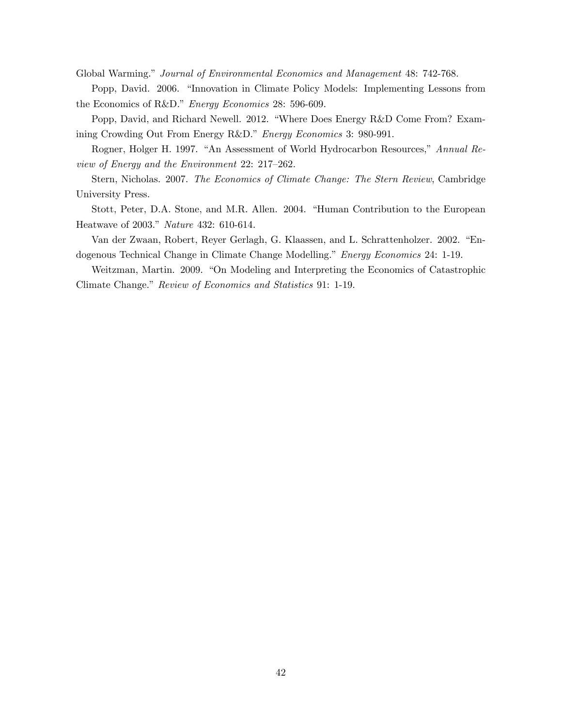Global Warming." *Journal of Environmental Economics and Management* 48: 742-768.

Popp, David. 2006. "Innovation in Climate Policy Models: Implementing Lessons from the Economics of R&D." *Energy Economics* 28: 596-609.

Popp, David, and Richard Newell. 2012. "Where Does Energy R&D Come From? Examining Crowding Out From Energy R&D." *Energy Economics* 3: 980-991.

Rogner, Holger H. 1997. "An Assessment of World Hydrocarbon Resources," *Annual Review of Energy and the Environment* 22: 217–262.

Stern, Nicholas. 2007. *The Economics of Climate Change: The Stern Review*, Cambridge University Press.

Stott, Peter, D.A. Stone, and M.R. Allen. 2004. "Human Contribution to the European Heatwave of 2003." *Nature* 432: 610-614.

Van der Zwaan, Robert, Reyer Gerlagh, G. Klaassen, and L. Schrattenholzer. 2002. "Endogenous Technical Change in Climate Change Modelling." *Energy Economics* 24: 1-19.

Weitzman, Martin. 2009. "On Modeling and Interpreting the Economics of Catastrophic Climate Change." *Review of Economics and Statistics* 91: 1-19.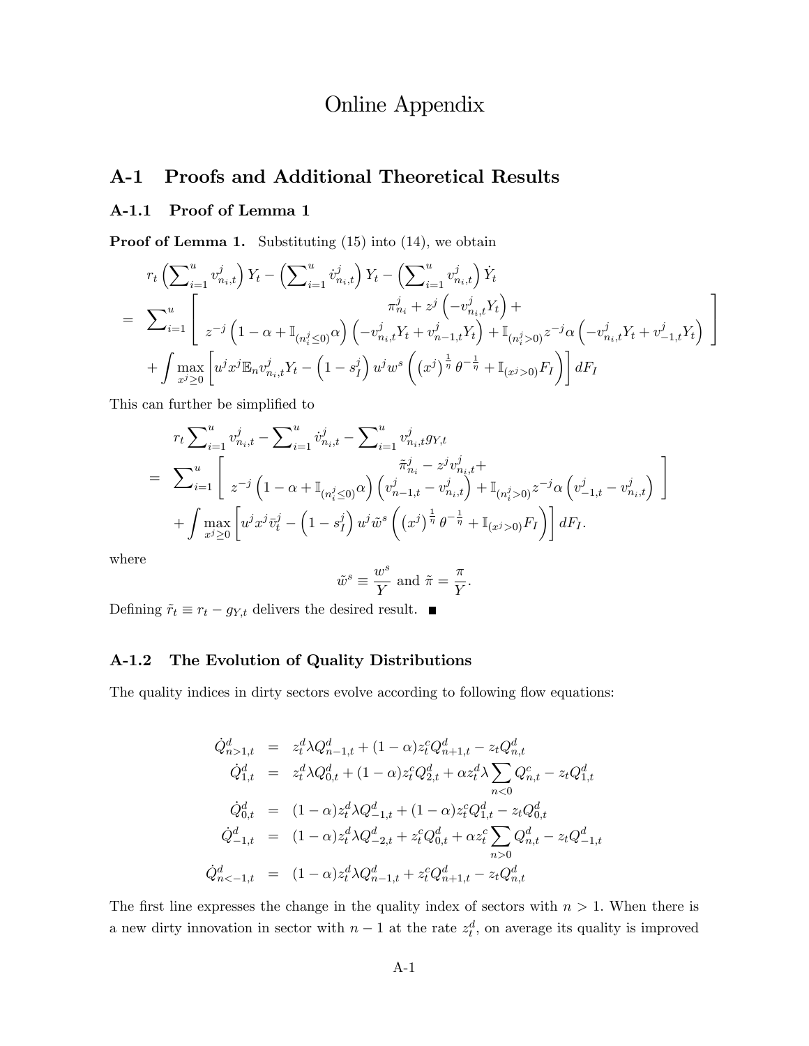# Online Appendix

## A-1 Proofs and Additional Theoretical Results

### A-1.1 Proof of Lemma 1

**Proof of Lemma 1.** Substituting (15) into (14), we obtain

$$
\begin{aligned}
& r_t \left(\sum\nolimits_{i=1}^{u} v^j_{n_i,t}\right) Y_t - \left(\sum\nolimits_{i=1}^{u} \dot{v}^j_{n_i,t}\right) Y_t - \left(\sum\nolimits_{i=1}^{u} v^j_{n_i,t}\right) \dot{Y}_t \\
= \ & \sum\nolimits_{i=1}^{u} \left[ \begin{array}{c} \pi^j_{n_i} + z^j \left(-v^j_{n_i,t} Y_t\right) + \\ z^{-j}\left(1-\alpha+\mathbb{I}_{(n^j_i \leq 0)}\alpha\right)\left(-v^j_{n_i,t}Y_t + v^j_{n-1,t}Y_t\right) + \mathbb{I}_{(n^j_i>0)} z^{-j}\alpha\left(-v^j_{n_i,t}Y_t + v^j_{-1,t}Y_t\right) \end{array} \right] \\
& + \int \max_{x^j \geq 0} \left[ u^j x^j \mathbb{E}_n v^j_{n_i,t} Y_t - \left(1-s^j_I\right) u^j w^s \left(\left(x^j\right)^{\frac{1}{\eta}} \theta^{-\frac{1}{\eta}} + \mathbb{I}_{(x^j>0)} F_I\right)\right] dF_I
\end{aligned}
$$

This can further be simplified to

$$
\begin{aligned}
& r_t \sum\nolimits_{i=1}^{u} v^j_{n_i,t} - \sum\nolimits_{i=1}^{u} \dot{v}^j_{n_i,t} - \sum\nolimits_{i=1}^{u} v^j_{n_i,t} g_{Y,t} \\
= \ & \sum\nolimits_{i=1}^{u} \left[ \begin{array}{c} \tilde{\pi}^j_{n_i} - z^j v^j_{n_i,t} + \\ z^{-j}\left(1-\alpha+\mathbb{I}_{(n^j_i \leq 0)}\alpha\right)\left(v^j_{n-1,t} - v^j_{n_i,t}\right) + \mathbb{I}_{(n^j_i>0)} z^{-j}\alpha\left(v^j_{-1,t} - v^j_{n_i,t}\right) \end{array} \right] \\
& + \int \max_{x^j \geq 0} \left[ u^j x^j \bar{v}^j_t - \left(1-s^j_I\right) u^j \tilde{w}^s \left(\left(x^j\right)^{\frac{1}{\eta}} \theta^{-\frac{1}{\eta}} + \mathbb{I}_{(x^j>0)} F_I\right)\right] dF_I.
\end{aligned}
$$

where

$$
\tilde{w}^s \equiv \frac{w^s}{Y} \text{ and } \tilde{\pi} = \frac{\pi}{Y}.
$$

Defining $\tilde{r}_t \equiv r_t - g_{Y,t}$ delivers the desired result. ■

### A-1.2 The Evolution of Quality Distributions

The quality indices in dirty sectors evolve according to following flow equations:

$$
\begin{aligned}
\dot{Q}^d_{n>1,t} &= z^d_t \lambda Q^d_{n-1,t} + (1-\alpha) z^c_t Q^d_{n+1,t} - z_t Q^d_{n,t} \\
\dot{Q}^d_{1,t} &= z^d_t \lambda Q^d_{0,t} + (1-\alpha) z^c_t Q^d_{2,t} + \alpha z^d_t \lambda \sum_{n<0} Q^c_{n,t} - z_t Q^d_{1,t} \\
\dot{Q}^d_{0,t} &= (1-\alpha) z^d_t \lambda Q^d_{-1,t} + (1-\alpha) z^c_t Q^d_{1,t} - z_t Q^d_{0,t} \\
\dot{Q}^d_{-1,t} &= (1-\alpha) z^d_t \lambda Q^d_{-2,t} + z^c_t Q^d_{0,t} + \alpha z^c_t \sum_{n>0} Q^d_{n,t} - z_t Q^d_{-1,t} \\
\dot{Q}^d_{n<-1,t} &= (1-\alpha) z^d_t \lambda Q^d_{n-1,t} + z^c_t Q^d_{n+1,t} - z_t Q^d_{n,t}
\end{aligned}
$$

The first line expresses the change in the quality index of sectors with $n > 1$. When there is a new dirty innovation in sector with $n-1$ at the rate $z^d_t$, on average its quality is improved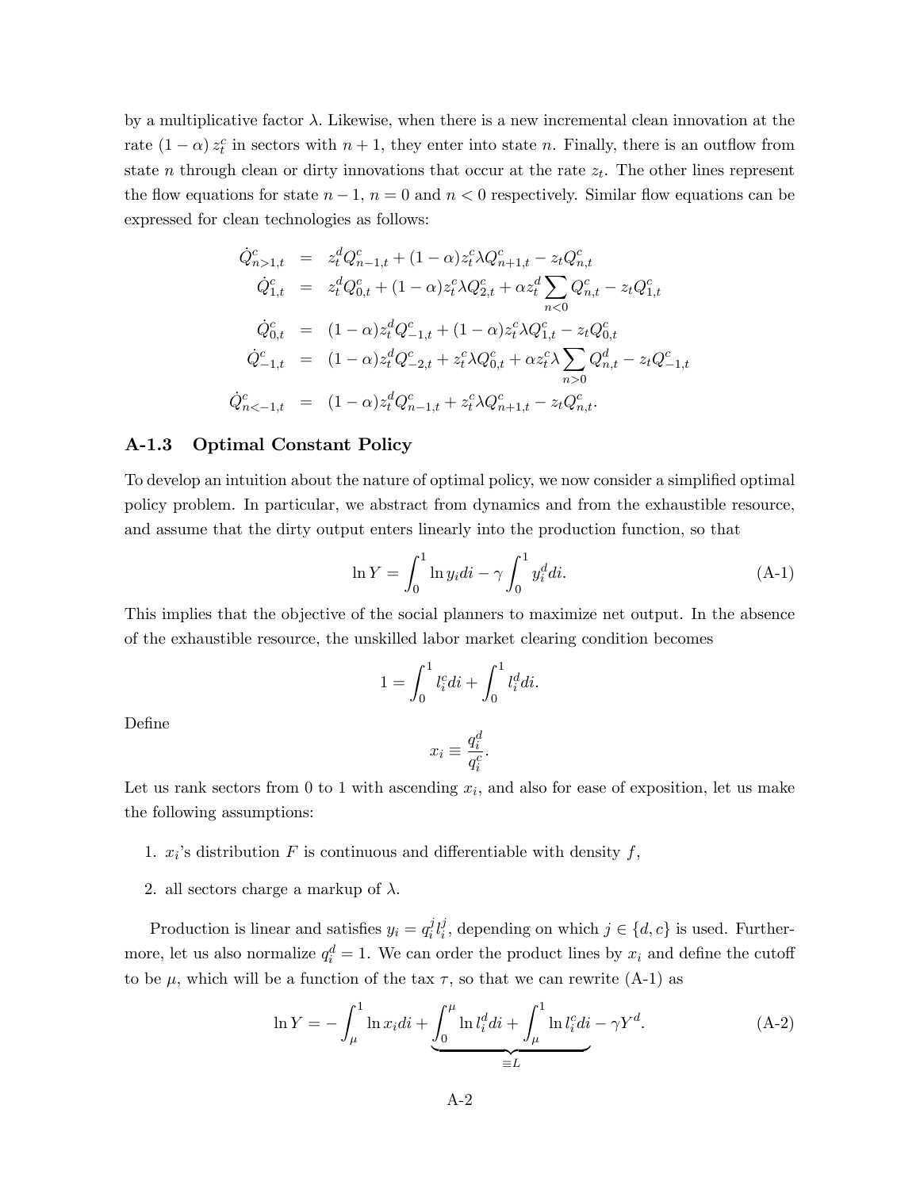by a multiplicative factor $\lambda$. Likewise, when there is a new incremental clean innovation at the rate $(1-\alpha) z_t^c$ in sectors with $n+1$, they enter into state $n$. Finally, there is an outflow from state $n$ through clean or dirty innovations that occur at the rate $z_t$. The other lines represent the flow equations for state $n-1$, $n=0$ and $n<0$ respectively. Similar flow equations can be expressed for clean technologies as follows:

$$
\begin{aligned}
\dot{Q}^c_{n>1,t} &= z_t^d Q^c_{n-1,t} + (1-\alpha) z_t^c \lambda Q^c_{n+1,t} - z_t Q^c_{n,t} \\
\dot{Q}^c_{1,t} &= z_t^d Q^c_{0,t} + (1-\alpha) z_t^c \lambda Q^c_{2,t} + \alpha z_t^d \sum_{n<0} Q^c_{n,t} - z_t Q^c_{1,t} \\
\dot{Q}^c_{0,t} &= (1-\alpha) z_t^d Q^c_{-1,t} + (1-\alpha) z_t^c \lambda Q^c_{1,t} - z_t Q^c_{0,t} \\
\dot{Q}^c_{-1,t} &= (1-\alpha) z_t^d Q^c_{-2,t} + z_t^c \lambda Q^c_{0,t} + \alpha z_t^c \lambda \sum_{n>0} Q^d_{n,t} - z_t Q^c_{-1,t} \\
\dot{Q}^c_{n<-1,t} &= (1-\alpha) z_t^d Q^c_{n-1,t} + z_t^c \lambda Q^c_{n+1,t} - z_t Q^c_{n,t}.
\end{aligned}
$$

### A-1.3 Optimal Constant Policy

To develop an intuition about the nature of optimal policy, we now consider a simplified optimal policy problem. In particular, we abstract from dynamics and from the exhaustible resource, and assume that the dirty output enters linearly into the production function, so that

$$
\ln Y = \int_0^1 \ln y_i di - \gamma \int_0^1 y_i^d di. \tag{A-1}
$$

This implies that the objective of the social planners to maximize net output. In the absence of the exhaustible resource, the unskilled labor market clearing condition becomes

$$
1 = \int_0^1 l_i^c di + \int_0^1 l_i^d di.
$$

Define

$$
x_i \equiv \frac{q_i^d}{q_i^c}.
$$

Let us rank sectors from 0 to 1 with ascending $x_i$, and also for ease of exposition, let us make the following assumptions:

1. $x_i$'s distribution $F$ is continuous and differentiable with density $f$,
2. all sectors charge a markup of $\lambda$.

Production is linear and satisfies $y_i = q_i^j l_i^j$, depending on which $j \in \{d, c\}$ is used. Furthermore, let us also normalize $q_i^d = 1$. We can order the product lines by $x_i$ and define the cutoff to be $\mu$, which will be a function of the tax $\tau$, so that we can rewrite (A-1) as

$$
\ln Y = -\int_\mu^1 \ln x_i di + \underbrace{\int_0^\mu \ln l_i^d di + \int_\mu^1 \ln l_i^c di}_{\equiv L} - \gamma Y^d. \tag{A-2}
$$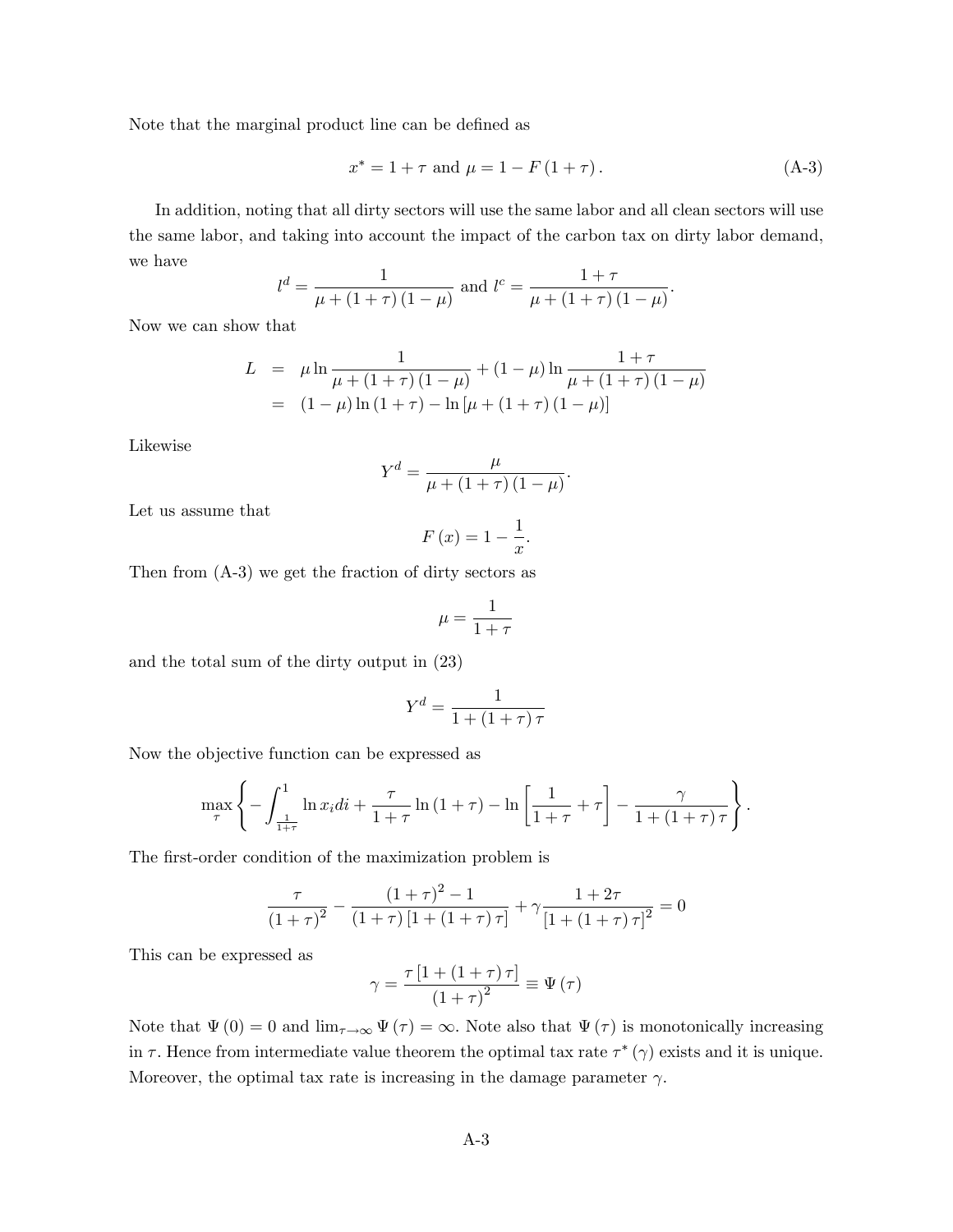Note that the marginal product line can be defined as

$$x^* = 1 + \tau \text{ and } \mu = 1 - F(1 + \tau). \tag{A-3}$$

In addition, noting that all dirty sectors will use the same labor and all clean sectors will use the same labor, and taking into account the impact of the carbon tax on dirty labor demand, we have

$$l^d = \frac{1}{\mu + (1+\tau)(1-\mu)} \text{ and } l^c = \frac{1+\tau}{\mu + (1+\tau)(1-\mu)}.$$

Now we can show that

$$\begin{aligned} L &= \mu \ln \frac{1}{\mu + (1+\tau)(1-\mu)} + (1-\mu) \ln \frac{1+\tau}{\mu + (1+\tau)(1-\mu)} \\ &= (1-\mu)\ln(1+\tau) - \ln[\mu + (1+\tau)(1-\mu)] \end{aligned}$$

Likewise

$$Y^d = \frac{\mu}{\mu + (1+\tau)(1-\mu)}.$$

Let us assume that

$$F(x) = 1 - \frac{1}{x}.$$

Then from (A-3) we get the fraction of dirty sectors as

$$\mu = \frac{1}{1+\tau}$$

and the total sum of the dirty output in (23)

$$Y^d = \frac{1}{1 + (1+\tau)\tau}$$

Now the objective function can be expressed as

$$\max_{\tau} \left\{ -\int_{\frac{1}{1+\tau}}^{1} \ln x_i di + \frac{\tau}{1+\tau} \ln(1+\tau) - \ln\left[\frac{1}{1+\tau} + \tau\right] - \frac{\gamma}{1 + (1+\tau)\tau} \right\}.$$

The first-order condition of the maximization problem is

$$\frac{\tau}{(1+\tau)^2} - \frac{(1+\tau)^2 - 1}{(1+\tau)[1 + (1+\tau)\tau]} + \gamma \frac{1+2\tau}{[1+(1+\tau)\tau]^2} = 0$$

This can be expressed as

$$\gamma = \frac{\tau[1 + (1+\tau)\tau]}{(1+\tau)^2} \equiv \Psi(\tau)$$

Note that $\Psi(0) = 0$ and $\lim_{\tau \to \infty} \Psi(\tau) = \infty$. Note also that $\Psi(\tau)$ is monotonically increasing in $\tau$. Hence from intermediate value theorem the optimal tax rate $\tau^*(\gamma)$ exists and it is unique. Moreover, the optimal tax rate is increasing in the damage parameter $\gamma$.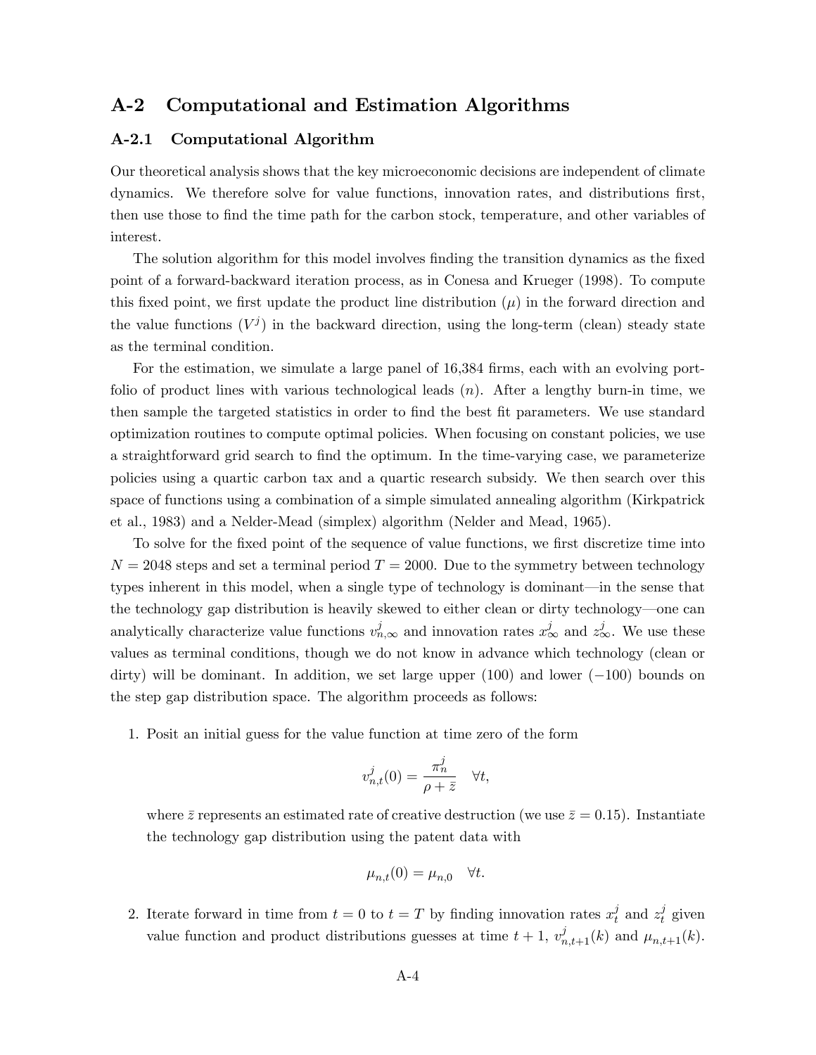## A-2 Computational and Estimation Algorithms

### A-2.1 Computational Algorithm

Our theoretical analysis shows that the key microeconomic decisions are independent of climate dynamics. We therefore solve for value functions, innovation rates, and distributions first, then use those to find the time path for the carbon stock, temperature, and other variables of interest.

The solution algorithm for this model involves finding the transition dynamics as the fixed point of a forward-backward iteration process, as in Conesa and Krueger (1998). To compute this fixed point, we first update the product line distribution ($\mu$) in the forward direction and the value functions ($V^j$) in the backward direction, using the long-term (clean) steady state as the terminal condition.

For the estimation, we simulate a large panel of 16,384 firms, each with an evolving portfolio of product lines with various technological leads ($n$). After a lengthy burn-in time, we then sample the targeted statistics in order to find the best fit parameters. We use standard optimization routines to compute optimal policies. When focusing on constant policies, we use a straightforward grid search to find the optimum. In the time-varying case, we parameterize policies using a quartic carbon tax and a quartic research subsidy. We then search over this space of functions using a combination of a simple simulated annealing algorithm (Kirkpatrick et al., 1983) and a Nelder-Mead (simplex) algorithm (Nelder and Mead, 1965).

To solve for the fixed point of the sequence of value functions, we first discretize time into $N = 2048$ steps and set a terminal period $T = 2000$. Due to the symmetry between technology types inherent in this model, when a single type of technology is dominant—in the sense that the technology gap distribution is heavily skewed to either clean or dirty technology—one can analytically characterize value functions $v^j_{n,\infty}$ and innovation rates $x^j_\infty$ and $z^j_\infty$. We use these values as terminal conditions, though we do not know in advance which technology (clean or dirty) will be dominant. In addition, we set large upper (100) and lower ($-100$) bounds on the step gap distribution space. The algorithm proceeds as follows:

1. Posit an initial guess for the value function at time zero of the form

$$v^j_{n,t}(0) = \frac{\pi^j_n}{\rho + \bar{z}} \quad \forall t,$$

   where $\bar{z}$ represents an estimated rate of creative destruction (we use $\bar{z} = 0.15$). Instantiate the technology gap distribution using the patent data with

$$\mu_{n,t}(0) = \mu_{n,0} \quad \forall t.$$

2. Iterate forward in time from $t = 0$ to $t = T$ by finding innovation rates $x^j_t$ and $z^j_t$ given value function and product distributions guesses at time $t + 1$, $v^j_{n,t+1}(k)$ and $\mu_{n,t+1}(k)$.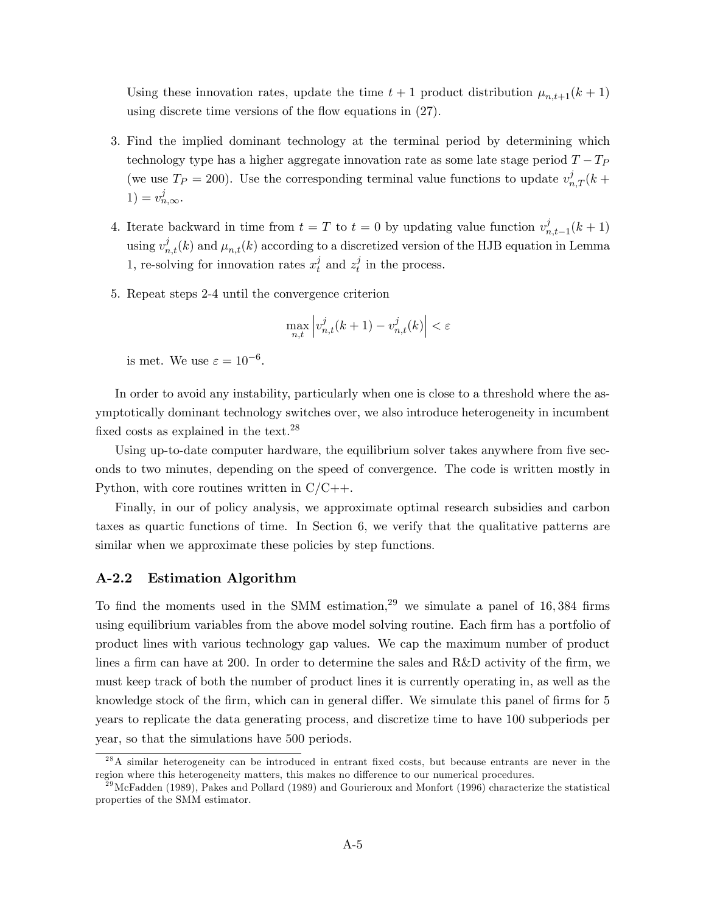Using these innovation rates, update the time $t+1$ product distribution $\mu_{n,t+1}(k+1)$ using discrete time versions of the flow equations in (27).

3. Find the implied dominant technology at the terminal period by determining which technology type has a higher aggregate innovation rate as some late stage period $T - T_P$ (we use $T_P = 200$). Use the corresponding terminal value functions to update $v^j_{n,T}(k+1) = v^j_{n,\infty}$.

4. Iterate backward in time from $t = T$ to $t = 0$ by updating value function $v^j_{n,t-1}(k+1)$ using $v^j_{n,t}(k)$ and $\mu_{n,t}(k)$ according to a discretized version of the HJB equation in Lemma 1, re-solving for innovation rates $x^j_t$ and $z^j_t$ in the process.

5. Repeat steps 2-4 until the convergence criterion

$$\max_{n,t} \left| v^j_{n,t}(k+1) - v^j_{n,t}(k) \right| < \varepsilon$$

is met. We use $\varepsilon = 10^{-6}$.

In order to avoid any instability, particularly when one is close to a threshold where the asymptotically dominant technology switches over, we also introduce heterogeneity in incumbent fixed costs as explained in the text.[28]

Using up-to-date computer hardware, the equilibrium solver takes anywhere from five seconds to two minutes, depending on the speed of convergence. The code is written mostly in Python, with core routines written in C/C++.

Finally, in our of policy analysis, we approximate optimal research subsidies and carbon taxes as quartic functions of time. In Section 6, we verify that the qualitative patterns are similar when we approximate these policies by step functions.

### A-2.2 Estimation Algorithm

To find the moments used in the SMM estimation,[29] we simulate a panel of 16,384 firms using equilibrium variables from the above model solving routine. Each firm has a portfolio of product lines with various technology gap values. We cap the maximum number of product lines a firm can have at 200. In order to determine the sales and R&D activity of the firm, we must keep track of both the number of product lines it is currently operating in, as well as the knowledge stock of the firm, which can in general differ. We simulate this panel of firms for 5 years to replicate the data generating process, and discretize time to have 100 subperiods per year, so that the simulations have 500 periods.

---

[28] A similar heterogeneity can be introduced in entrant fixed costs, but because entrants are never in the region where this heterogeneity matters, this makes no difference to our numerical procedures.

[29] McFadden (1989), Pakes and Pollard (1989) and Gourieroux and Monfort (1996) characterize the statistical properties of the SMM estimator.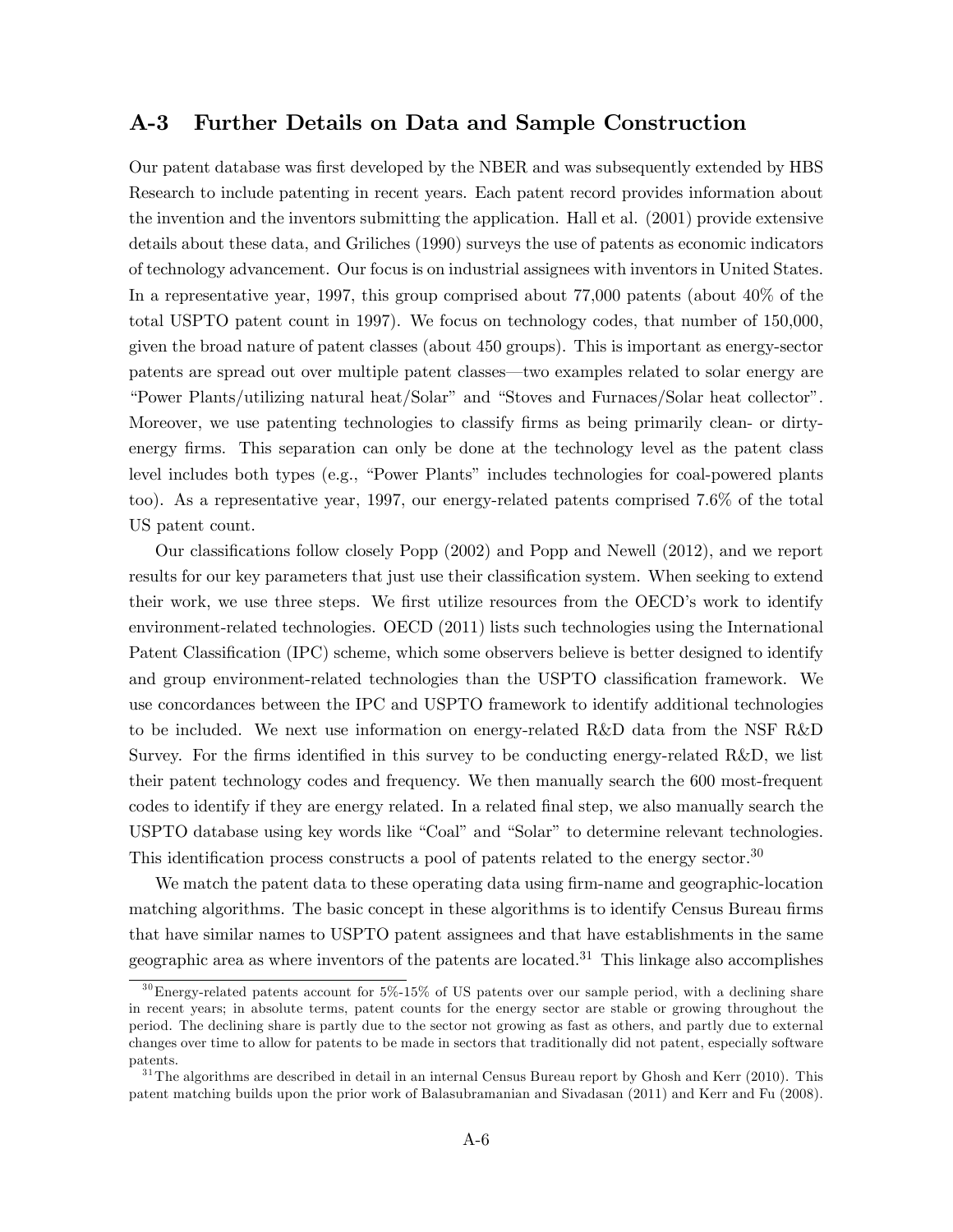## A-3 Further Details on Data and Sample Construction

Our patent database was first developed by the NBER and was subsequently extended by HBS Research to include patenting in recent years. Each patent record provides information about the invention and the inventors submitting the application. Hall et al. (2001) provide extensive details about these data, and Griliches (1990) surveys the use of patents as economic indicators of technology advancement. Our focus is on industrial assignees with inventors in United States. In a representative year, 1997, this group comprised about 77,000 patents (about 40% of the total USPTO patent count in 1997). We focus on technology codes, that number of 150,000, given the broad nature of patent classes (about 450 groups). This is important as energy-sector patents are spread out over multiple patent classes—two examples related to solar energy are "Power Plants/utilizing natural heat/Solar" and "Stoves and Furnaces/Solar heat collector". Moreover, we use patenting technologies to classify firms as being primarily clean- or dirty-energy firms. This separation can only be done at the technology level as the patent class level includes both types (e.g., "Power Plants" includes technologies for coal-powered plants too). As a representative year, 1997, our energy-related patents comprised 7.6% of the total US patent count.

Our classifications follow closely Popp (2002) and Popp and Newell (2012), and we report results for our key parameters that just use their classification system. When seeking to extend their work, we use three steps. We first utilize resources from the OECD's work to identify environment-related technologies. OECD (2011) lists such technologies using the International Patent Classification (IPC) scheme, which some observers believe is better designed to identify and group environment-related technologies than the USPTO classification framework. We use concordances between the IPC and USPTO framework to identify additional technologies to be included. We next use information on energy-related R&D data from the NSF R&D Survey. For the firms identified in this survey to be conducting energy-related R&D, we list their patent technology codes and frequency. We then manually search the 600 most-frequent codes to identify if they are energy related. In a related final step, we also manually search the USPTO database using key words like "Coal" and "Solar" to determine relevant technologies. This identification process constructs a pool of patents related to the energy sector.[30]

We match the patent data to these operating data using firm-name and geographic-location matching algorithms. The basic concept in these algorithms is to identify Census Bureau firms that have similar names to USPTO patent assignees and that have establishments in the same geographic area as where inventors of the patents are located.[31] This linkage also accomplishes

[30] Energy-related patents account for 5%-15% of US patents over our sample period, with a declining share in recent years; in absolute terms, patent counts for the energy sector are stable or growing throughout the period. The declining share is partly due to the sector not growing as fast as others, and partly due to external changes over time to allow for patents to be made in sectors that traditionally did not patent, especially software patents.

[31] The algorithms are described in detail in an internal Census Bureau report by Ghosh and Kerr (2010). This patent matching builds upon the prior work of Balasubramanian and Sivadasan (2011) and Kerr and Fu (2008).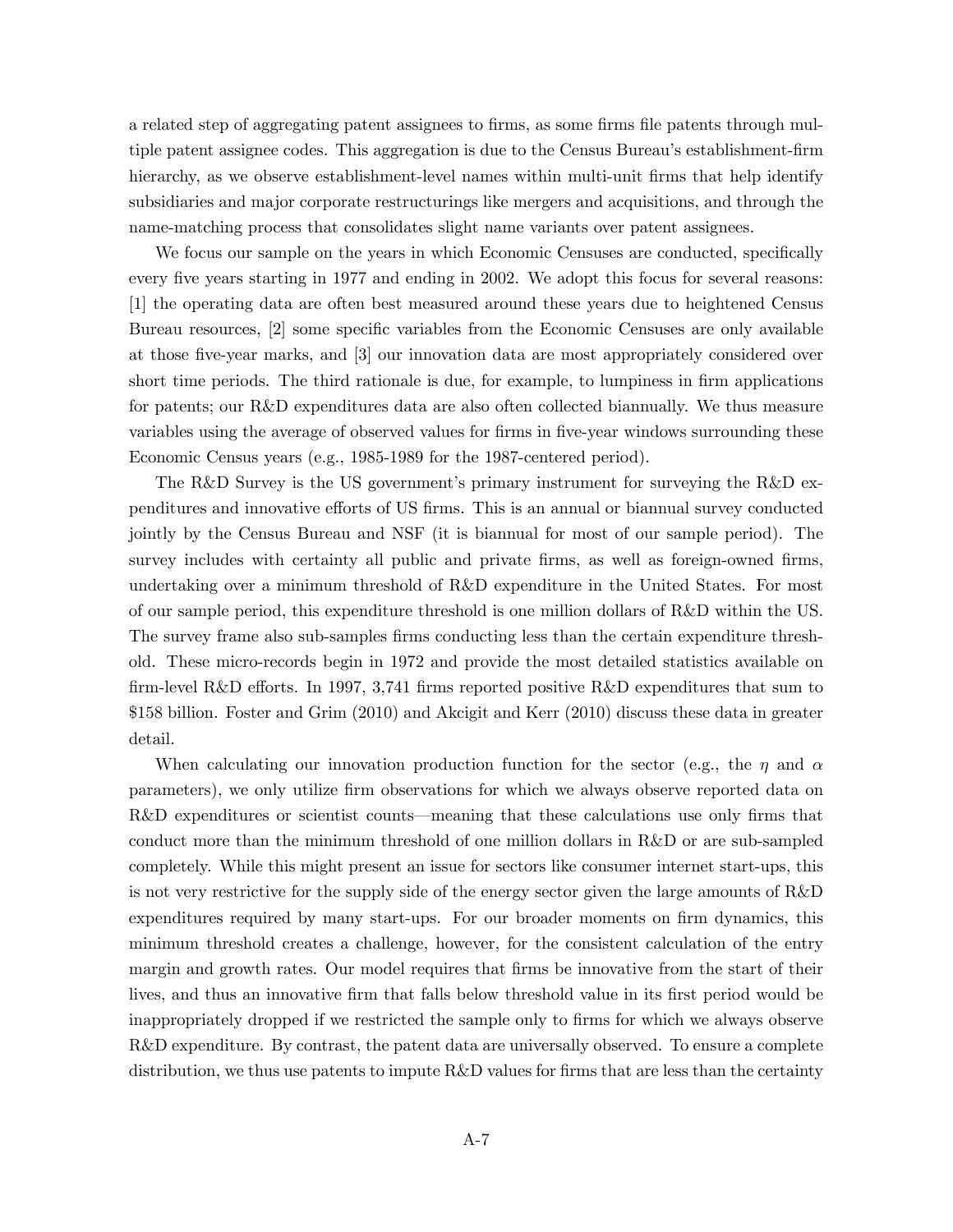a related step of aggregating patent assignees to firms, as some firms file patents through multiple patent assignee codes. This aggregation is due to the Census Bureau's establishment-firm hierarchy, as we observe establishment-level names within multi-unit firms that help identify subsidiaries and major corporate restructurings like mergers and acquisitions, and through the name-matching process that consolidates slight name variants over patent assignees.

We focus our sample on the years in which Economic Censuses are conducted, specifically every five years starting in 1977 and ending in 2002. We adopt this focus for several reasons: [1] the operating data are often best measured around these years due to heightened Census Bureau resources, [2] some specific variables from the Economic Censuses are only available at those five-year marks, and [3] our innovation data are most appropriately considered over short time periods. The third rationale is due, for example, to lumpiness in firm applications for patents; our R&D expenditures data are also often collected biannually. We thus measure variables using the average of observed values for firms in five-year windows surrounding these Economic Census years (e.g., 1985-1989 for the 1987-centered period).

The R&D Survey is the US government's primary instrument for surveying the R&D expenditures and innovative efforts of US firms. This is an annual or biannual survey conducted jointly by the Census Bureau and NSF (it is biannual for most of our sample period). The survey includes with certainty all public and private firms, as well as foreign-owned firms, undertaking over a minimum threshold of R&D expenditure in the United States. For most of our sample period, this expenditure threshold is one million dollars of R&D within the US. The survey frame also sub-samples firms conducting less than the certain expenditure threshold. These micro-records begin in 1972 and provide the most detailed statistics available on firm-level R&D efforts. In 1997, 3,741 firms reported positive R&D expenditures that sum to \$158 billion. Foster and Grim (2010) and Akcigit and Kerr (2010) discuss these data in greater detail.

When calculating our innovation production function for the sector (e.g., the $\eta$ and $\alpha$ parameters), we only utilize firm observations for which we always observe reported data on R&D expenditures or scientist counts—meaning that these calculations use only firms that conduct more than the minimum threshold of one million dollars in R&D or are sub-sampled completely. While this might present an issue for sectors like consumer internet start-ups, this is not very restrictive for the supply side of the energy sector given the large amounts of R&D expenditures required by many start-ups. For our broader moments on firm dynamics, this minimum threshold creates a challenge, however, for the consistent calculation of the entry margin and growth rates. Our model requires that firms be innovative from the start of their lives, and thus an innovative firm that falls below threshold value in its first period would be inappropriately dropped if we restricted the sample only to firms for which we always observe R&D expenditure. By contrast, the patent data are universally observed. To ensure a complete distribution, we thus use patents to impute R&D values for firms that are less than the certainty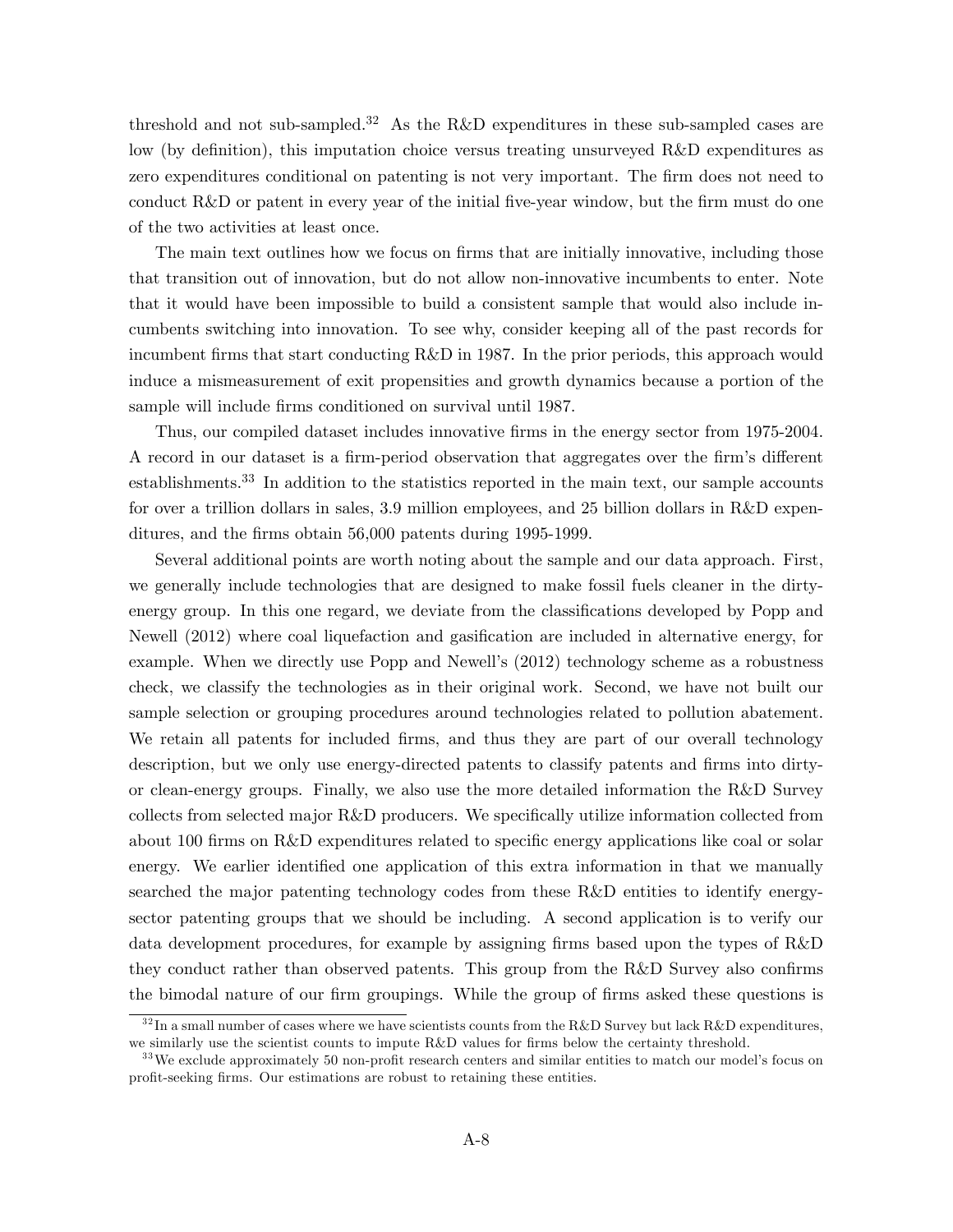threshold and not sub-sampled.[32] As the R&D expenditures in these sub-sampled cases are low (by definition), this imputation choice versus treating unsurveyed R&D expenditures as zero expenditures conditional on patenting is not very important. The firm does not need to conduct R&D or patent in every year of the initial five-year window, but the firm must do one of the two activities at least once.

The main text outlines how we focus on firms that are initially innovative, including those that transition out of innovation, but do not allow non-innovative incumbents to enter. Note that it would have been impossible to build a consistent sample that would also include incumbents switching into innovation. To see why, consider keeping all of the past records for incumbent firms that start conducting R&D in 1987. In the prior periods, this approach would induce a mismeasurement of exit propensities and growth dynamics because a portion of the sample will include firms conditioned on survival until 1987.

Thus, our compiled dataset includes innovative firms in the energy sector from 1975-2004. A record in our dataset is a firm-period observation that aggregates over the firm's different establishments.[33] In addition to the statistics reported in the main text, our sample accounts for over a trillion dollars in sales, 3.9 million employees, and 25 billion dollars in R&D expenditures, and the firms obtain 56,000 patents during 1995-1999.

Several additional points are worth noting about the sample and our data approach. First, we generally include technologies that are designed to make fossil fuels cleaner in the dirty-energy group. In this one regard, we deviate from the classifications developed by Popp and Newell (2012) where coal liquefaction and gasification are included in alternative energy, for example. When we directly use Popp and Newell's (2012) technology scheme as a robustness check, we classify the technologies as in their original work. Second, we have not built our sample selection or grouping procedures around technologies related to pollution abatement. We retain all patents for included firms, and thus they are part of our overall technology description, but we only use energy-directed patents to classify patents and firms into dirty- or clean-energy groups. Finally, we also use the more detailed information the R&D Survey collects from selected major R&D producers. We specifically utilize information collected from about 100 firms on R&D expenditures related to specific energy applications like coal or solar energy. We earlier identified one application of this extra information in that we manually searched the major patenting technology codes from these R&D entities to identify energy-sector patenting groups that we should be including. A second application is to verify our data development procedures, for example by assigning firms based upon the types of R&D they conduct rather than observed patents. This group from the R&D Survey also confirms the bimodal nature of our firm groupings. While the group of firms asked these questions is

[32] In a small number of cases where we have scientists counts from the R&D Survey but lack R&D expenditures, we similarly use the scientist counts to impute R&D values for firms below the certainty threshold.

[33] We exclude approximately 50 non-profit research centers and similar entities to match our model's focus on profit-seeking firms. Our estimations are robust to retaining these entities.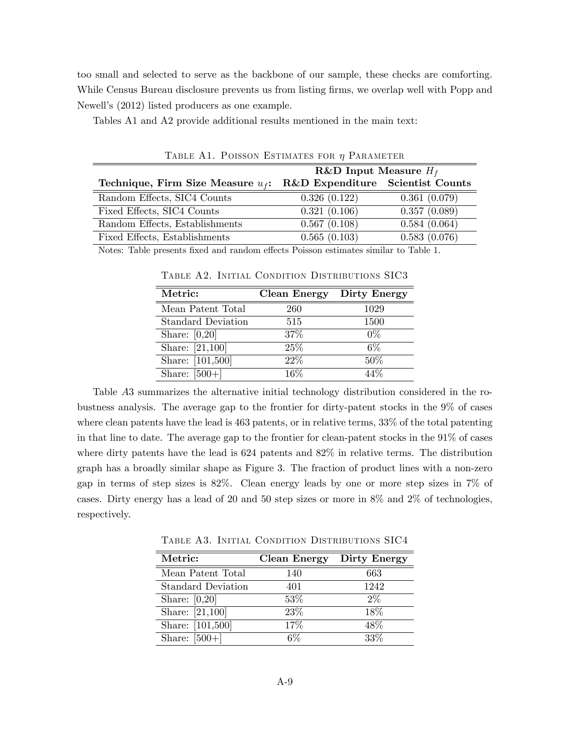too small and selected to serve as the backbone of our sample, these checks are comforting. While Census Bureau disclosure prevents us from listing firms, we overlap well with Popp and Newell's (2012) listed producers as one example.

Tables A1 and A2 provide additional results mentioned in the main text:

Table A1. Poisson Estimates for $\eta$ Parameter

| | **R&D Input Measure $H_f$** | |
|---|---|---|
| **Technique, Firm Size Measure $u_f$:** | **R&D Expenditure** | **Scientist Counts** |
| Random Effects, SIC4 Counts | 0.326 (0.122) | 0.361 (0.079) |
| Fixed Effects, SIC4 Counts | 0.321 (0.106) | 0.357 (0.089) |
| Random Effects, Establishments | 0.567 (0.108) | 0.584 (0.064) |
| Fixed Effects, Establishments | 0.565 (0.103) | 0.583 (0.076) |

Notes: Table presents fixed and random effects Poisson estimates similar to Table 1.

Table A2. Initial Condition Distributions SIC3

| **Metric:** | **Clean Energy** | **Dirty Energy** |
|---|---|---|
| Mean Patent Total | 260 | 1029 |
| Standard Deviation | 515 | 1500 |
| Share: [0,20] | 37% | 0% |
| Share: [21,100] | 25% | 6% |
| Share: [101,500] | 22% | 50% |
| Share: [500+] | 16% | 44% |

Table *A*3 summarizes the alternative initial technology distribution considered in the robustness analysis. The average gap to the frontier for dirty-patent stocks in the 9% of cases where clean patents have the lead is 463 patents, or in relative terms, 33% of the total patenting in that line to date. The average gap to the frontier for clean-patent stocks in the 91% of cases where dirty patents have the lead is 624 patents and 82% in relative terms. The distribution graph has a broadly similar shape as Figure 3. The fraction of product lines with a non-zero gap in terms of step sizes is 82%. Clean energy leads by one or more step sizes in 7% of cases. Dirty energy has a lead of 20 and 50 step sizes or more in 8% and 2% of technologies, respectively.

Table A3. Initial Condition Distributions SIC4

| **Metric:** | **Clean Energy** | **Dirty Energy** |
|---|---|---|
| Mean Patent Total | 140 | 663 |
| Standard Deviation | 401 | 1242 |
| Share: [0,20] | 53% | 2% |
| Share: [21,100] | 23% | 18% |
| Share: [101,500] | 17% | 48% |
| Share: [500+] | 6% | 33% |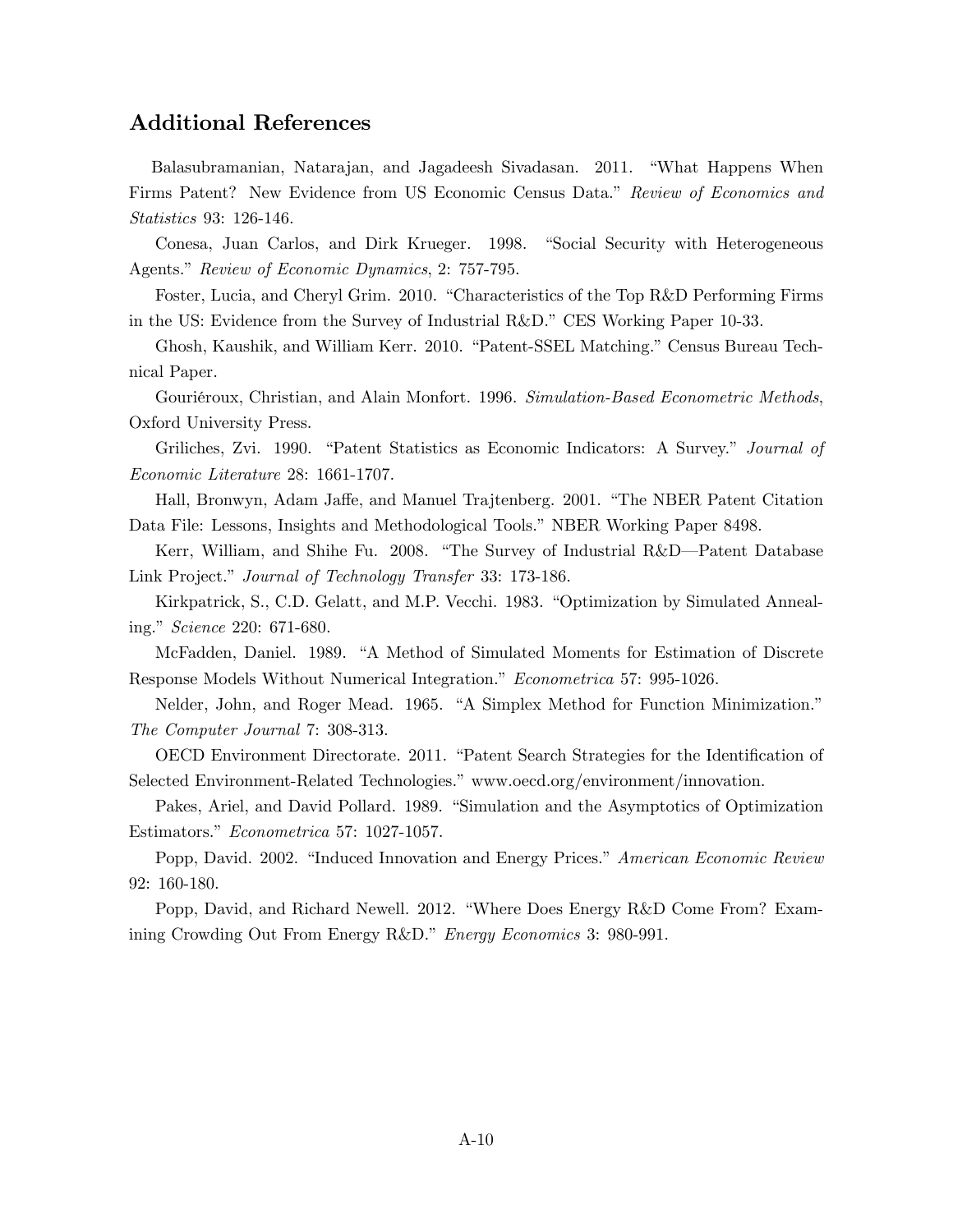## Additional References

Balasubramanian, Natarajan, and Jagadeesh Sivadasan. 2011. "What Happens When Firms Patent? New Evidence from US Economic Census Data." *Review of Economics and Statistics* 93: 126-146.

Conesa, Juan Carlos, and Dirk Krueger. 1998. "Social Security with Heterogeneous Agents." *Review of Economic Dynamics*, 2: 757-795.

Foster, Lucia, and Cheryl Grim. 2010. "Characteristics of the Top R&D Performing Firms in the US: Evidence from the Survey of Industrial R&D." CES Working Paper 10-33.

Ghosh, Kaushik, and William Kerr. 2010. "Patent-SSEL Matching." Census Bureau Technical Paper.

Gouriéroux, Christian, and Alain Monfort. 1996. *Simulation-Based Econometric Methods*, Oxford University Press.

Griliches, Zvi. 1990. "Patent Statistics as Economic Indicators: A Survey." *Journal of Economic Literature* 28: 1661-1707.

Hall, Bronwyn, Adam Jaffe, and Manuel Trajtenberg. 2001. "The NBER Patent Citation Data File: Lessons, Insights and Methodological Tools." NBER Working Paper 8498.

Kerr, William, and Shihe Fu. 2008. "The Survey of Industrial R&D—Patent Database Link Project." *Journal of Technology Transfer* 33: 173-186.

Kirkpatrick, S., C.D. Gelatt, and M.P. Vecchi. 1983. "Optimization by Simulated Annealing." *Science* 220: 671-680.

McFadden, Daniel. 1989. "A Method of Simulated Moments for Estimation of Discrete Response Models Without Numerical Integration." *Econometrica* 57: 995-1026.

Nelder, John, and Roger Mead. 1965. "A Simplex Method for Function Minimization." *The Computer Journal* 7: 308-313.

OECD Environment Directorate. 2011. "Patent Search Strategies for the Identification of Selected Environment-Related Technologies." www.oecd.org/environment/innovation.

Pakes, Ariel, and David Pollard. 1989. "Simulation and the Asymptotics of Optimization Estimators." *Econometrica* 57: 1027-1057.

Popp, David. 2002. "Induced Innovation and Energy Prices." *American Economic Review* 92: 160-180.

Popp, David, and Richard Newell. 2012. "Where Does Energy R&D Come From? Examining Crowding Out From Energy R&D." *Energy Economics* 3: 980-991.